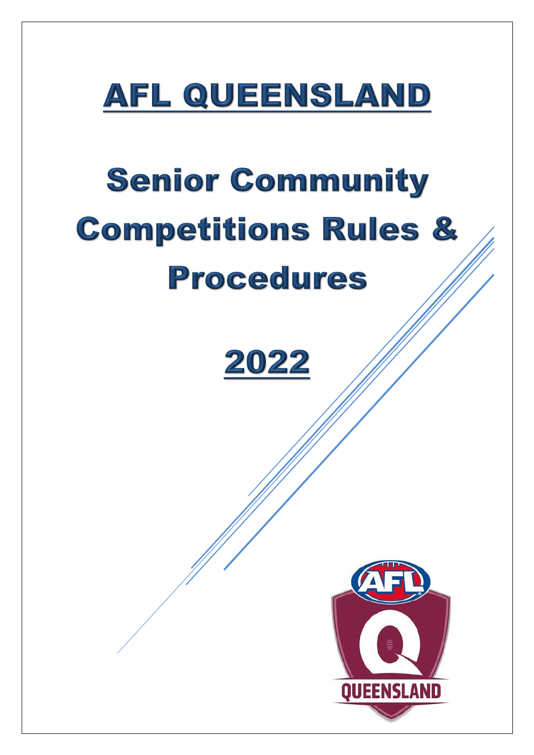# AFL QUEENSLAND

# Senior Community Competitions Rules & Procedures

# 2022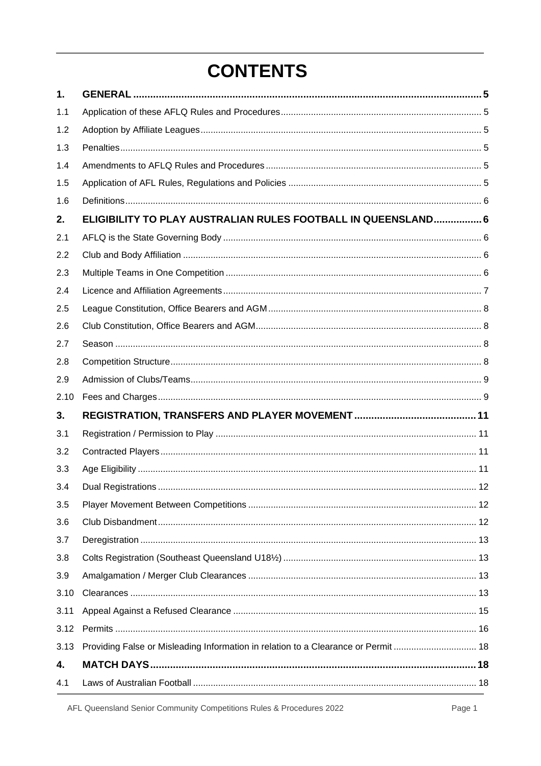# CONTENTS

| | | |
|---|---|---|
| **1.** | **GENERAL** | **5** |
| 1.1 | Application of these AFLQ Rules and Procedures | 5 |
| 1.2 | Adoption by Affiliate Leagues | 5 |
| 1.3 | Penalties | 5 |
| 1.4 | Amendments to AFLQ Rules and Procedures | 5 |
| 1.5 | Application of AFL Rules, Regulations and Policies | 5 |
| 1.6 | Definitions | 6 |
| **2.** | **ELIGIBILITY TO PLAY AUSTRALIAN RULES FOOTBALL IN QUEENSLAND** | **6** |
| 2.1 | AFLQ is the State Governing Body | 6 |
| 2.2 | Club and Body Affiliation | 6 |
| 2.3 | Multiple Teams in One Competition | 6 |
| 2.4 | Licence and Affiliation Agreements | 7 |
| 2.5 | League Constitution, Office Bearers and AGM | 8 |
| 2.6 | Club Constitution, Office Bearers and AGM | 8 |
| 2.7 | Season | 8 |
| 2.8 | Competition Structure | 8 |
| 2.9 | Admission of Clubs/Teams | 9 |
| 2.10 | Fees and Charges | 9 |
| **3.** | **REGISTRATION, TRANSFERS AND PLAYER MOVEMENT** | **11** |
| 3.1 | Registration / Permission to Play | 11 |
| 3.2 | Contracted Players | 11 |
| 3.3 | Age Eligibility | 11 |
| 3.4 | Dual Registrations | 12 |
| 3.5 | Player Movement Between Competitions | 12 |
| 3.6 | Club Disbandment | 12 |
| 3.7 | Deregistration | 13 |
| 3.8 | Colts Registration (Southeast Queensland U18½) | 13 |
| 3.9 | Amalgamation / Merger Club Clearances | 13 |
| 3.10 | Clearances | 13 |
| 3.11 | Appeal Against a Refused Clearance | 15 |
| 3.12 | Permits | 16 |
| 3.13 | Providing False or Misleading Information in relation to a Clearance or Permit | 18 |
| **4.** | **MATCH DAYS** | **18** |
| 4.1 | Laws of Australian Football | 18 |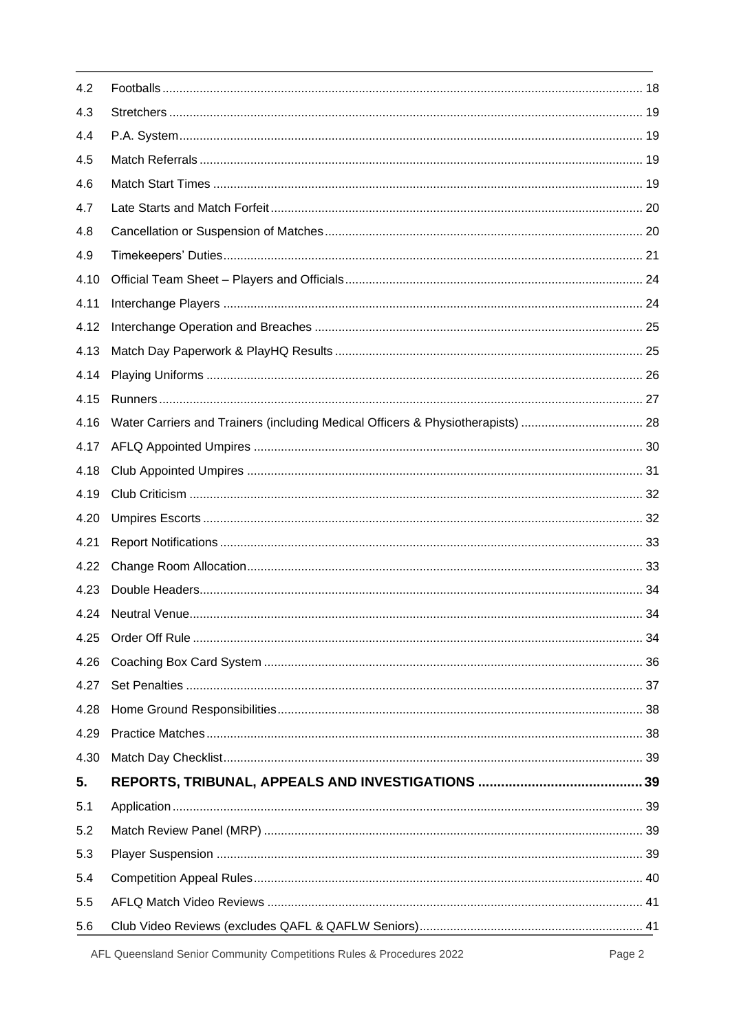| | | |
|---|---|---|
| 4.2 | Footballs | 18 |
| 4.3 | Stretchers | 19 |
| 4.4 | P.A. System | 19 |
| 4.5 | Match Referrals | 19 |
| 4.6 | Match Start Times | 19 |
| 4.7 | Late Starts and Match Forfeit | 20 |
| 4.8 | Cancellation or Suspension of Matches | 20 |
| 4.9 | Timekeepers' Duties | 21 |
| 4.10 | Official Team Sheet – Players and Officials | 24 |
| 4.11 | Interchange Players | 24 |
| 4.12 | Interchange Operation and Breaches | 25 |
| 4.13 | Match Day Paperwork & PlayHQ Results | 25 |
| 4.14 | Playing Uniforms | 26 |
| 4.15 | Runners | 27 |
| 4.16 | Water Carriers and Trainers (including Medical Officers & Physiotherapists) | 28 |
| 4.17 | AFLQ Appointed Umpires | 30 |
| 4.18 | Club Appointed Umpires | 31 |
| 4.19 | Club Criticism | 32 |
| 4.20 | Umpires Escorts | 32 |
| 4.21 | Report Notifications | 33 |
| 4.22 | Change Room Allocation | 33 |
| 4.23 | Double Headers | 34 |
| 4.24 | Neutral Venue | 34 |
| 4.25 | Order Off Rule | 34 |
| 4.26 | Coaching Box Card System | 36 |
| 4.27 | Set Penalties | 37 |
| 4.28 | Home Ground Responsibilities | 38 |
| 4.29 | Practice Matches | 38 |
| 4.30 | Match Day Checklist | 39 |
| **5.** | **REPORTS, TRIBUNAL, APPEALS AND INVESTIGATIONS** | **39** |
| 5.1 | Application | 39 |
| 5.2 | Match Review Panel (MRP) | 39 |
| 5.3 | Player Suspension | 39 |
| 5.4 | Competition Appeal Rules | 40 |
| 5.5 | AFLQ Match Video Reviews | 41 |
| 5.6 | Club Video Reviews (excludes QAFL & QAFLW Seniors) | 41 |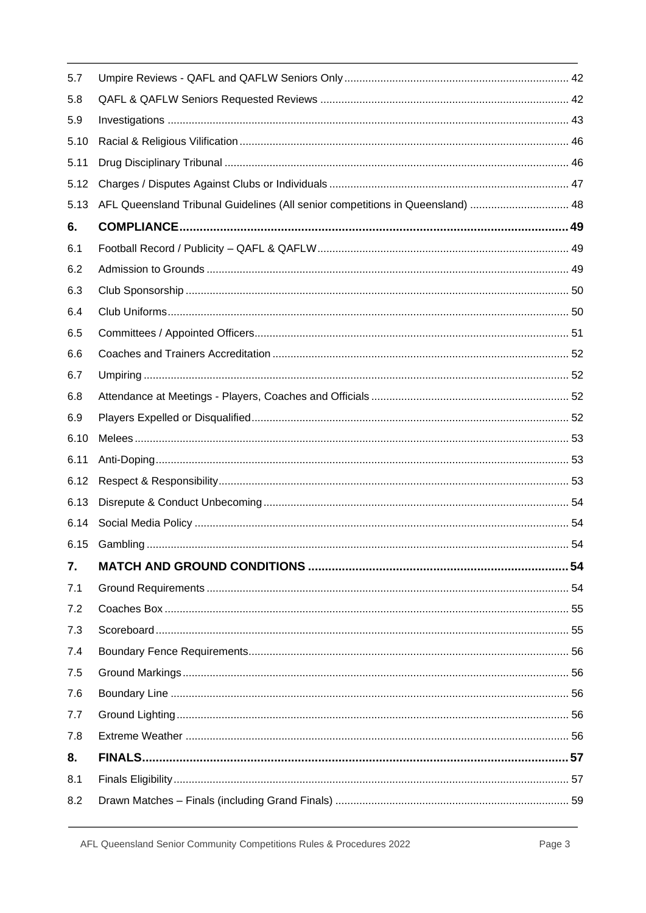| | | |
|---|---|---|
| 5.7 | Umpire Reviews - QAFL and QAFLW Seniors Only | 42 |
| 5.8 | QAFL & QAFLW Seniors Requested Reviews | 42 |
| 5.9 | Investigations | 43 |
| 5.10 | Racial & Religious Vilification | 46 |
| 5.11 | Drug Disciplinary Tribunal | 46 |
| 5.12 | Charges / Disputes Against Clubs or Individuals | 47 |
| 5.13 | AFL Queensland Tribunal Guidelines (All senior competitions in Queensland) | 48 |
| **6.** | **COMPLIANCE** | **49** |
| 6.1 | Football Record / Publicity – QAFL & QAFLW | 49 |
| 6.2 | Admission to Grounds | 49 |
| 6.3 | Club Sponsorship | 50 |
| 6.4 | Club Uniforms | 50 |
| 6.5 | Committees / Appointed Officers | 51 |
| 6.6 | Coaches and Trainers Accreditation | 52 |
| 6.7 | Umpiring | 52 |
| 6.8 | Attendance at Meetings - Players, Coaches and Officials | 52 |
| 6.9 | Players Expelled or Disqualified | 52 |
| 6.10 | Melees | 53 |
| 6.11 | Anti-Doping | 53 |
| 6.12 | Respect & Responsibility | 53 |
| 6.13 | Disrepute & Conduct Unbecoming | 54 |
| 6.14 | Social Media Policy | 54 |
| 6.15 | Gambling | 54 |
| **7.** | **MATCH AND GROUND CONDITIONS** | **54** |
| 7.1 | Ground Requirements | 54 |
| 7.2 | Coaches Box | 55 |
| 7.3 | Scoreboard | 55 |
| 7.4 | Boundary Fence Requirements | 56 |
| 7.5 | Ground Markings | 56 |
| 7.6 | Boundary Line | 56 |
| 7.7 | Ground Lighting | 56 |
| 7.8 | Extreme Weather | 56 |
| **8.** | **FINALS** | **57** |
| 8.1 | Finals Eligibility | 57 |
| 8.2 | Drawn Matches – Finals (including Grand Finals) | 59 |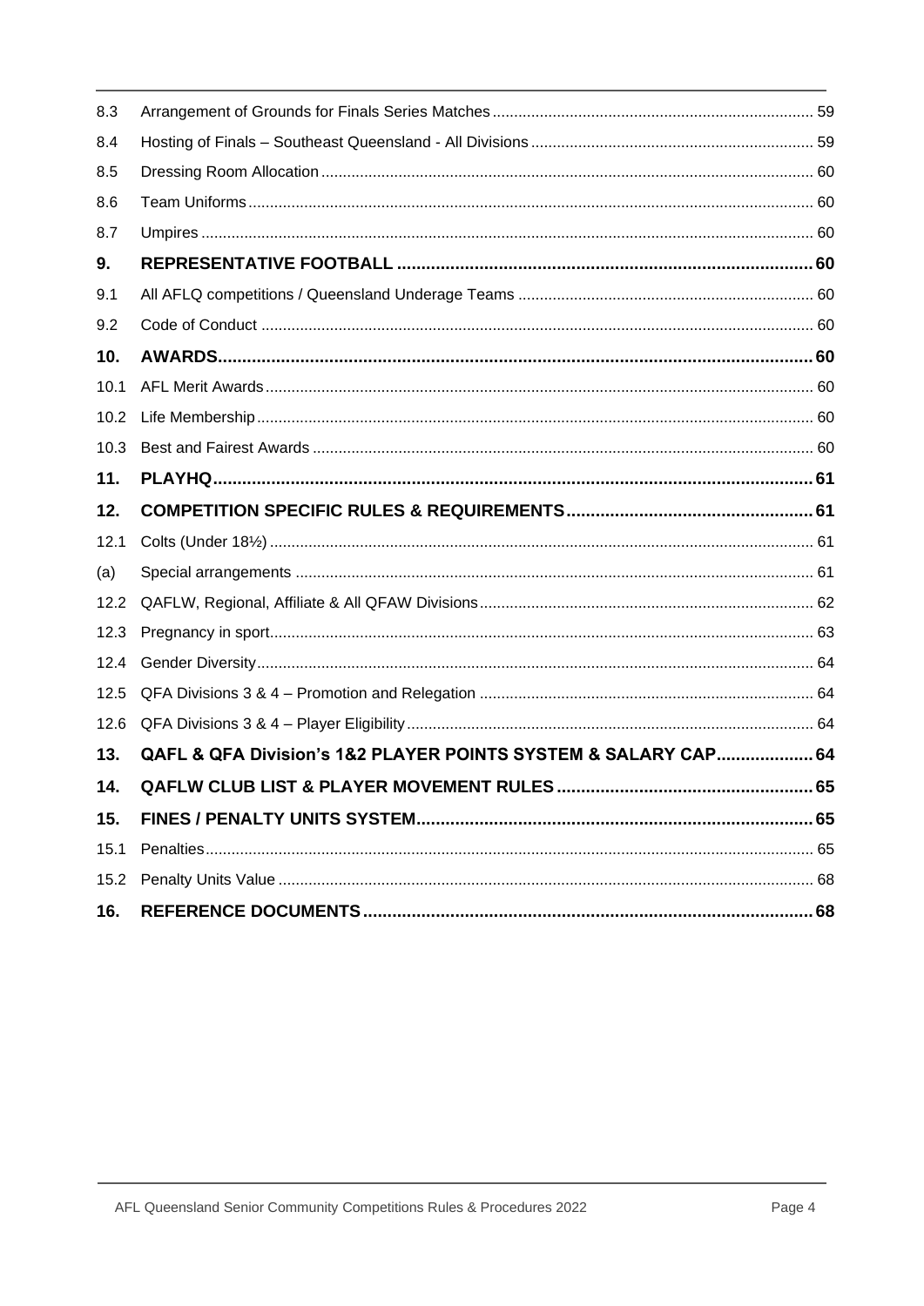| | | |
|---|---|---|
| 8.3 | Arrangement of Grounds for Finals Series Matches | 59 |
| 8.4 | Hosting of Finals – Southeast Queensland - All Divisions | 59 |
| 8.5 | Dressing Room Allocation | 60 |
| 8.6 | Team Uniforms | 60 |
| 8.7 | Umpires | 60 |
| **9.** | **REPRESENTATIVE FOOTBALL** | **60** |
| 9.1 | All AFLQ competitions / Queensland Underage Teams | 60 |
| 9.2 | Code of Conduct | 60 |
| **10.** | **AWARDS** | **60** |
| 10.1 | AFL Merit Awards | 60 |
| 10.2 | Life Membership | 60 |
| 10.3 | Best and Fairest Awards | 60 |
| **11.** | **PLAYHQ** | **61** |
| **12.** | **COMPETITION SPECIFIC RULES & REQUIREMENTS** | **61** |
| 12.1 | Colts (Under 18½) | 61 |
| (a) | Special arrangements | 61 |
| 12.2 | QAFLW, Regional, Affiliate & All QFAW Divisions | 62 |
| 12.3 | Pregnancy in sport | 63 |
| 12.4 | Gender Diversity | 64 |
| 12.5 | QFA Divisions 3 & 4 – Promotion and Relegation | 64 |
| 12.6 | QFA Divisions 3 & 4 – Player Eligibility | 64 |
| **13.** | **QAFL & QFA Division's 1&2 PLAYER POINTS SYSTEM & SALARY CAP** | **64** |
| **14.** | **QAFLW CLUB LIST & PLAYER MOVEMENT RULES** | **65** |
| **15.** | **FINES / PENALTY UNITS SYSTEM** | **65** |
| 15.1 | Penalties | 65 |
| 15.2 | Penalty Units Value | 68 |
| **16.** | **REFERENCE DOCUMENTS** | **68** |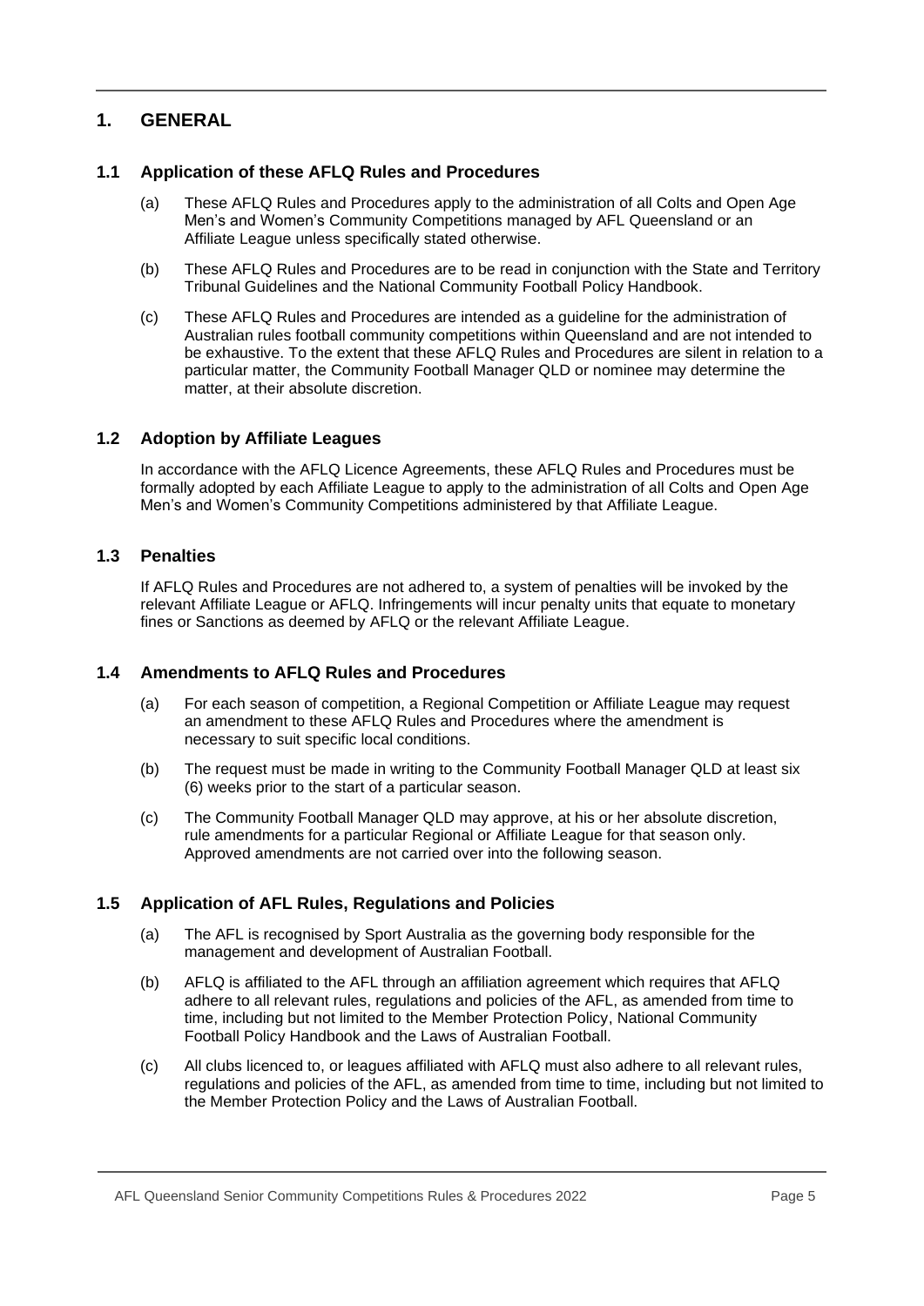# 1. GENERAL

## 1.1 Application of these AFLQ Rules and Procedures

(a) These AFLQ Rules and Procedures apply to the administration of all Colts and Open Age Men's and Women's Community Competitions managed by AFL Queensland or an Affiliate League unless specifically stated otherwise.

(b) These AFLQ Rules and Procedures are to be read in conjunction with the State and Territory Tribunal Guidelines and the National Community Football Policy Handbook.

(c) These AFLQ Rules and Procedures are intended as a guideline for the administration of Australian rules football community competitions within Queensland and are not intended to be exhaustive. To the extent that these AFLQ Rules and Procedures are silent in relation to a particular matter, the Community Football Manager QLD or nominee may determine the matter, at their absolute discretion.

## 1.2 Adoption by Affiliate Leagues

In accordance with the AFLQ Licence Agreements, these AFLQ Rules and Procedures must be formally adopted by each Affiliate League to apply to the administration of all Colts and Open Age Men's and Women's Community Competitions administered by that Affiliate League.

## 1.3 Penalties

If AFLQ Rules and Procedures are not adhered to, a system of penalties will be invoked by the relevant Affiliate League or AFLQ. Infringements will incur penalty units that equate to monetary fines or Sanctions as deemed by AFLQ or the relevant Affiliate League.

## 1.4 Amendments to AFLQ Rules and Procedures

(a) For each season of competition, a Regional Competition or Affiliate League may request an amendment to these AFLQ Rules and Procedures where the amendment is necessary to suit specific local conditions.

(b) The request must be made in writing to the Community Football Manager QLD at least six (6) weeks prior to the start of a particular season.

(c) The Community Football Manager QLD may approve, at his or her absolute discretion, rule amendments for a particular Regional or Affiliate League for that season only. Approved amendments are not carried over into the following season.

## 1.5 Application of AFL Rules, Regulations and Policies

(a) The AFL is recognised by Sport Australia as the governing body responsible for the management and development of Australian Football.

(b) AFLQ is affiliated to the AFL through an affiliation agreement which requires that AFLQ adhere to all relevant rules, regulations and policies of the AFL, as amended from time to time, including but not limited to the Member Protection Policy, National Community Football Policy Handbook and the Laws of Australian Football.

(c) All clubs licenced to, or leagues affiliated with AFLQ must also adhere to all relevant rules, regulations and policies of the AFL, as amended from time to time, including but not limited to the Member Protection Policy and the Laws of Australian Football.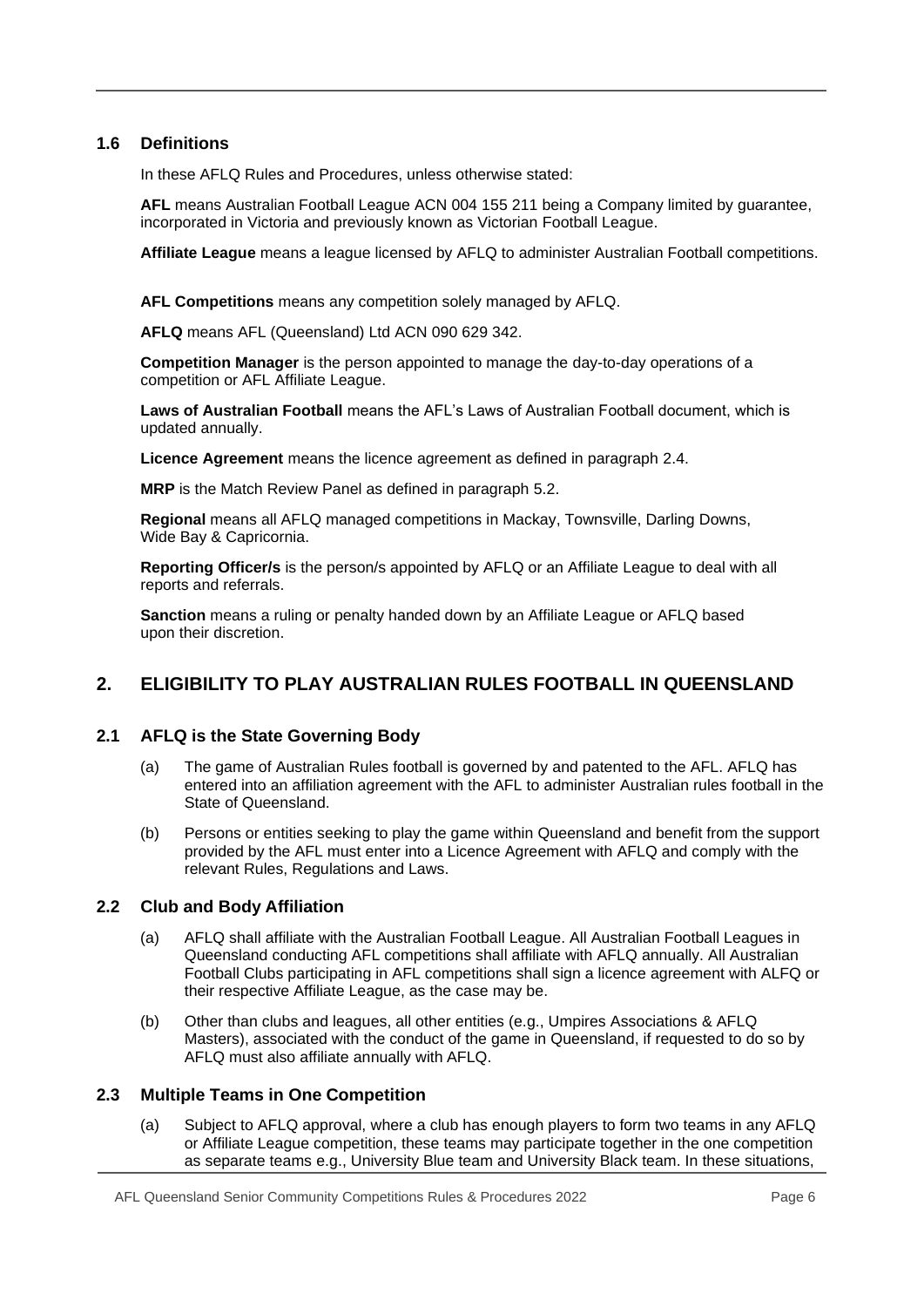### 1.6 Definitions

In these AFLQ Rules and Procedures, unless otherwise stated:

**AFL** means Australian Football League ACN 004 155 211 being a Company limited by guarantee, incorporated in Victoria and previously known as Victorian Football League.

**Affiliate League** means a league licensed by AFLQ to administer Australian Football competitions.

**AFL Competitions** means any competition solely managed by AFLQ.

**AFLQ** means AFL (Queensland) Ltd ACN 090 629 342.

**Competition Manager** is the person appointed to manage the day-to-day operations of a competition or AFL Affiliate League.

**Laws of Australian Football** means the AFL's Laws of Australian Football document, which is updated annually.

**Licence Agreement** means the licence agreement as defined in paragraph 2.4.

**MRP** is the Match Review Panel as defined in paragraph 5.2.

**Regional** means all AFLQ managed competitions in Mackay, Townsville, Darling Downs, Wide Bay & Capricornia.

**Reporting Officer/s** is the person/s appointed by AFLQ or an Affiliate League to deal with all reports and referrals.

**Sanction** means a ruling or penalty handed down by an Affiliate League or AFLQ based upon their discretion.

## 2. ELIGIBILITY TO PLAY AUSTRALIAN RULES FOOTBALL IN QUEENSLAND

### 2.1 AFLQ is the State Governing Body

(a) The game of Australian Rules football is governed by and patented to the AFL. AFLQ has entered into an affiliation agreement with the AFL to administer Australian rules football in the State of Queensland.

(b) Persons or entities seeking to play the game within Queensland and benefit from the support provided by the AFL must enter into a Licence Agreement with AFLQ and comply with the relevant Rules, Regulations and Laws.

### 2.2 Club and Body Affiliation

(a) AFLQ shall affiliate with the Australian Football League. All Australian Football Leagues in Queensland conducting AFL competitions shall affiliate with AFLQ annually. All Australian Football Clubs participating in AFL competitions shall sign a licence agreement with ALFQ or their respective Affiliate League, as the case may be.

(b) Other than clubs and leagues, all other entities (e.g., Umpires Associations & AFLQ Masters), associated with the conduct of the game in Queensland, if requested to do so by AFLQ must also affiliate annually with AFLQ.

### 2.3 Multiple Teams in One Competition

(a) Subject to AFLQ approval, where a club has enough players to form two teams in any AFLQ or Affiliate League competition, these teams may participate together in the one competition as separate teams e.g., University Blue team and University Black team. In these situations,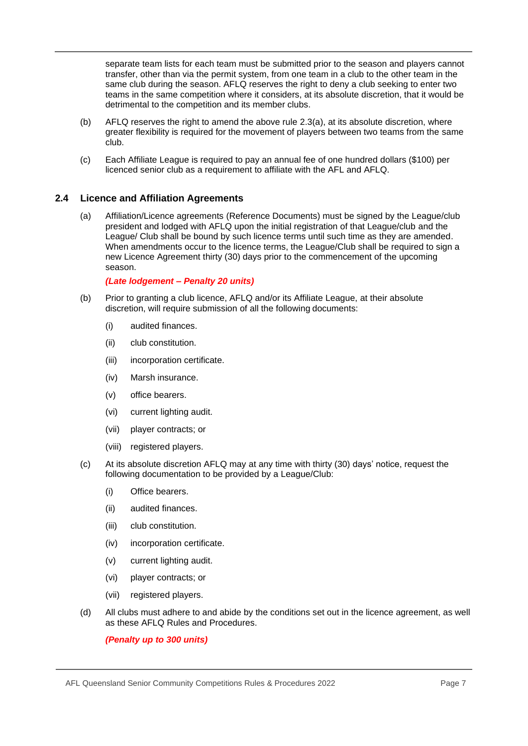separate team lists for each team must be submitted prior to the season and players cannot transfer, other than via the permit system, from one team in a club to the other team in the same club during the season. AFLQ reserves the right to deny a club seeking to enter two teams in the same competition where it considers, at its absolute discretion, that it would be detrimental to the competition and its member clubs.

(b) AFLQ reserves the right to amend the above rule 2.3(a), at its absolute discretion, where greater flexibility is required for the movement of players between two teams from the same club.

(c) Each Affiliate League is required to pay an annual fee of one hundred dollars ($100) per licenced senior club as a requirement to affiliate with the AFL and AFLQ.

### 2.4 Licence and Affiliation Agreements

(a) Affiliation/Licence agreements (Reference Documents) must be signed by the League/club president and lodged with AFLQ upon the initial registration of that League/club and the League/ Club shall be bound by such licence terms until such time as they are amended. When amendments occur to the licence terms, the League/Club shall be required to sign a new Licence Agreement thirty (30) days prior to the commencement of the upcoming season.

***(Late lodgement – Penalty 20 units)***

(b) Prior to granting a club licence, AFLQ and/or its Affiliate League, at their absolute discretion, will require submission of all the following documents:

- (i) audited finances.
- (ii) club constitution.
- (iii) incorporation certificate.
- (iv) Marsh insurance.
- (v) office bearers.
- (vi) current lighting audit.
- (vii) player contracts; or
- (viii) registered players.

(c) At its absolute discretion AFLQ may at any time with thirty (30) days' notice, request the following documentation to be provided by a League/Club:

- (i) Office bearers.
- (ii) audited finances.
- (iii) club constitution.
- (iv) incorporation certificate.
- (v) current lighting audit.
- (vi) player contracts; or
- (vii) registered players.

(d) All clubs must adhere to and abide by the conditions set out in the licence agreement, as well as these AFLQ Rules and Procedures.

***(Penalty up to 300 units)***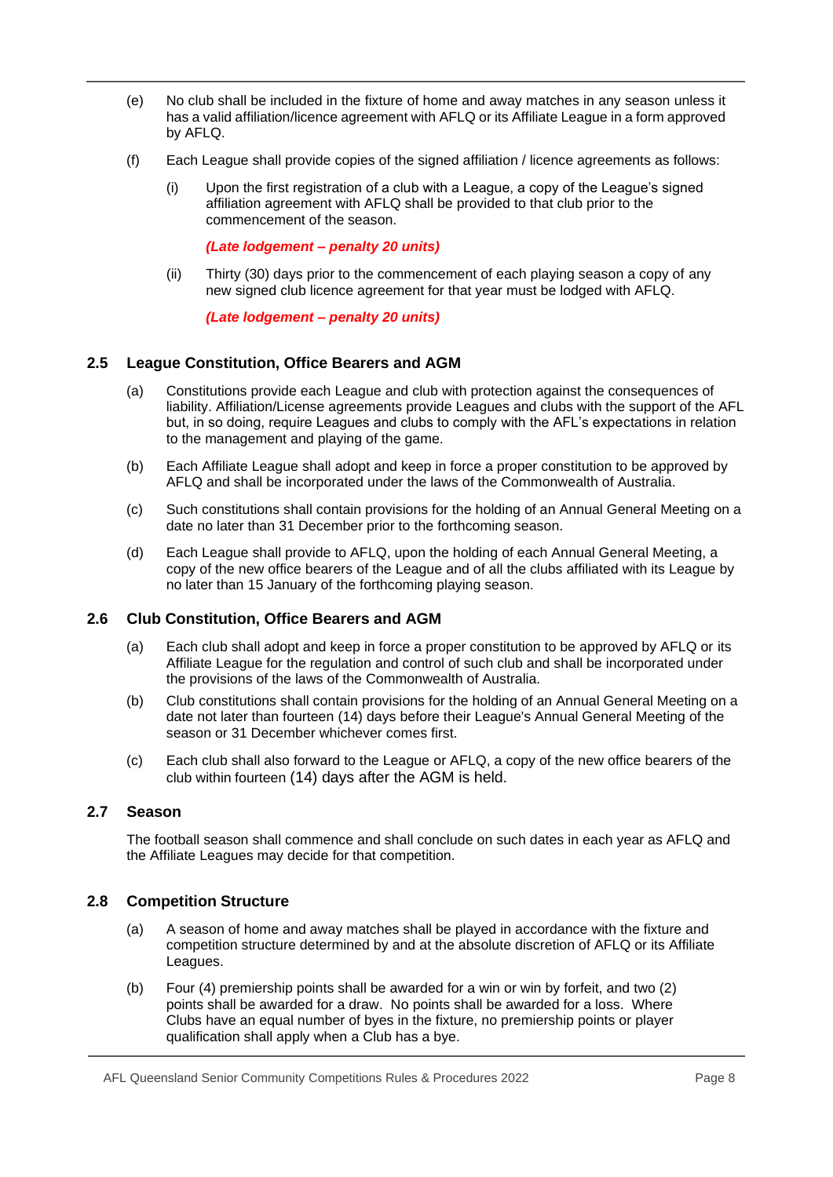(e) No club shall be included in the fixture of home and away matches in any season unless it has a valid affiliation/licence agreement with AFLQ or its Affiliate League in a form approved by AFLQ.

(f) Each League shall provide copies of the signed affiliation / licence agreements as follows:

   (i) Upon the first registration of a club with a League, a copy of the League's signed affiliation agreement with AFLQ shall be provided to that club prior to the commencement of the season.

   ***(Late lodgement – penalty 20 units)***

   (ii) Thirty (30) days prior to the commencement of each playing season a copy of any new signed club licence agreement for that year must be lodged with AFLQ.

   ***(Late lodgement – penalty 20 units)***

### 2.5 League Constitution, Office Bearers and AGM

(a) Constitutions provide each League and club with protection against the consequences of liability. Affiliation/License agreements provide Leagues and clubs with the support of the AFL but, in so doing, require Leagues and clubs to comply with the AFL's expectations in relation to the management and playing of the game.

(b) Each Affiliate League shall adopt and keep in force a proper constitution to be approved by AFLQ and shall be incorporated under the laws of the Commonwealth of Australia.

(c) Such constitutions shall contain provisions for the holding of an Annual General Meeting on a date no later than 31 December prior to the forthcoming season.

(d) Each League shall provide to AFLQ, upon the holding of each Annual General Meeting, a copy of the new office bearers of the League and of all the clubs affiliated with its League by no later than 15 January of the forthcoming playing season.

### 2.6 Club Constitution, Office Bearers and AGM

(a) Each club shall adopt and keep in force a proper constitution to be approved by AFLQ or its Affiliate League for the regulation and control of such club and shall be incorporated under the provisions of the laws of the Commonwealth of Australia.

(b) Club constitutions shall contain provisions for the holding of an Annual General Meeting on a date not later than fourteen (14) days before their League's Annual General Meeting of the season or 31 December whichever comes first.

(c) Each club shall also forward to the League or AFLQ, a copy of the new office bearers of the club within fourteen (14) days after the AGM is held.

### 2.7 Season

The football season shall commence and shall conclude on such dates in each year as AFLQ and the Affiliate Leagues may decide for that competition.

### 2.8 Competition Structure

(a) A season of home and away matches shall be played in accordance with the fixture and competition structure determined by and at the absolute discretion of AFLQ or its Affiliate Leagues.

(b) Four (4) premiership points shall be awarded for a win or win by forfeit, and two (2) points shall be awarded for a draw. No points shall be awarded for a loss. Where Clubs have an equal number of byes in the fixture, no premiership points or player qualification shall apply when a Club has a bye.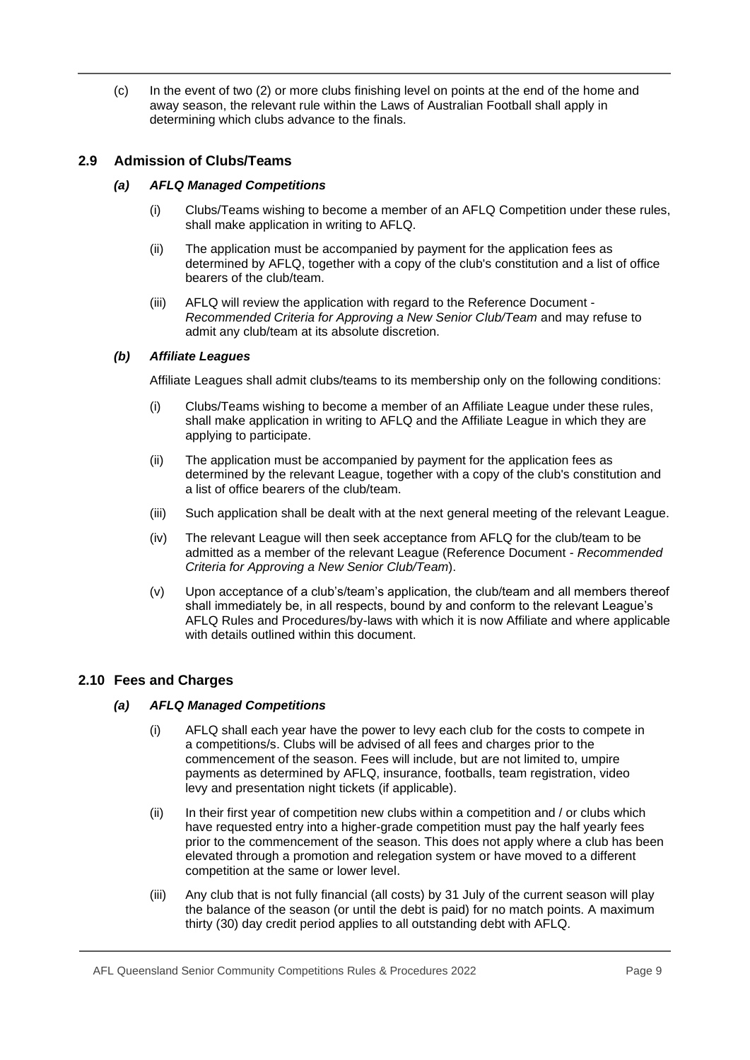(c) In the event of two (2) or more clubs finishing level on points at the end of the home and away season, the relevant rule within the Laws of Australian Football shall apply in determining which clubs advance to the finals.

## 2.9 Admission of Clubs/Teams

### *(a) AFLQ Managed Competitions*

(i) Clubs/Teams wishing to become a member of an AFLQ Competition under these rules, shall make application in writing to AFLQ.

(ii) The application must be accompanied by payment for the application fees as determined by AFLQ, together with a copy of the club's constitution and a list of office bearers of the club/team.

(iii) AFLQ will review the application with regard to the Reference Document - *Recommended Criteria for Approving a New Senior Club/Team* and may refuse to admit any club/team at its absolute discretion.

### *(b) Affiliate Leagues*

Affiliate Leagues shall admit clubs/teams to its membership only on the following conditions:

(i) Clubs/Teams wishing to become a member of an Affiliate League under these rules, shall make application in writing to AFLQ and the Affiliate League in which they are applying to participate.

(ii) The application must be accompanied by payment for the application fees as determined by the relevant League, together with a copy of the club's constitution and a list of office bearers of the club/team.

(iii) Such application shall be dealt with at the next general meeting of the relevant League.

(iv) The relevant League will then seek acceptance from AFLQ for the club/team to be admitted as a member of the relevant League (Reference Document - *Recommended Criteria for Approving a New Senior Club/Team*).

(v) Upon acceptance of a club's/team's application, the club/team and all members thereof shall immediately be, in all respects, bound by and conform to the relevant League's AFLQ Rules and Procedures/by-laws with which it is now Affiliate and where applicable with details outlined within this document.

## 2.10 Fees and Charges

### *(a) AFLQ Managed Competitions*

(i) AFLQ shall each year have the power to levy each club for the costs to compete in a competitions/s. Clubs will be advised of all fees and charges prior to the commencement of the season. Fees will include, but are not limited to, umpire payments as determined by AFLQ, insurance, footballs, team registration, video levy and presentation night tickets (if applicable).

(ii) In their first year of competition new clubs within a competition and / or clubs which have requested entry into a higher-grade competition must pay the half yearly fees prior to the commencement of the season. This does not apply where a club has been elevated through a promotion and relegation system or have moved to a different competition at the same or lower level.

(iii) Any club that is not fully financial (all costs) by 31 July of the current season will play the balance of the season (or until the debt is paid) for no match points. A maximum thirty (30) day credit period applies to all outstanding debt with AFLQ.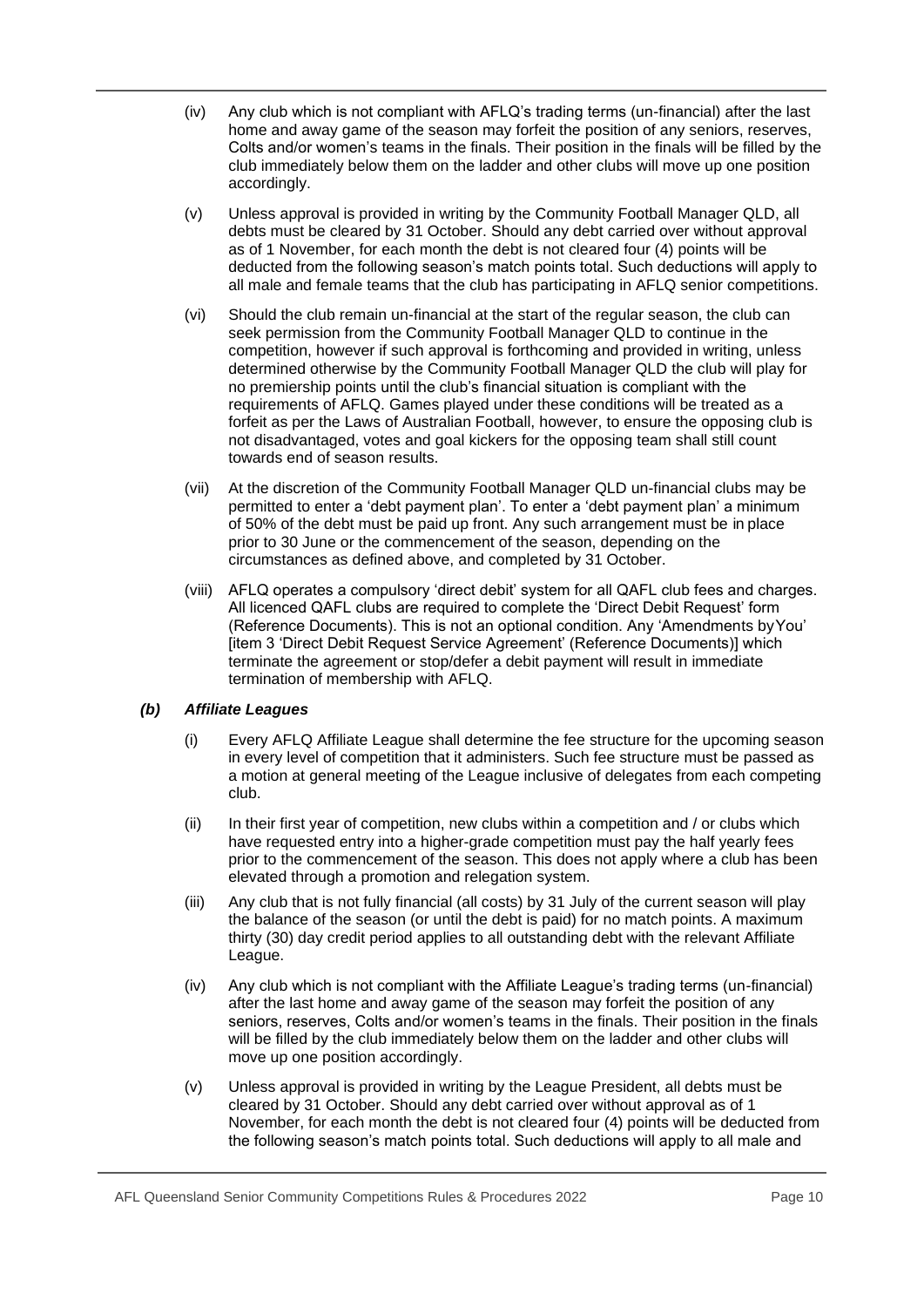(iv) Any club which is not compliant with AFLQ's trading terms (un-financial) after the last home and away game of the season may forfeit the position of any seniors, reserves, Colts and/or women's teams in the finals. Their position in the finals will be filled by the club immediately below them on the ladder and other clubs will move up one position accordingly.

(v) Unless approval is provided in writing by the Community Football Manager QLD, all debts must be cleared by 31 October. Should any debt carried over without approval as of 1 November, for each month the debt is not cleared four (4) points will be deducted from the following season's match points total. Such deductions will apply to all male and female teams that the club has participating in AFLQ senior competitions.

(vi) Should the club remain un-financial at the start of the regular season, the club can seek permission from the Community Football Manager QLD to continue in the competition, however if such approval is forthcoming and provided in writing, unless determined otherwise by the Community Football Manager QLD the club will play for no premiership points until the club's financial situation is compliant with the requirements of AFLQ. Games played under these conditions will be treated as a forfeit as per the Laws of Australian Football, however, to ensure the opposing club is not disadvantaged, votes and goal kickers for the opposing team shall still count towards end of season results.

(vii) At the discretion of the Community Football Manager QLD un-financial clubs may be permitted to enter a 'debt payment plan'. To enter a 'debt payment plan' a minimum of 50% of the debt must be paid up front. Any such arrangement must be in place prior to 30 June or the commencement of the season, depending on the circumstances as defined above, and completed by 31 October.

(viii) AFLQ operates a compulsory 'direct debit' system for all QAFL club fees and charges. All licenced QAFL clubs are required to complete the 'Direct Debit Request' form (Reference Documents). This is not an optional condition. Any 'Amendments by You' [item 3 'Direct Debit Request Service Agreement' (Reference Documents)] which terminate the agreement or stop/defer a debit payment will result in immediate termination of membership with AFLQ.

***(b) Affiliate Leagues***

(i) Every AFLQ Affiliate League shall determine the fee structure for the upcoming season in every level of competition that it administers. Such fee structure must be passed as a motion at general meeting of the League inclusive of delegates from each competing club.

(ii) In their first year of competition, new clubs within a competition and / or clubs which have requested entry into a higher-grade competition must pay the half yearly fees prior to the commencement of the season. This does not apply where a club has been elevated through a promotion and relegation system.

(iii) Any club that is not fully financial (all costs) by 31 July of the current season will play the balance of the season (or until the debt is paid) for no match points. A maximum thirty (30) day credit period applies to all outstanding debt with the relevant Affiliate League.

(iv) Any club which is not compliant with the Affiliate League's trading terms (un-financial) after the last home and away game of the season may forfeit the position of any seniors, reserves, Colts and/or women's teams in the finals. Their position in the finals will be filled by the club immediately below them on the ladder and other clubs will move up one position accordingly.

(v) Unless approval is provided in writing by the League President, all debts must be cleared by 31 October. Should any debt carried over without approval as of 1 November, for each month the debt is not cleared four (4) points will be deducted from the following season's match points total. Such deductions will apply to all male and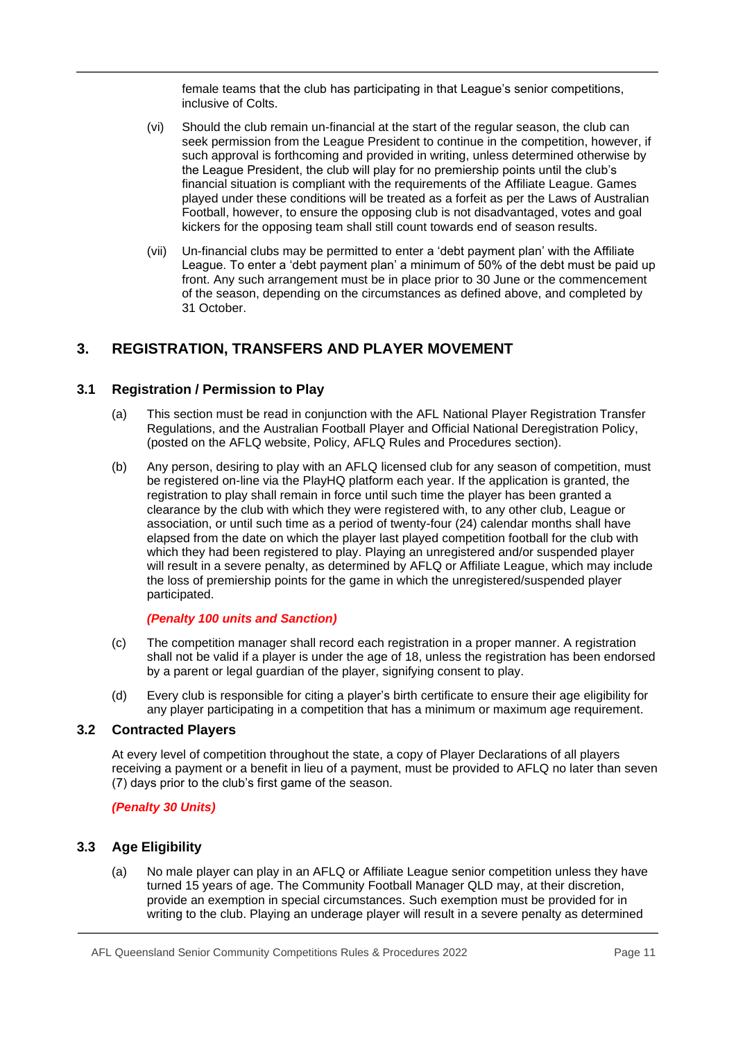female teams that the club has participating in that League's senior competitions, inclusive of Colts.

(vi) Should the club remain un-financial at the start of the regular season, the club can seek permission from the League President to continue in the competition, however, if such approval is forthcoming and provided in writing, unless determined otherwise by the League President, the club will play for no premiership points until the club's financial situation is compliant with the requirements of the Affiliate League. Games played under these conditions will be treated as a forfeit as per the Laws of Australian Football, however, to ensure the opposing club is not disadvantaged, votes and goal kickers for the opposing team shall still count towards end of season results.

(vii) Un-financial clubs may be permitted to enter a 'debt payment plan' with the Affiliate League. To enter a 'debt payment plan' a minimum of 50% of the debt must be paid up front. Any such arrangement must be in place prior to 30 June or the commencement of the season, depending on the circumstances as defined above, and completed by 31 October.

## 3. REGISTRATION, TRANSFERS AND PLAYER MOVEMENT

### 3.1 Registration / Permission to Play

(a) This section must be read in conjunction with the AFL National Player Registration Transfer Regulations, and the Australian Football Player and Official National Deregistration Policy, (posted on the AFLQ website, Policy, AFLQ Rules and Procedures section).

(b) Any person, desiring to play with an AFLQ licensed club for any season of competition, must be registered on-line via the PlayHQ platform each year. If the application is granted, the registration to play shall remain in force until such time the player has been granted a clearance by the club with which they were registered with, to any other club, League or association, or until such time as a period of twenty-four (24) calendar months shall have elapsed from the date on which the player last played competition football for the club with which they had been registered to play. Playing an unregistered and/or suspended player will result in a severe penalty, as determined by AFLQ or Affiliate League, which may include the loss of premiership points for the game in which the unregistered/suspended player participated.

***(Penalty 100 units and Sanction)***

(c) The competition manager shall record each registration in a proper manner. A registration shall not be valid if a player is under the age of 18, unless the registration has been endorsed by a parent or legal guardian of the player, signifying consent to play.

(d) Every club is responsible for citing a player's birth certificate to ensure their age eligibility for any player participating in a competition that has a minimum or maximum age requirement.

### 3.2 Contracted Players

At every level of competition throughout the state, a copy of Player Declarations of all players receiving a payment or a benefit in lieu of a payment, must be provided to AFLQ no later than seven (7) days prior to the club's first game of the season.

***(Penalty 30 Units)***

### 3.3 Age Eligibility

(a) No male player can play in an AFLQ or Affiliate League senior competition unless they have turned 15 years of age. The Community Football Manager QLD may, at their discretion, provide an exemption in special circumstances. Such exemption must be provided for in writing to the club. Playing an underage player will result in a severe penalty as determined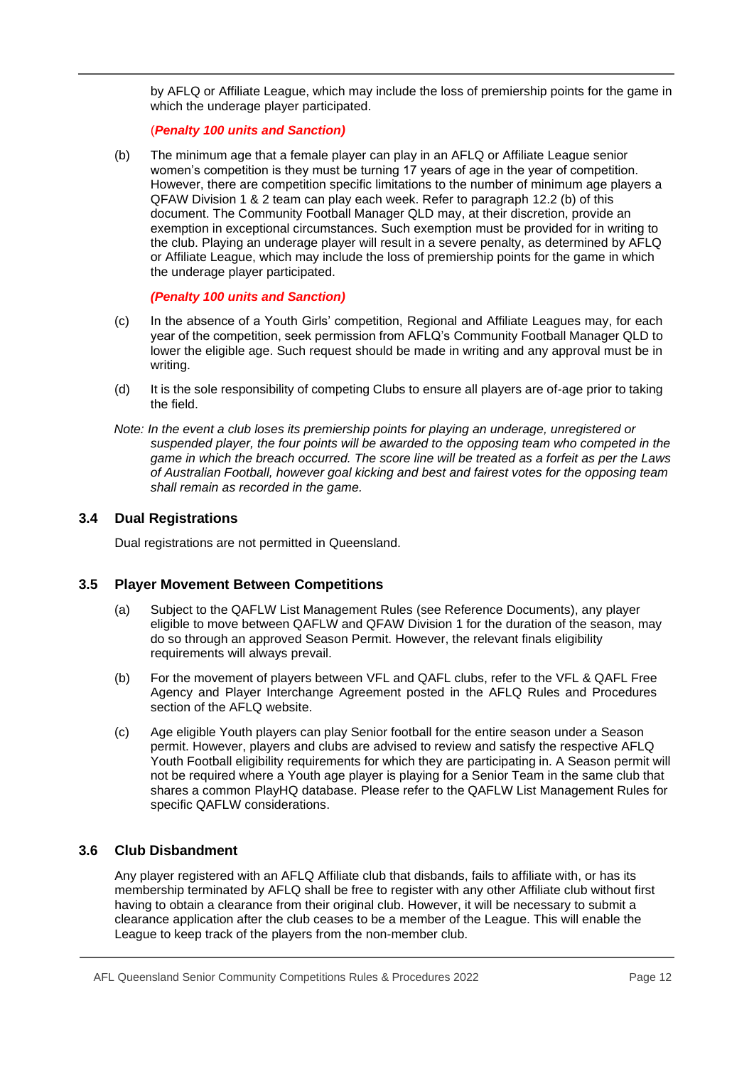by AFLQ or Affiliate League, which may include the loss of premiership points for the game in which the underage player participated.

(***Penalty 100 units and Sanction)***

(b) The minimum age that a female player can play in an AFLQ or Affiliate League senior women's competition is they must be turning 17 years of age in the year of competition. However, there are competition specific limitations to the number of minimum age players a QFAW Division 1 & 2 team can play each week. Refer to paragraph 12.2 (b) of this document. The Community Football Manager QLD may, at their discretion, provide an exemption in exceptional circumstances. Such exemption must be provided for in writing to the club. Playing an underage player will result in a severe penalty, as determined by AFLQ or Affiliate League, which may include the loss of premiership points for the game in which the underage player participated.

***(Penalty 100 units and Sanction)***

(c) In the absence of a Youth Girls' competition, Regional and Affiliate Leagues may, for each year of the competition, seek permission from AFLQ's Community Football Manager QLD to lower the eligible age. Such request should be made in writing and any approval must be in writing.

(d) It is the sole responsibility of competing Clubs to ensure all players are of-age prior to taking the field.

*Note: In the event a club loses its premiership points for playing an underage, unregistered or suspended player, the four points will be awarded to the opposing team who competed in the game in which the breach occurred. The score line will be treated as a forfeit as per the Laws of Australian Football, however goal kicking and best and fairest votes for the opposing team shall remain as recorded in the game.*

### 3.4 Dual Registrations

Dual registrations are not permitted in Queensland.

### 3.5 Player Movement Between Competitions

(a) Subject to the QAFLW List Management Rules (see Reference Documents), any player eligible to move between QAFLW and QFAW Division 1 for the duration of the season, may do so through an approved Season Permit. However, the relevant finals eligibility requirements will always prevail.

(b) For the movement of players between VFL and QAFL clubs, refer to the VFL & QAFL Free Agency and Player Interchange Agreement posted in the AFLQ Rules and Procedures section of the AFLQ website.

(c) Age eligible Youth players can play Senior football for the entire season under a Season permit. However, players and clubs are advised to review and satisfy the respective AFLQ Youth Football eligibility requirements for which they are participating in. A Season permit will not be required where a Youth age player is playing for a Senior Team in the same club that shares a common PlayHQ database. Please refer to the QAFLW List Management Rules for specific QAFLW considerations.

### 3.6 Club Disbandment

Any player registered with an AFLQ Affiliate club that disbands, fails to affiliate with, or has its membership terminated by AFLQ shall be free to register with any other Affiliate club without first having to obtain a clearance from their original club. However, it will be necessary to submit a clearance application after the club ceases to be a member of the League. This will enable the League to keep track of the players from the non-member club.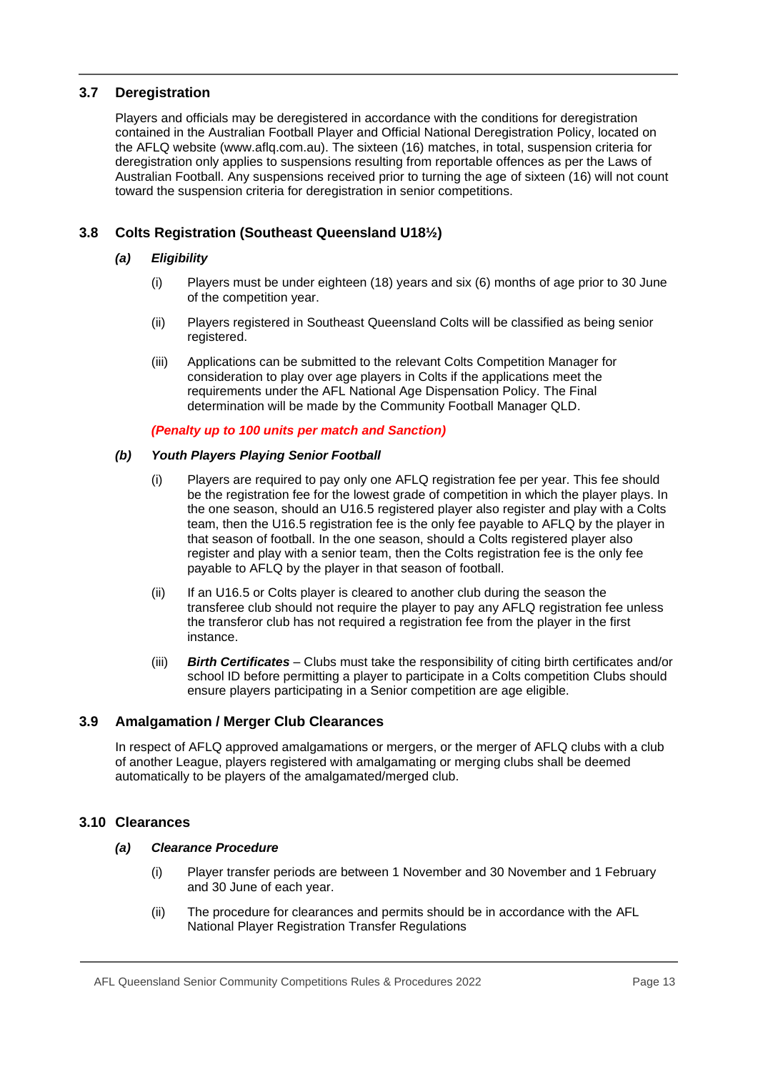## 3.7 Deregistration

Players and officials may be deregistered in accordance with the conditions for deregistration contained in the Australian Football Player and Official National Deregistration Policy, located on the AFLQ website (www.aflq.com.au). The sixteen (16) matches, in total, suspension criteria for deregistration only applies to suspensions resulting from reportable offences as per the Laws of Australian Football. Any suspensions received prior to turning the age of sixteen (16) will not count toward the suspension criteria for deregistration in senior competitions.

## 3.8 Colts Registration (Southeast Queensland U18½)

### (a) *Eligibility*

(i) Players must be under eighteen (18) years and six (6) months of age prior to 30 June of the competition year.

(ii) Players registered in Southeast Queensland Colts will be classified as being senior registered.

(iii) Applications can be submitted to the relevant Colts Competition Manager for consideration to play over age players in Colts if the applications meet the requirements under the AFL National Age Dispensation Policy. The Final determination will be made by the Community Football Manager QLD.

***(Penalty up to 100 units per match and Sanction)***

### (b) *Youth Players Playing Senior Football*

(i) Players are required to pay only one AFLQ registration fee per year. This fee should be the registration fee for the lowest grade of competition in which the player plays. In the one season, should an U16.5 registered player also register and play with a Colts team, then the U16.5 registration fee is the only fee payable to AFLQ by the player in that season of football. In the one season, should a Colts registered player also register and play with a senior team, then the Colts registration fee is the only fee payable to AFLQ by the player in that season of football.

(ii) If an U16.5 or Colts player is cleared to another club during the season the transferee club should not require the player to pay any AFLQ registration fee unless the transferor club has not required a registration fee from the player in the first instance.

(iii) ***Birth Certificates*** – Clubs must take the responsibility of citing birth certificates and/or school ID before permitting a player to participate in a Colts competition Clubs should ensure players participating in a Senior competition are age eligible.

## 3.9 Amalgamation / Merger Club Clearances

In respect of AFLQ approved amalgamations or mergers, or the merger of AFLQ clubs with a club of another League, players registered with amalgamating or merging clubs shall be deemed automatically to be players of the amalgamated/merged club.

## 3.10 Clearances

### (a) *Clearance Procedure*

(i) Player transfer periods are between 1 November and 30 November and 1 February and 30 June of each year.

(ii) The procedure for clearances and permits should be in accordance with the AFL National Player Registration Transfer Regulations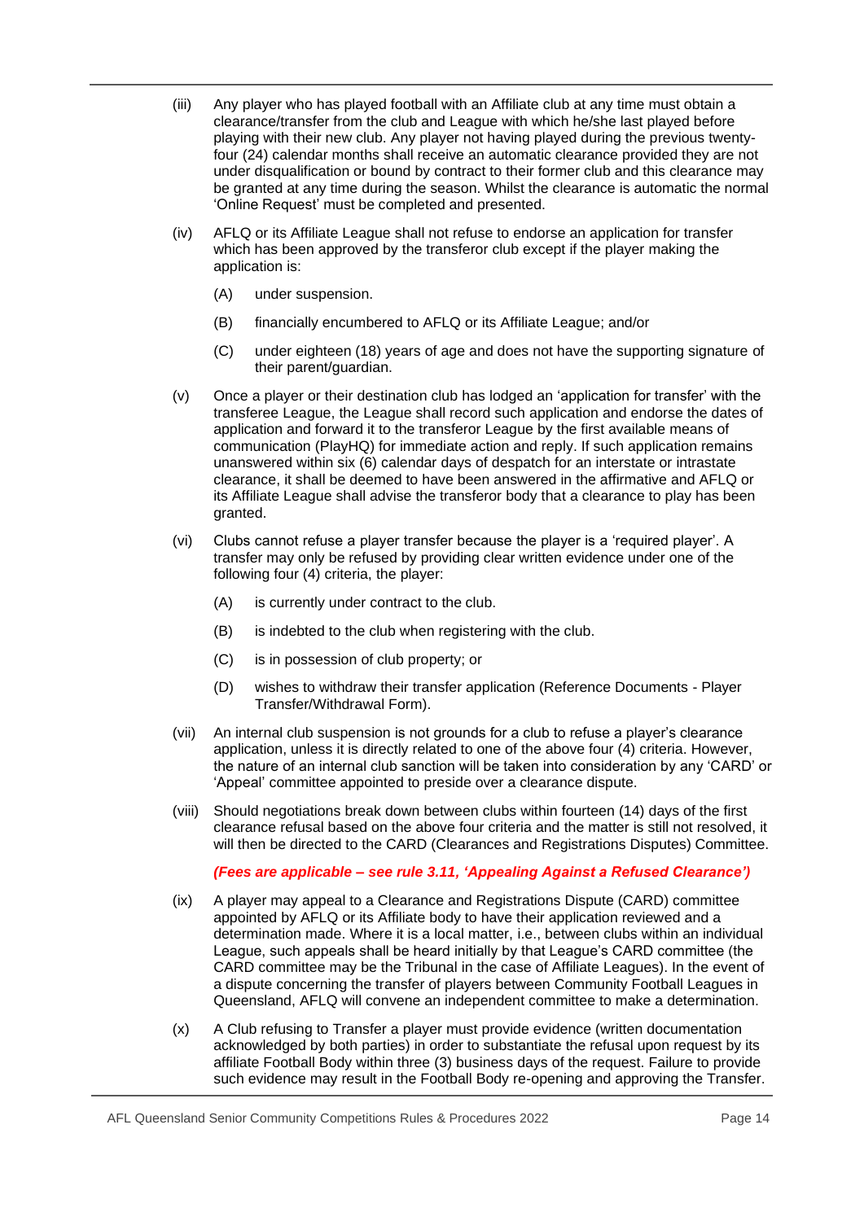(iii) Any player who has played football with an Affiliate club at any time must obtain a clearance/transfer from the club and League with which he/she last played before playing with their new club. Any player not having played during the previous twenty-four (24) calendar months shall receive an automatic clearance provided they are not under disqualification or bound by contract to their former club and this clearance may be granted at any time during the season. Whilst the clearance is automatic the normal 'Online Request' must be completed and presented.

(iv) AFLQ or its Affiliate League shall not refuse to endorse an application for transfer which has been approved by the transferor club except if the player making the application is:

- (A) under suspension.
- (B) financially encumbered to AFLQ or its Affiliate League; and/or
- (C) under eighteen (18) years of age and does not have the supporting signature of their parent/guardian.

(v) Once a player or their destination club has lodged an 'application for transfer' with the transferee League, the League shall record such application and endorse the dates of application and forward it to the transferor League by the first available means of communication (PlayHQ) for immediate action and reply. If such application remains unanswered within six (6) calendar days of despatch for an interstate or intrastate clearance, it shall be deemed to have been answered in the affirmative and AFLQ or its Affiliate League shall advise the transferor body that a clearance to play has been granted.

(vi) Clubs cannot refuse a player transfer because the player is a 'required player'. A transfer may only be refused by providing clear written evidence under one of the following four (4) criteria, the player:

- (A) is currently under contract to the club.
- (B) is indebted to the club when registering with the club.
- (C) is in possession of club property; or
- (D) wishes to withdraw their transfer application (Reference Documents - Player Transfer/Withdrawal Form).

(vii) An internal club suspension is not grounds for a club to refuse a player's clearance application, unless it is directly related to one of the above four (4) criteria. However, the nature of an internal club sanction will be taken into consideration by any 'CARD' or 'Appeal' committee appointed to preside over a clearance dispute.

(viii) Should negotiations break down between clubs within fourteen (14) days of the first clearance refusal based on the above four criteria and the matter is still not resolved, it will then be directed to the CARD (Clearances and Registrations Disputes) Committee.

***(Fees are applicable – see rule 3.11, 'Appealing Against a Refused Clearance')***

(ix) A player may appeal to a Clearance and Registrations Dispute (CARD) committee appointed by AFLQ or its Affiliate body to have their application reviewed and a determination made. Where it is a local matter, i.e., between clubs within an individual League, such appeals shall be heard initially by that League's CARD committee (the CARD committee may be the Tribunal in the case of Affiliate Leagues). In the event of a dispute concerning the transfer of players between Community Football Leagues in Queensland, AFLQ will convene an independent committee to make a determination.

(x) A Club refusing to Transfer a player must provide evidence (written documentation acknowledged by both parties) in order to substantiate the refusal upon request by its affiliate Football Body within three (3) business days of the request. Failure to provide such evidence may result in the Football Body re-opening and approving the Transfer.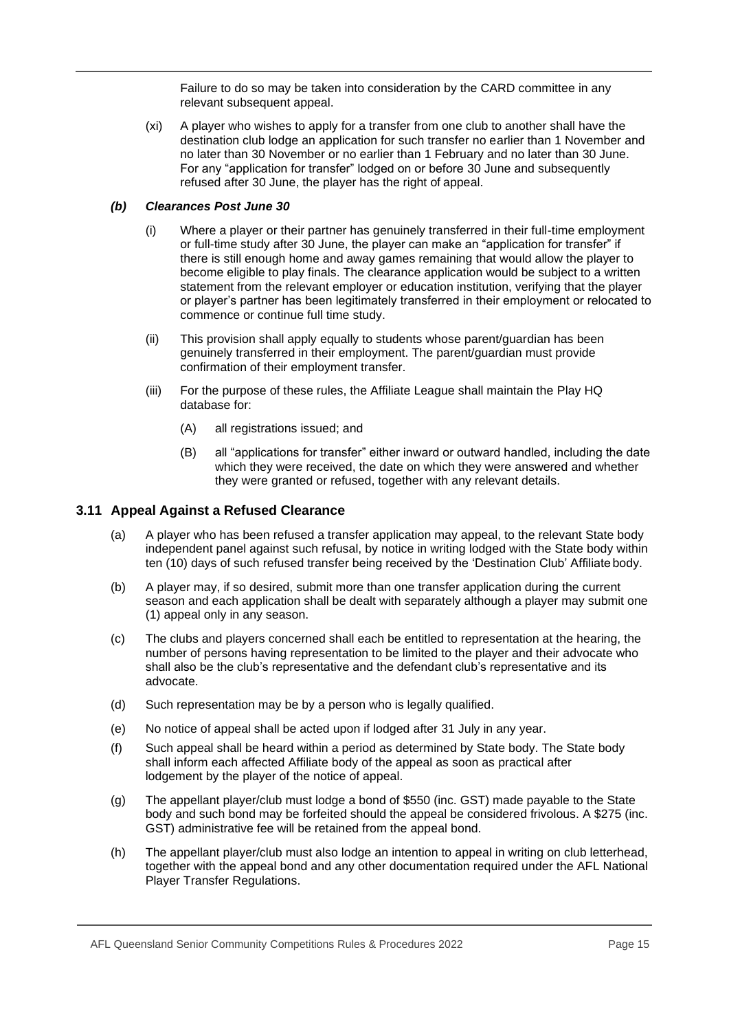Failure to do so may be taken into consideration by the CARD committee in any relevant subsequent appeal.

(xi) A player who wishes to apply for a transfer from one club to another shall have the destination club lodge an application for such transfer no earlier than 1 November and no later than 30 November or no earlier than 1 February and no later than 30 June. For any "application for transfer" lodged on or before 30 June and subsequently refused after 30 June, the player has the right of appeal.

***(b) Clearances Post June 30***

(i) Where a player or their partner has genuinely transferred in their full-time employment or full-time study after 30 June, the player can make an "application for transfer" if there is still enough home and away games remaining that would allow the player to become eligible to play finals. The clearance application would be subject to a written statement from the relevant employer or education institution, verifying that the player or player's partner has been legitimately transferred in their employment or relocated to commence or continue full time study.

(ii) This provision shall apply equally to students whose parent/guardian has been genuinely transferred in their employment. The parent/guardian must provide confirmation of their employment transfer.

(iii) For the purpose of these rules, the Affiliate League shall maintain the Play HQ database for:

(A) all registrations issued; and

(B) all "applications for transfer" either inward or outward handled, including the date which they were received, the date on which they were answered and whether they were granted or refused, together with any relevant details.

### 3.11 Appeal Against a Refused Clearance

(a) A player who has been refused a transfer application may appeal, to the relevant State body independent panel against such refusal, by notice in writing lodged with the State body within ten (10) days of such refused transfer being received by the 'Destination Club' Affiliate body.

(b) A player may, if so desired, submit more than one transfer application during the current season and each application shall be dealt with separately although a player may submit one (1) appeal only in any season.

(c) The clubs and players concerned shall each be entitled to representation at the hearing, the number of persons having representation to be limited to the player and their advocate who shall also be the club's representative and the defendant club's representative and its advocate.

(d) Such representation may be by a person who is legally qualified.

(e) No notice of appeal shall be acted upon if lodged after 31 July in any year.

(f) Such appeal shall be heard within a period as determined by State body. The State body shall inform each affected Affiliate body of the appeal as soon as practical after lodgement by the player of the notice of appeal.

(g) The appellant player/club must lodge a bond of $550 (inc. GST) made payable to the State body and such bond may be forfeited should the appeal be considered frivolous. A $275 (inc. GST) administrative fee will be retained from the appeal bond.

(h) The appellant player/club must also lodge an intention to appeal in writing on club letterhead, together with the appeal bond and any other documentation required under the AFL National Player Transfer Regulations.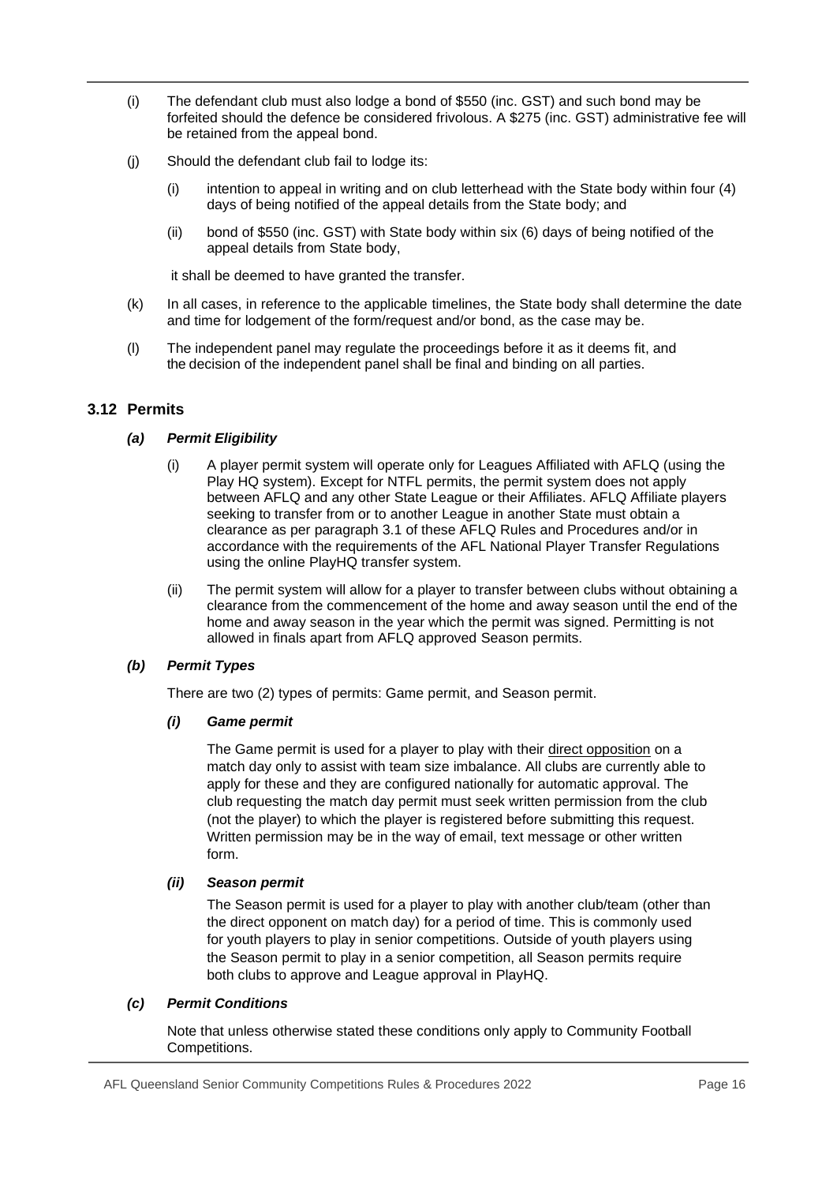(i) The defendant club must also lodge a bond of $550 (inc. GST) and such bond may be forfeited should the defence be considered frivolous. A $275 (inc. GST) administrative fee will be retained from the appeal bond.

(j) Should the defendant club fail to lodge its:

  (i) intention to appeal in writing and on club letterhead with the State body within four (4) days of being notified of the appeal details from the State body; and

  (ii) bond of $550 (inc. GST) with State body within six (6) days of being notified of the appeal details from State body,

  it shall be deemed to have granted the transfer.

(k) In all cases, in reference to the applicable timelines, the State body shall determine the date and time for lodgement of the form/request and/or bond, as the case may be.

(l) The independent panel may regulate the proceedings before it as it deems fit, and the decision of the independent panel shall be final and binding on all parties.

## 3.12 Permits

### *(a) Permit Eligibility*

(i) A player permit system will operate only for Leagues Affiliated with AFLQ (using the Play HQ system). Except for NTFL permits, the permit system does not apply between AFLQ and any other State League or their Affiliates. AFLQ Affiliate players seeking to transfer from or to another League in another State must obtain a clearance as per paragraph 3.1 of these AFLQ Rules and Procedures and/or in accordance with the requirements of the AFL National Player Transfer Regulations using the online PlayHQ transfer system.

(ii) The permit system will allow for a player to transfer between clubs without obtaining a clearance from the commencement of the home and away season until the end of the home and away season in the year which the permit was signed. Permitting is not allowed in finals apart from AFLQ approved Season permits.

### *(b) Permit Types*

There are two (2) types of permits: Game permit, and Season permit.

#### *(i) Game permit*

The Game permit is used for a player to play with their direct opposition on a match day only to assist with team size imbalance. All clubs are currently able to apply for these and they are configured nationally for automatic approval. The club requesting the match day permit must seek written permission from the club (not the player) to which the player is registered before submitting this request. Written permission may be in the way of email, text message or other written form.

#### *(ii) Season permit*

The Season permit is used for a player to play with another club/team (other than the direct opponent on match day) for a period of time. This is commonly used for youth players to play in senior competitions. Outside of youth players using the Season permit to play in a senior competition, all Season permits require both clubs to approve and League approval in PlayHQ.

### *(c) Permit Conditions*

Note that unless otherwise stated these conditions only apply to Community Football Competitions.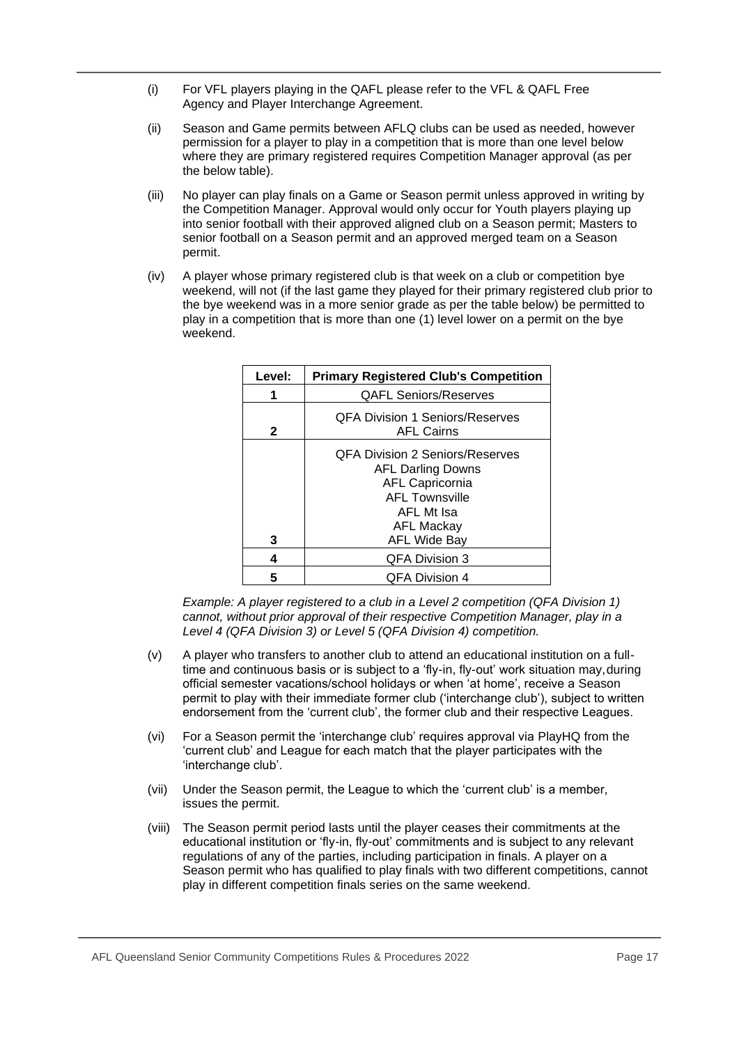(i) For VFL players playing in the QAFL please refer to the VFL & QAFL Free Agency and Player Interchange Agreement.

(ii) Season and Game permits between AFLQ clubs can be used as needed, however permission for a player to play in a competition that is more than one level below where they are primary registered requires Competition Manager approval (as per the below table).

(iii) No player can play finals on a Game or Season permit unless approved in writing by the Competition Manager. Approval would only occur for Youth players playing up into senior football with their approved aligned club on a Season permit; Masters to senior football on a Season permit and an approved merged team on a Season permit.

(iv) A player whose primary registered club is that week on a club or competition bye weekend, will not (if the last game they played for their primary registered club prior to the bye weekend was in a more senior grade as per the table below) be permitted to play in a competition that is more than one (1) level lower on a permit on the bye weekend.

| Level: | Primary Registered Club's Competition |
|---|---|
| 1 | QAFL Seniors/Reserves |
| 2 | QFA Division 1 Seniors/Reserves<br>AFL Cairns |
| 3 | QFA Division 2 Seniors/Reserves<br>AFL Darling Downs<br>AFL Capricornia<br>AFL Townsville<br>AFL Mt Isa<br>AFL Mackay<br>AFL Wide Bay |
| 4 | QFA Division 3 |
| 5 | QFA Division 4 |

*Example: A player registered to a club in a Level 2 competition (QFA Division 1) cannot, without prior approval of their respective Competition Manager, play in a Level 4 (QFA Division 3) or Level 5 (QFA Division 4) competition.*

(v) A player who transfers to another club to attend an educational institution on a full-time and continuous basis or is subject to a 'fly-in, fly-out' work situation may, during official semester vacations/school holidays or when 'at home', receive a Season permit to play with their immediate former club ('interchange club'), subject to written endorsement from the 'current club', the former club and their respective Leagues.

(vi) For a Season permit the 'interchange club' requires approval via PlayHQ from the 'current club' and League for each match that the player participates with the 'interchange club'.

(vii) Under the Season permit, the League to which the 'current club' is a member, issues the permit.

(viii) The Season permit period lasts until the player ceases their commitments at the educational institution or 'fly-in, fly-out' commitments and is subject to any relevant regulations of any of the parties, including participation in finals. A player on a Season permit who has qualified to play finals with two different competitions, cannot play in different competition finals series on the same weekend.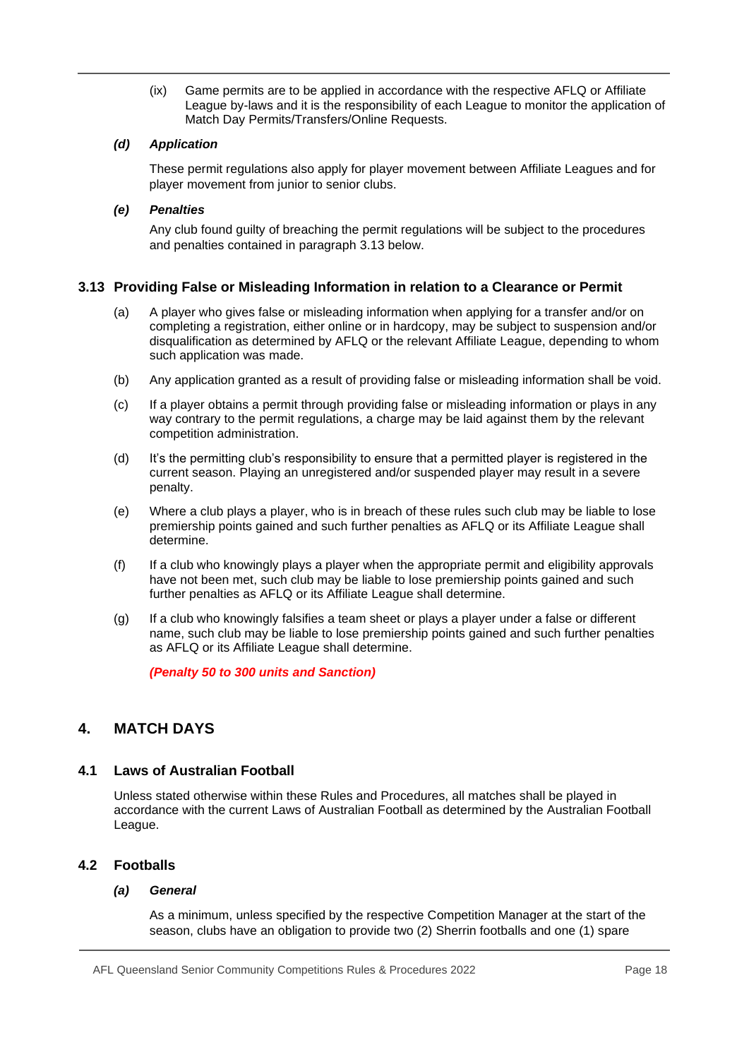(ix) Game permits are to be applied in accordance with the respective AFLQ or Affiliate League by-laws and it is the responsibility of each League to monitor the application of Match Day Permits/Transfers/Online Requests.

***(d) Application***

These permit regulations also apply for player movement between Affiliate Leagues and for player movement from junior to senior clubs.

***(e) Penalties***

Any club found guilty of breaching the permit regulations will be subject to the procedures and penalties contained in paragraph 3.13 below.

### 3.13 Providing False or Misleading Information in relation to a Clearance or Permit

(a) A player who gives false or misleading information when applying for a transfer and/or on completing a registration, either online or in hardcopy, may be subject to suspension and/or disqualification as determined by AFLQ or the relevant Affiliate League, depending to whom such application was made.

(b) Any application granted as a result of providing false or misleading information shall be void.

(c) If a player obtains a permit through providing false or misleading information or plays in any way contrary to the permit regulations, a charge may be laid against them by the relevant competition administration.

(d) It's the permitting club's responsibility to ensure that a permitted player is registered in the current season. Playing an unregistered and/or suspended player may result in a severe penalty.

(e) Where a club plays a player, who is in breach of these rules such club may be liable to lose premiership points gained and such further penalties as AFLQ or its Affiliate League shall determine.

(f) If a club who knowingly plays a player when the appropriate permit and eligibility approvals have not been met, such club may be liable to lose premiership points gained and such further penalties as AFLQ or its Affiliate League shall determine.

(g) If a club who knowingly falsifies a team sheet or plays a player under a false or different name, such club may be liable to lose premiership points gained and such further penalties as AFLQ or its Affiliate League shall determine.

***(Penalty 50 to 300 units and Sanction)***

## 4. MATCH DAYS

### 4.1 Laws of Australian Football

Unless stated otherwise within these Rules and Procedures, all matches shall be played in accordance with the current Laws of Australian Football as determined by the Australian Football League.

### 4.2 Footballs

***(a) General***

As a minimum, unless specified by the respective Competition Manager at the start of the season, clubs have an obligation to provide two (2) Sherrin footballs and one (1) spare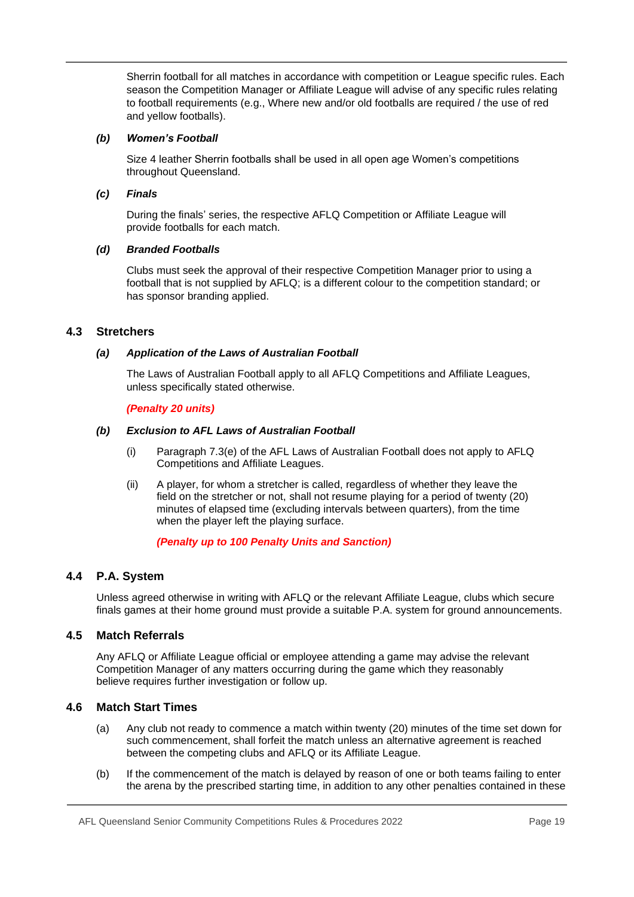Sherrin football for all matches in accordance with competition or League specific rules. Each season the Competition Manager or Affiliate League will advise of any specific rules relating to football requirements (e.g., Where new and/or old footballs are required / the use of red and yellow footballs).

**(b) Women's Football**

Size 4 leather Sherrin footballs shall be used in all open age Women's competitions throughout Queensland.

**(c) Finals**

During the finals' series, the respective AFLQ Competition or Affiliate League will provide footballs for each match.

**(d) Branded Footballs**

Clubs must seek the approval of their respective Competition Manager prior to using a football that is not supplied by AFLQ; is a different colour to the competition standard; or has sponsor branding applied.

## 4.3 Stretchers

**(a) Application of the Laws of Australian Football**

The Laws of Australian Football apply to all AFLQ Competitions and Affiliate Leagues, unless specifically stated otherwise.

***(Penalty 20 units)***

**(b) Exclusion to AFL Laws of Australian Football**

(i) Paragraph 7.3(e) of the AFL Laws of Australian Football does not apply to AFLQ Competitions and Affiliate Leagues.

(ii) A player, for whom a stretcher is called, regardless of whether they leave the field on the stretcher or not, shall not resume playing for a period of twenty (20) minutes of elapsed time (excluding intervals between quarters), from the time when the player left the playing surface.

***(Penalty up to 100 Penalty Units and Sanction)***

## 4.4 P.A. System

Unless agreed otherwise in writing with AFLQ or the relevant Affiliate League, clubs which secure finals games at their home ground must provide a suitable P.A. system for ground announcements.

## 4.5 Match Referrals

Any AFLQ or Affiliate League official or employee attending a game may advise the relevant Competition Manager of any matters occurring during the game which they reasonably believe requires further investigation or follow up.

## 4.6 Match Start Times

(a) Any club not ready to commence a match within twenty (20) minutes of the time set down for such commencement, shall forfeit the match unless an alternative agreement is reached between the competing clubs and AFLQ or its Affiliate League.

(b) If the commencement of the match is delayed by reason of one or both teams failing to enter the arena by the prescribed starting time, in addition to any other penalties contained in these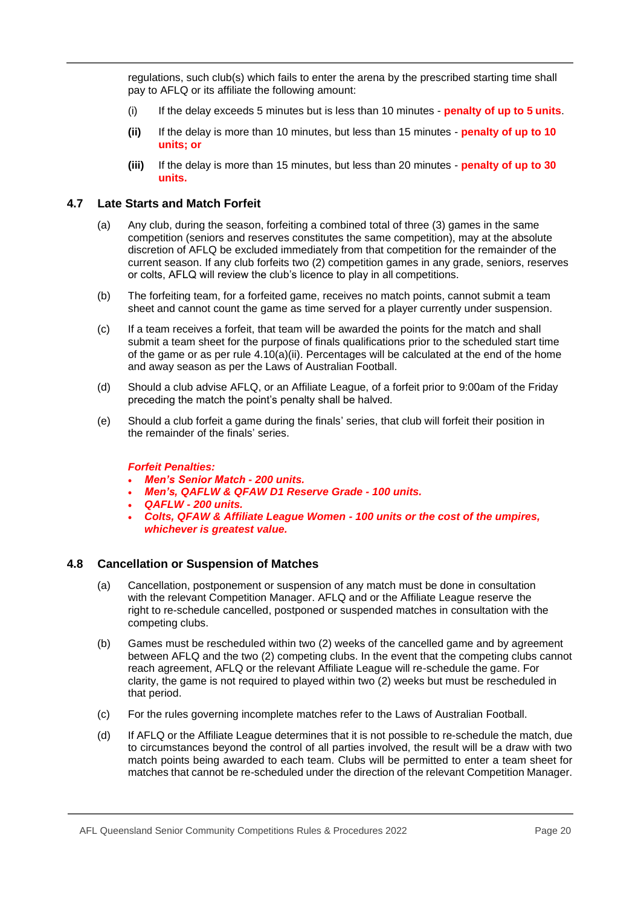regulations, such club(s) which fails to enter the arena by the prescribed starting time shall pay to AFLQ or its affiliate the following amount:

(i) If the delay exceeds 5 minutes but is less than 10 minutes - **penalty of up to 5 units**.

**(ii)** If the delay is more than 10 minutes, but less than 15 minutes - **penalty of up to 10 units; or**

**(iii)** If the delay is more than 15 minutes, but less than 20 minutes - **penalty of up to 30 units.**

### 4.7 Late Starts and Match Forfeit

(a) Any club, during the season, forfeiting a combined total of three (3) games in the same competition (seniors and reserves constitutes the same competition), may at the absolute discretion of AFLQ be excluded immediately from that competition for the remainder of the current season. If any club forfeits two (2) competition games in any grade, seniors, reserves or colts, AFLQ will review the club's licence to play in all competitions.

(b) The forfeiting team, for a forfeited game, receives no match points, cannot submit a team sheet and cannot count the game as time served for a player currently under suspension.

(c) If a team receives a forfeit, that team will be awarded the points for the match and shall submit a team sheet for the purpose of finals qualifications prior to the scheduled start time of the game or as per rule 4.10(a)(ii). Percentages will be calculated at the end of the home and away season as per the Laws of Australian Football.

(d) Should a club advise AFLQ, or an Affiliate League, of a forfeit prior to 9:00am of the Friday preceding the match the point's penalty shall be halved.

(e) Should a club forfeit a game during the finals' series, that club will forfeit their position in the remainder of the finals' series.

***Forfeit Penalties:***

- ***Men's Senior Match - 200 units.***
- ***Men's, QAFLW & QFAW D1 Reserve Grade - 100 units.***
- ***QAFLW - 200 units.***
- ***Colts, QFAW & Affiliate League Women - 100 units or the cost of the umpires, whichever is greatest value.***

### 4.8 Cancellation or Suspension of Matches

(a) Cancellation, postponement or suspension of any match must be done in consultation with the relevant Competition Manager. AFLQ and or the Affiliate League reserve the right to re-schedule cancelled, postponed or suspended matches in consultation with the competing clubs.

(b) Games must be rescheduled within two (2) weeks of the cancelled game and by agreement between AFLQ and the two (2) competing clubs. In the event that the competing clubs cannot reach agreement, AFLQ or the relevant Affiliate League will re-schedule the game. For clarity, the game is not required to played within two (2) weeks but must be rescheduled in that period.

(c) For the rules governing incomplete matches refer to the Laws of Australian Football.

(d) If AFLQ or the Affiliate League determines that it is not possible to re-schedule the match, due to circumstances beyond the control of all parties involved, the result will be a draw with two match points being awarded to each team. Clubs will be permitted to enter a team sheet for matches that cannot be re-scheduled under the direction of the relevant Competition Manager.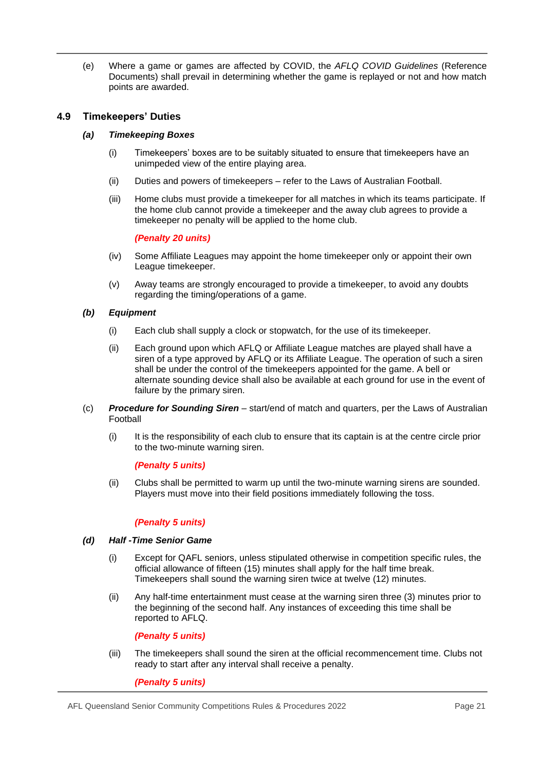(e) Where a game or games are affected by COVID, the *AFLQ COVID Guidelines* (Reference Documents) shall prevail in determining whether the game is replayed or not and how match points are awarded.

## 4.9 Timekeepers' Duties

### *(a) Timekeeping Boxes*

(i) Timekeepers' boxes are to be suitably situated to ensure that timekeepers have an unimpeded view of the entire playing area.

(ii) Duties and powers of timekeepers – refer to the Laws of Australian Football.

(iii) Home clubs must provide a timekeeper for all matches in which its teams participate. If the home club cannot provide a timekeeper and the away club agrees to provide a timekeeper no penalty will be applied to the home club.

***(Penalty 20 units)***

(iv) Some Affiliate Leagues may appoint the home timekeeper only or appoint their own League timekeeper.

(v) Away teams are strongly encouraged to provide a timekeeper, to avoid any doubts regarding the timing/operations of a game.

### *(b) Equipment*

(i) Each club shall supply a clock or stopwatch, for the use of its timekeeper.

(ii) Each ground upon which AFLQ or Affiliate League matches are played shall have a siren of a type approved by AFLQ or its Affiliate League. The operation of such a siren shall be under the control of the timekeepers appointed for the game. A bell or alternate sounding device shall also be available at each ground for use in the event of failure by the primary siren.

(c) ***Procedure for Sounding Siren*** – start/end of match and quarters, per the Laws of Australian Football

(i) It is the responsibility of each club to ensure that its captain is at the centre circle prior to the two-minute warning siren.

***(Penalty 5 units)***

(ii) Clubs shall be permitted to warm up until the two-minute warning sirens are sounded. Players must move into their field positions immediately following the toss.

***(Penalty 5 units)***

### *(d) Half -Time Senior Game*

(i) Except for QAFL seniors, unless stipulated otherwise in competition specific rules, the official allowance of fifteen (15) minutes shall apply for the half time break. Timekeepers shall sound the warning siren twice at twelve (12) minutes.

(ii) Any half-time entertainment must cease at the warning siren three (3) minutes prior to the beginning of the second half. Any instances of exceeding this time shall be reported to AFLQ.

***(Penalty 5 units)***

(iii) The timekeepers shall sound the siren at the official recommencement time. Clubs not ready to start after any interval shall receive a penalty.

***(Penalty 5 units)***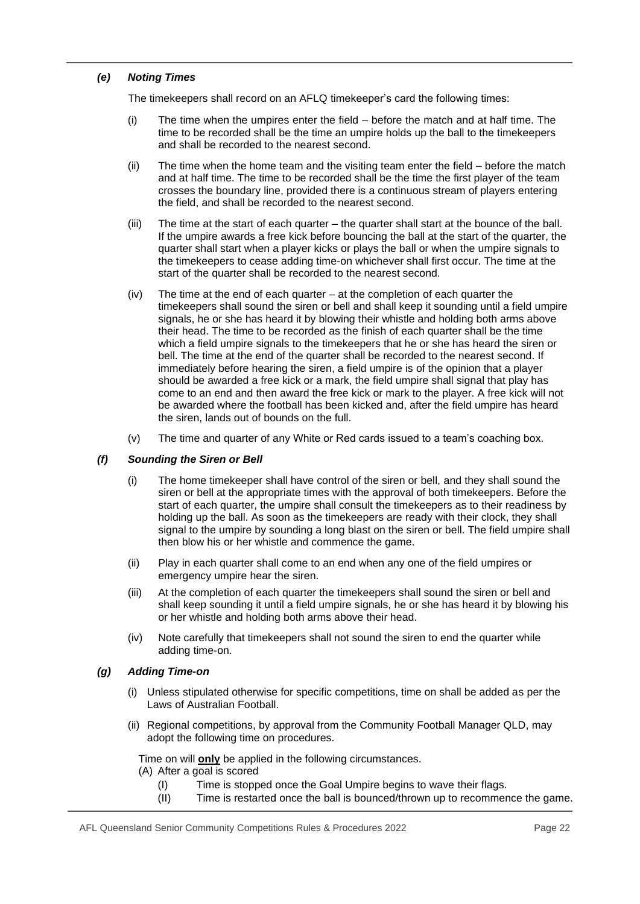### *(e) Noting Times*

The timekeepers shall record on an AFLQ timekeeper's card the following times:

(i) The time when the umpires enter the field – before the match and at half time. The time to be recorded shall be the time an umpire holds up the ball to the timekeepers and shall be recorded to the nearest second.

(ii) The time when the home team and the visiting team enter the field – before the match and at half time. The time to be recorded shall be the time the first player of the team crosses the boundary line, provided there is a continuous stream of players entering the field, and shall be recorded to the nearest second.

(iii) The time at the start of each quarter – the quarter shall start at the bounce of the ball. If the umpire awards a free kick before bouncing the ball at the start of the quarter, the quarter shall start when a player kicks or plays the ball or when the umpire signals to the timekeepers to cease adding time-on whichever shall first occur. The time at the start of the quarter shall be recorded to the nearest second.

(iv) The time at the end of each quarter – at the completion of each quarter the timekeepers shall sound the siren or bell and shall keep it sounding until a field umpire signals, he or she has heard it by blowing their whistle and holding both arms above their head. The time to be recorded as the finish of each quarter shall be the time which a field umpire signals to the timekeepers that he or she has heard the siren or bell. The time at the end of the quarter shall be recorded to the nearest second. If immediately before hearing the siren, a field umpire is of the opinion that a player should be awarded a free kick or a mark, the field umpire shall signal that play has come to an end and then award the free kick or mark to the player. A free kick will not be awarded where the football has been kicked and, after the field umpire has heard the siren, lands out of bounds on the full.

(v) The time and quarter of any White or Red cards issued to a team's coaching box.

### *(f) Sounding the Siren or Bell*

(i) The home timekeeper shall have control of the siren or bell, and they shall sound the siren or bell at the appropriate times with the approval of both timekeepers. Before the start of each quarter, the umpire shall consult the timekeepers as to their readiness by holding up the ball. As soon as the timekeepers are ready with their clock, they shall signal to the umpire by sounding a long blast on the siren or bell. The field umpire shall then blow his or her whistle and commence the game.

(ii) Play in each quarter shall come to an end when any one of the field umpires or emergency umpire hear the siren.

(iii) At the completion of each quarter the timekeepers shall sound the siren or bell and shall keep sounding it until a field umpire signals, he or she has heard it by blowing his or her whistle and holding both arms above their head.

(iv) Note carefully that timekeepers shall not sound the siren to end the quarter while adding time-on.

### *(g) Adding Time-on*

(i) Unless stipulated otherwise for specific competitions, time on shall be added as per the Laws of Australian Football.

(ii) Regional competitions, by approval from the Community Football Manager QLD, may adopt the following time on procedures.

Time on will **only** be applied in the following circumstances.

(A) After a goal is scored

(I) Time is stopped once the Goal Umpire begins to wave their flags.

(II) Time is restarted once the ball is bounced/thrown up to recommence the game.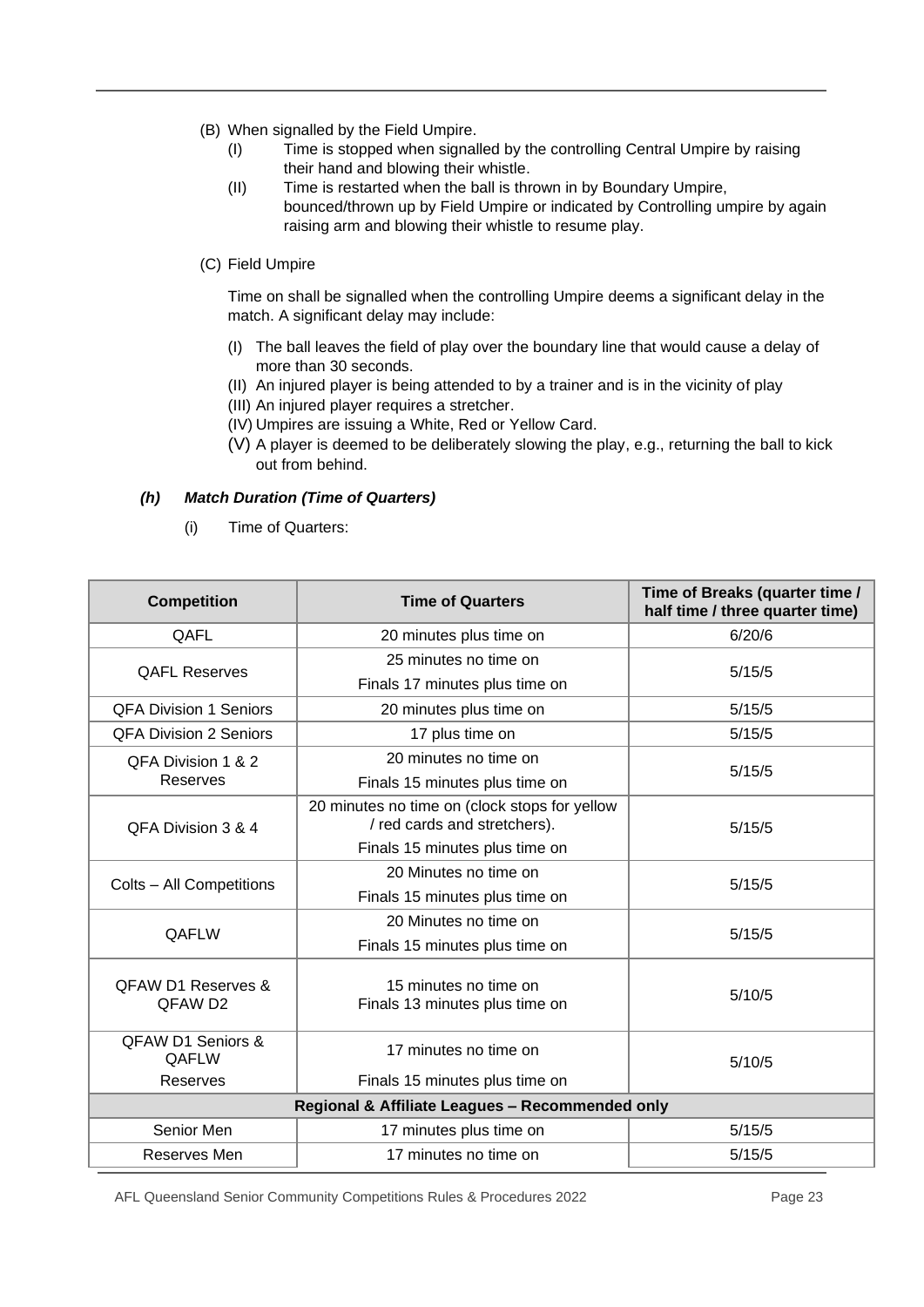(B) When signalled by the Field Umpire.
   (I) Time is stopped when signalled by the controlling Central Umpire by raising their hand and blowing their whistle.
   (II) Time is restarted when the ball is thrown in by Boundary Umpire, bounced/thrown up by Field Umpire or indicated by Controlling umpire by again raising arm and blowing their whistle to resume play.

(C) Field Umpire

Time on shall be signalled when the controlling Umpire deems a significant delay in the match. A significant delay may include:

   (I) The ball leaves the field of play over the boundary line that would cause a delay of more than 30 seconds.
   (II) An injured player is being attended to by a trainer and is in the vicinity of play
   (III) An injured player requires a stretcher.
   (IV) Umpires are issuing a White, Red or Yellow Card.
   (V) A player is deemed to be deliberately slowing the play, e.g., returning the ball to kick out from behind.

***(h) Match Duration (Time of Quarters)***

(i) Time of Quarters:

| Competition | Time of Quarters | Time of Breaks (quarter time / half time / three quarter time) |
|---|---|---|
| QAFL | 20 minutes plus time on | 6/20/6 |
| QAFL Reserves | 25 minutes no time on<br>Finals 17 minutes plus time on | 5/15/5 |
| QFA Division 1 Seniors | 20 minutes plus time on | 5/15/5 |
| QFA Division 2 Seniors | 17 plus time on | 5/15/5 |
| QFA Division 1 & 2 Reserves | 20 minutes no time on<br>Finals 15 minutes plus time on | 5/15/5 |
| QFA Division 3 & 4 | 20 minutes no time on (clock stops for yellow / red cards and stretchers).<br>Finals 15 minutes plus time on | 5/15/5 |
| Colts – All Competitions | 20 Minutes no time on<br>Finals 15 minutes plus time on | 5/15/5 |
| QAFLW | 20 Minutes no time on<br>Finals 15 minutes plus time on | 5/15/5 |
| QFAW D1 Reserves & QFAW D2 | 15 minutes no time on<br>Finals 13 minutes plus time on | 5/10/5 |
| QFAW D1 Seniors & QAFLW Reserves | 17 minutes no time on<br>Finals 15 minutes plus time on | 5/10/5 |
| **Regional & Affiliate Leagues – Recommended only** | | |
| Senior Men | 17 minutes plus time on | 5/15/5 |
| Reserves Men | 17 minutes no time on | 5/15/5 |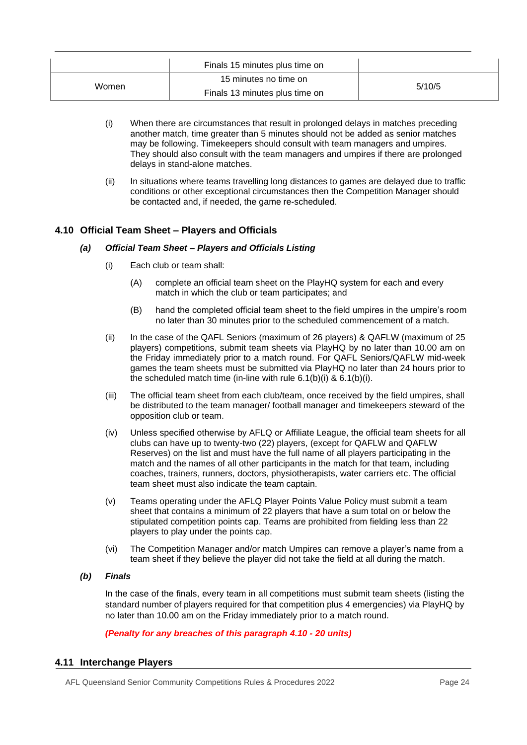| | | |
|---|---|---|
| | Finals 15 minutes plus time on | |
| Women | 15 minutes no time on<br>Finals 13 minutes plus time on | 5/10/5 |

(i) When there are circumstances that result in prolonged delays in matches preceding another match, time greater than 5 minutes should not be added as senior matches may be following. Timekeepers should consult with team managers and umpires. They should also consult with the team managers and umpires if there are prolonged delays in stand-alone matches.

(ii) In situations where teams travelling long distances to games are delayed due to traffic conditions or other exceptional circumstances then the Competition Manager should be contacted and, if needed, the game re-scheduled.

## 4.10 Official Team Sheet – Players and Officials

### *(a) Official Team Sheet – Players and Officials Listing*

(i) Each club or team shall:

(A) complete an official team sheet on the PlayHQ system for each and every match in which the club or team participates; and

(B) hand the completed official team sheet to the field umpires in the umpire's room no later than 30 minutes prior to the scheduled commencement of a match.

(ii) In the case of the QAFL Seniors (maximum of 26 players) & QAFLW (maximum of 25 players) competitions, submit team sheets via PlayHQ by no later than 10.00 am on the Friday immediately prior to a match round. For QAFL Seniors/QAFLW mid-week games the team sheets must be submitted via PlayHQ no later than 24 hours prior to the scheduled match time (in-line with rule 6.1(b)(i) & 6.1(b)(i).

(iii) The official team sheet from each club/team, once received by the field umpires, shall be distributed to the team manager/ football manager and timekeepers steward of the opposition club or team.

(iv) Unless specified otherwise by AFLQ or Affiliate League, the official team sheets for all clubs can have up to twenty-two (22) players, (except for QAFLW and QAFLW Reserves) on the list and must have the full name of all players participating in the match and the names of all other participants in the match for that team, including coaches, trainers, runners, doctors, physiotherapists, water carriers etc. The official team sheet must also indicate the team captain.

(v) Teams operating under the AFLQ Player Points Value Policy must submit a team sheet that contains a minimum of 22 players that have a sum total on or below the stipulated competition points cap. Teams are prohibited from fielding less than 22 players to play under the points cap.

(vi) The Competition Manager and/or match Umpires can remove a player's name from a team sheet if they believe the player did not take the field at all during the match.

### *(b) Finals*

In the case of the finals, every team in all competitions must submit team sheets (listing the standard number of players required for that competition plus 4 emergencies) via PlayHQ by no later than 10.00 am on the Friday immediately prior to a match round.

***(Penalty for any breaches of this paragraph 4.10 - 20 units)***

## 4.11 Interchange Players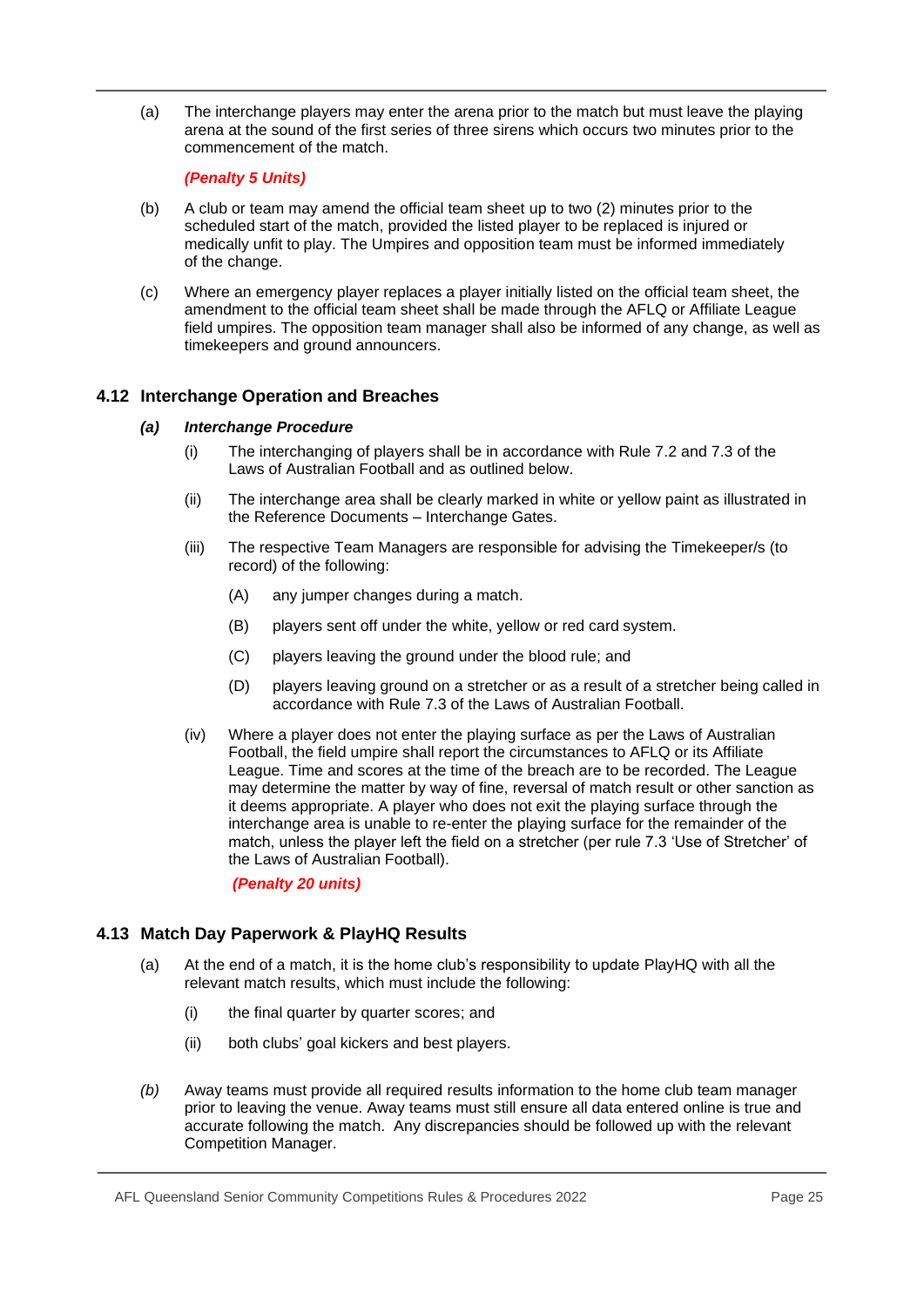(a) The interchange players may enter the arena prior to the match but must leave the playing arena at the sound of the first series of three sirens which occurs two minutes prior to the commencement of the match.

***(Penalty 5 Units)***

(b) A club or team may amend the official team sheet up to two (2) minutes prior to the scheduled start of the match, provided the listed player to be replaced is injured or medically unfit to play. The Umpires and opposition team must be informed immediately of the change.

(c) Where an emergency player replaces a player initially listed on the official team sheet, the amendment to the official team sheet shall be made through the AFLQ or Affiliate League field umpires. The opposition team manager shall also be informed of any change, as well as timekeepers and ground announcers.

### 4.12 Interchange Operation and Breaches

***(a) Interchange Procedure***

(i) The interchanging of players shall be in accordance with Rule 7.2 and 7.3 of the Laws of Australian Football and as outlined below.

(ii) The interchange area shall be clearly marked in white or yellow paint as illustrated in the Reference Documents – Interchange Gates.

(iii) The respective Team Managers are responsible for advising the Timekeeper/s (to record) of the following:

(A) any jumper changes during a match.

(B) players sent off under the white, yellow or red card system.

(C) players leaving the ground under the blood rule; and

(D) players leaving ground on a stretcher or as a result of a stretcher being called in accordance with Rule 7.3 of the Laws of Australian Football.

(iv) Where a player does not enter the playing surface as per the Laws of Australian Football, the field umpire shall report the circumstances to AFLQ or its Affiliate League. Time and scores at the time of the breach are to be recorded. The League may determine the matter by way of fine, reversal of match result or other sanction as it deems appropriate. A player who does not exit the playing surface through the interchange area is unable to re-enter the playing surface for the remainder of the match, unless the player left the field on a stretcher (per rule 7.3 'Use of Stretcher' of the Laws of Australian Football).

***(Penalty 20 units)***

### 4.13 Match Day Paperwork & PlayHQ Results

(a) At the end of a match, it is the home club's responsibility to update PlayHQ with all the relevant match results, which must include the following:

(i) the final quarter by quarter scores; and

(ii) both clubs' goal kickers and best players.

*(b)* Away teams must provide all required results information to the home club team manager prior to leaving the venue. Away teams must still ensure all data entered online is true and accurate following the match. Any discrepancies should be followed up with the relevant Competition Manager.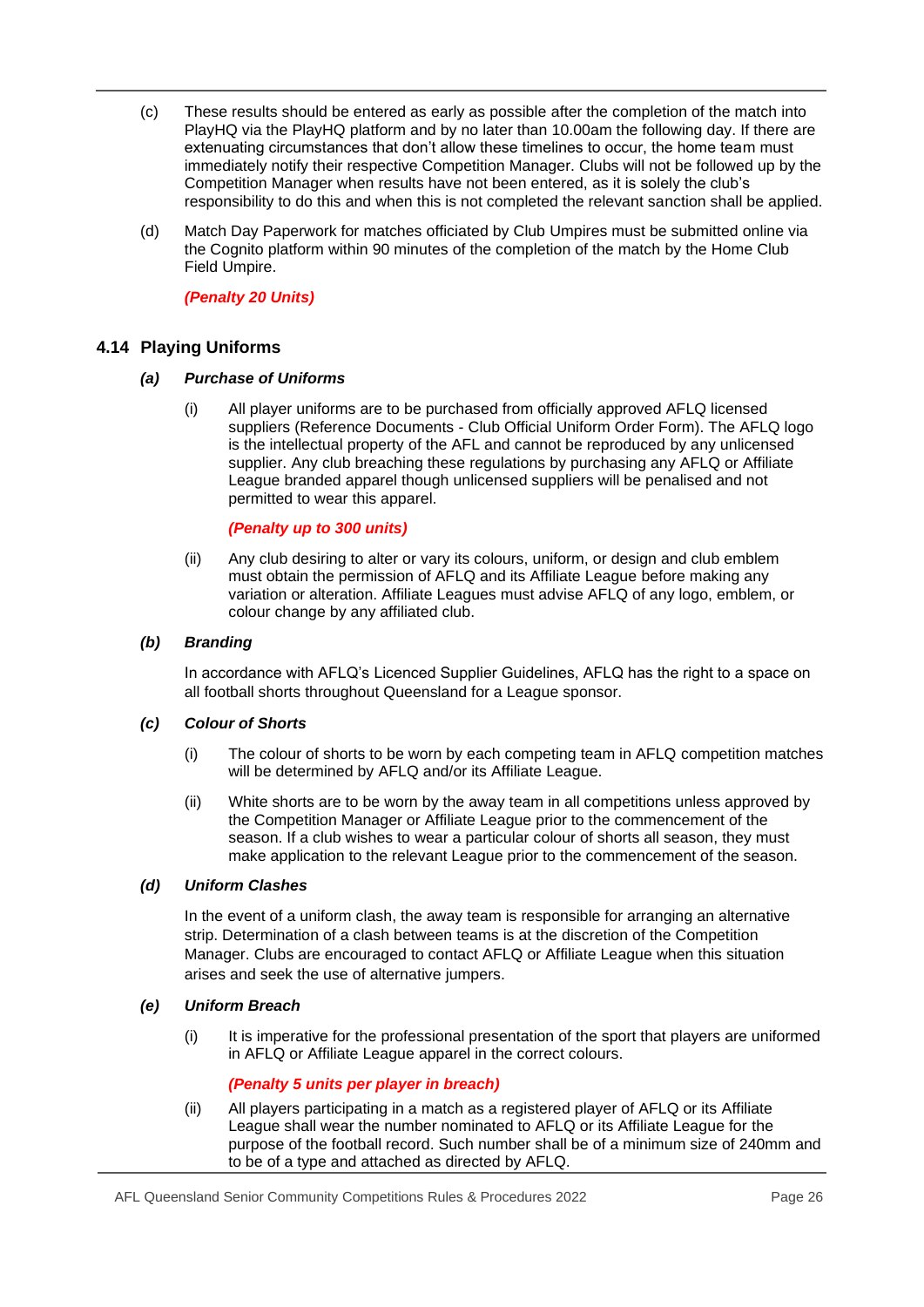(c) These results should be entered as early as possible after the completion of the match into PlayHQ via the PlayHQ platform and by no later than 10.00am the following day. If there are extenuating circumstances that don't allow these timelines to occur, the home team must immediately notify their respective Competition Manager. Clubs will not be followed up by the Competition Manager when results have not been entered, as it is solely the club's responsibility to do this and when this is not completed the relevant sanction shall be applied.

(d) Match Day Paperwork for matches officiated by Club Umpires must be submitted online via the Cognito platform within 90 minutes of the completion of the match by the Home Club Field Umpire.

***(Penalty 20 Units)***

## 4.14 Playing Uniforms

### *(a) Purchase of Uniforms*

(i) All player uniforms are to be purchased from officially approved AFLQ licensed suppliers (Reference Documents - Club Official Uniform Order Form). The AFLQ logo is the intellectual property of the AFL and cannot be reproduced by any unlicensed supplier. Any club breaching these regulations by purchasing any AFLQ or Affiliate League branded apparel though unlicensed suppliers will be penalised and not permitted to wear this apparel.

***(Penalty up to 300 units)***

(ii) Any club desiring to alter or vary its colours, uniform, or design and club emblem must obtain the permission of AFLQ and its Affiliate League before making any variation or alteration. Affiliate Leagues must advise AFLQ of any logo, emblem, or colour change by any affiliated club.

### *(b) Branding*

In accordance with AFLQ's Licenced Supplier Guidelines, AFLQ has the right to a space on all football shorts throughout Queensland for a League sponsor.

### *(c) Colour of Shorts*

(i) The colour of shorts to be worn by each competing team in AFLQ competition matches will be determined by AFLQ and/or its Affiliate League.

(ii) White shorts are to be worn by the away team in all competitions unless approved by the Competition Manager or Affiliate League prior to the commencement of the season. If a club wishes to wear a particular colour of shorts all season, they must make application to the relevant League prior to the commencement of the season.

### *(d) Uniform Clashes*

In the event of a uniform clash, the away team is responsible for arranging an alternative strip. Determination of a clash between teams is at the discretion of the Competition Manager. Clubs are encouraged to contact AFLQ or Affiliate League when this situation arises and seek the use of alternative jumpers.

### *(e) Uniform Breach*

(i) It is imperative for the professional presentation of the sport that players are uniformed in AFLQ or Affiliate League apparel in the correct colours.

***(Penalty 5 units per player in breach)***

(ii) All players participating in a match as a registered player of AFLQ or its Affiliate League shall wear the number nominated to AFLQ or its Affiliate League for the purpose of the football record. Such number shall be of a minimum size of 240mm and to be of a type and attached as directed by AFLQ.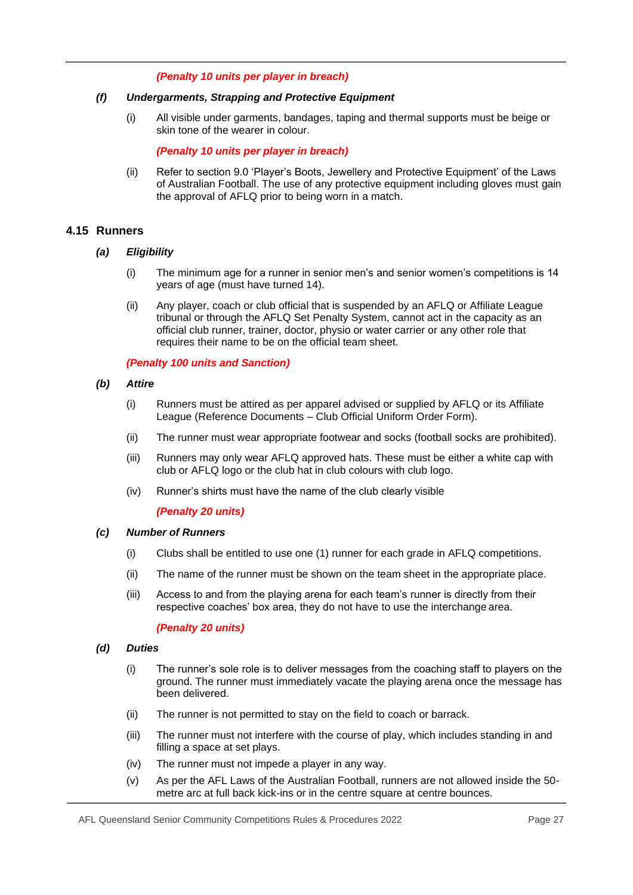***(Penalty 10 units per player in breach)***

***(f) Undergarments, Strapping and Protective Equipment***

(i) All visible under garments, bandages, taping and thermal supports must be beige or skin tone of the wearer in colour.

***(Penalty 10 units per player in breach)***

(ii) Refer to section 9.0 'Player's Boots, Jewellery and Protective Equipment' of the Laws of Australian Football. The use of any protective equipment including gloves must gain the approval of AFLQ prior to being worn in a match.

## 4.15 Runners

***(a) Eligibility***

(i) The minimum age for a runner in senior men's and senior women's competitions is 14 years of age (must have turned 14).

(ii) Any player, coach or club official that is suspended by an AFLQ or Affiliate League tribunal or through the AFLQ Set Penalty System, cannot act in the capacity as an official club runner, trainer, doctor, physio or water carrier or any other role that requires their name to be on the official team sheet.

***(Penalty 100 units and Sanction)***

***(b) Attire***

(i) Runners must be attired as per apparel advised or supplied by AFLQ or its Affiliate League (Reference Documents – Club Official Uniform Order Form).

(ii) The runner must wear appropriate footwear and socks (football socks are prohibited).

(iii) Runners may only wear AFLQ approved hats. These must be either a white cap with club or AFLQ logo or the club hat in club colours with club logo.

(iv) Runner's shirts must have the name of the club clearly visible

***(Penalty 20 units)***

***(c) Number of Runners***

(i) Clubs shall be entitled to use one (1) runner for each grade in AFLQ competitions.

(ii) The name of the runner must be shown on the team sheet in the appropriate place.

(iii) Access to and from the playing arena for each team's runner is directly from their respective coaches' box area, they do not have to use the interchange area.

***(Penalty 20 units)***

***(d) Duties***

(i) The runner's sole role is to deliver messages from the coaching staff to players on the ground. The runner must immediately vacate the playing arena once the message has been delivered.

(ii) The runner is not permitted to stay on the field to coach or barrack.

(iii) The runner must not interfere with the course of play, which includes standing in and filling a space at set plays.

(iv) The runner must not impede a player in any way.

(v) As per the AFL Laws of the Australian Football, runners are not allowed inside the 50-metre arc at full back kick-ins or in the centre square at centre bounces.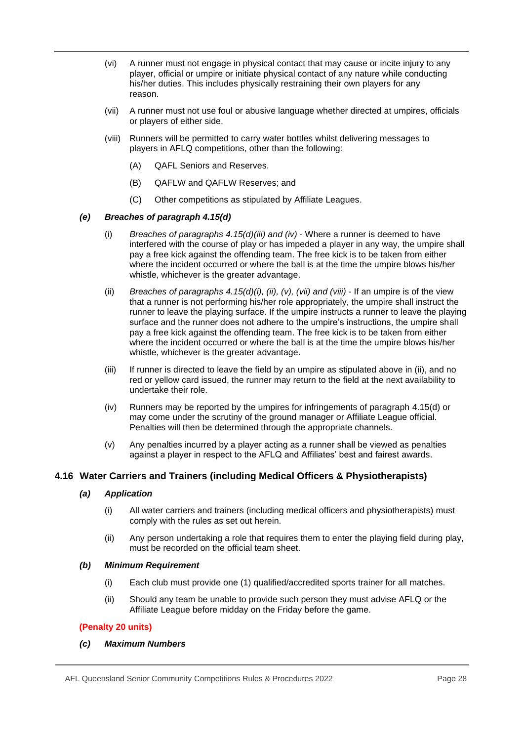(vi) A runner must not engage in physical contact that may cause or incite injury to any player, official or umpire or initiate physical contact of any nature while conducting his/her duties. This includes physically restraining their own players for any reason.

(vii) A runner must not use foul or abusive language whether directed at umpires, officials or players of either side.

(viii) Runners will be permitted to carry water bottles whilst delivering messages to players in AFLQ competitions, other than the following:

(A) QAFL Seniors and Reserves.

(B) QAFLW and QAFLW Reserves; and

(C) Other competitions as stipulated by Affiliate Leagues.

***(e) Breaches of paragraph 4.15(d)***

(i) *Breaches of paragraphs 4.15(d)(iii) and (iv)* - Where a runner is deemed to have interfered with the course of play or has impeded a player in any way, the umpire shall pay a free kick against the offending team. The free kick is to be taken from either where the incident occurred or where the ball is at the time the umpire blows his/her whistle, whichever is the greater advantage.

(ii) *Breaches of paragraphs 4.15(d)(i), (ii), (v), (vii) and (viii)* - If an umpire is of the view that a runner is not performing his/her role appropriately, the umpire shall instruct the runner to leave the playing surface. If the umpire instructs a runner to leave the playing surface and the runner does not adhere to the umpire's instructions, the umpire shall pay a free kick against the offending team. The free kick is to be taken from either where the incident occurred or where the ball is at the time the umpire blows his/her whistle, whichever is the greater advantage.

(iii) If runner is directed to leave the field by an umpire as stipulated above in (ii), and no red or yellow card issued, the runner may return to the field at the next availability to undertake their role.

(iv) Runners may be reported by the umpires for infringements of paragraph 4.15(d) or may come under the scrutiny of the ground manager or Affiliate League official. Penalties will then be determined through the appropriate channels.

(v) Any penalties incurred by a player acting as a runner shall be viewed as penalties against a player in respect to the AFLQ and Affiliates' best and fairest awards.

## 4.16 Water Carriers and Trainers (including Medical Officers & Physiotherapists)

***(a) Application***

(i) All water carriers and trainers (including medical officers and physiotherapists) must comply with the rules as set out herein.

(ii) Any person undertaking a role that requires them to enter the playing field during play, must be recorded on the official team sheet.

***(b) Minimum Requirement***

(i) Each club must provide one (1) qualified/accredited sports trainer for all matches.

(ii) Should any team be unable to provide such person they must advise AFLQ or the Affiliate League before midday on the Friday before the game.

**(Penalty 20 units)**

***(c) Maximum Numbers***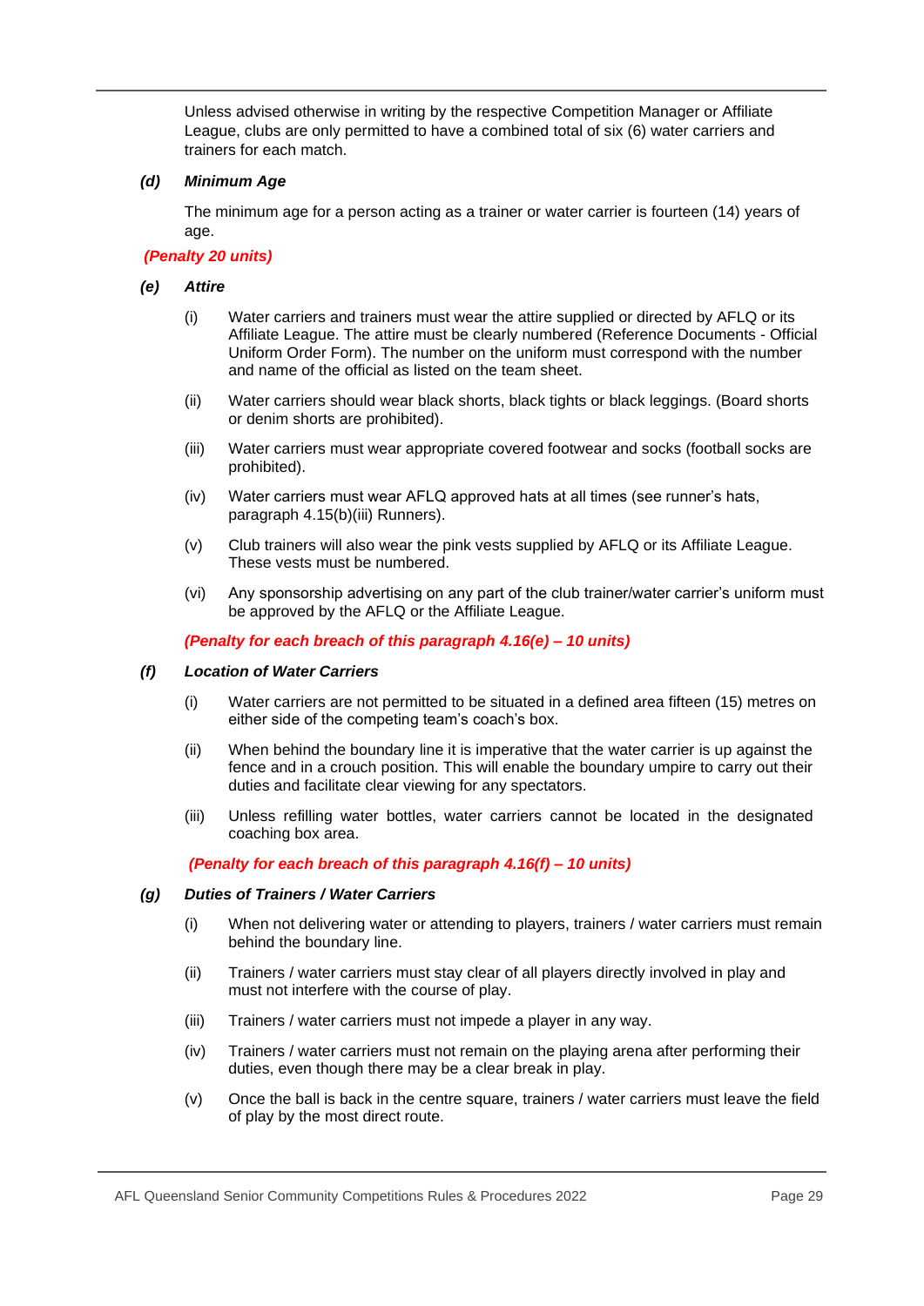Unless advised otherwise in writing by the respective Competition Manager or Affiliate League, clubs are only permitted to have a combined total of six (6) water carriers and trainers for each match.

***(d) Minimum Age***

The minimum age for a person acting as a trainer or water carrier is fourteen (14) years of age.

***(Penalty 20 units)***

***(e) Attire***

(i) Water carriers and trainers must wear the attire supplied or directed by AFLQ or its Affiliate League. The attire must be clearly numbered (Reference Documents - Official Uniform Order Form). The number on the uniform must correspond with the number and name of the official as listed on the team sheet.

(ii) Water carriers should wear black shorts, black tights or black leggings. (Board shorts or denim shorts are prohibited).

(iii) Water carriers must wear appropriate covered footwear and socks (football socks are prohibited).

(iv) Water carriers must wear AFLQ approved hats at all times (see runner's hats, paragraph 4.15(b)(iii) Runners).

(v) Club trainers will also wear the pink vests supplied by AFLQ or its Affiliate League. These vests must be numbered.

(vi) Any sponsorship advertising on any part of the club trainer/water carrier's uniform must be approved by the AFLQ or the Affiliate League.

***(Penalty for each breach of this paragraph 4.16(e) – 10 units)***

***(f) Location of Water Carriers***

(i) Water carriers are not permitted to be situated in a defined area fifteen (15) metres on either side of the competing team's coach's box.

(ii) When behind the boundary line it is imperative that the water carrier is up against the fence and in a crouch position. This will enable the boundary umpire to carry out their duties and facilitate clear viewing for any spectators.

(iii) Unless refilling water bottles, water carriers cannot be located in the designated coaching box area.

***(Penalty for each breach of this paragraph 4.16(f) – 10 units)***

***(g) Duties of Trainers / Water Carriers***

(i) When not delivering water or attending to players, trainers / water carriers must remain behind the boundary line.

(ii) Trainers / water carriers must stay clear of all players directly involved in play and must not interfere with the course of play.

(iii) Trainers / water carriers must not impede a player in any way.

(iv) Trainers / water carriers must not remain on the playing arena after performing their duties, even though there may be a clear break in play.

(v) Once the ball is back in the centre square, trainers / water carriers must leave the field of play by the most direct route.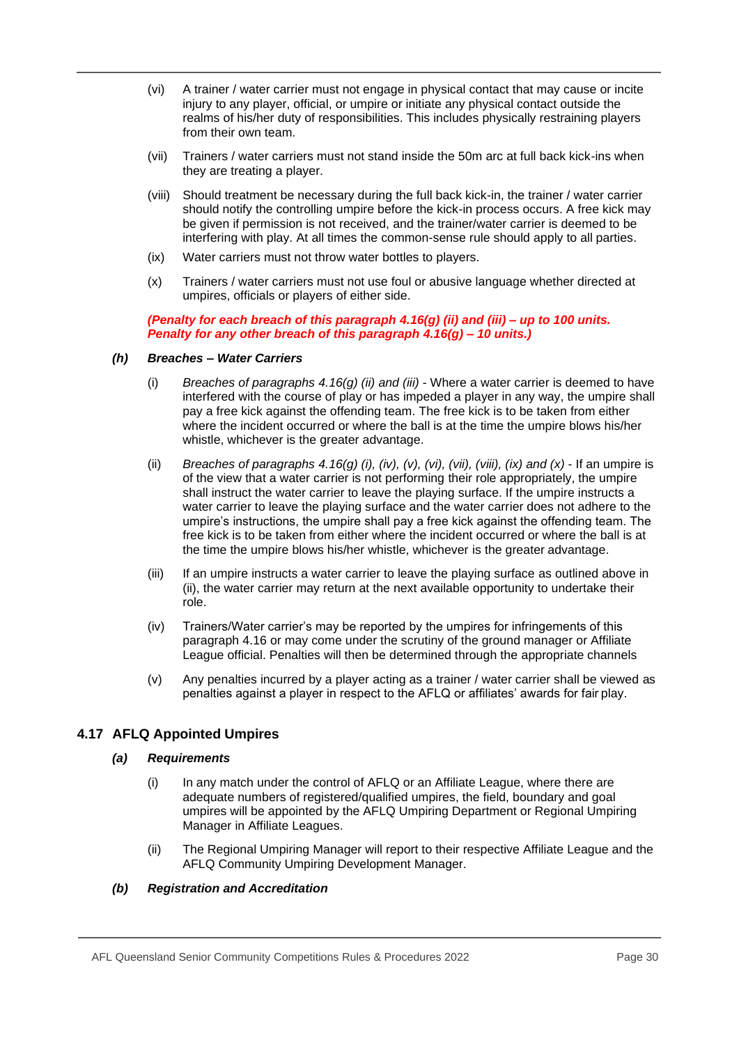(vi) A trainer / water carrier must not engage in physical contact that may cause or incite injury to any player, official, or umpire or initiate any physical contact outside the realms of his/her duty of responsibilities. This includes physically restraining players from their own team.

(vii) Trainers / water carriers must not stand inside the 50m arc at full back kick-ins when they are treating a player.

(viii) Should treatment be necessary during the full back kick-in, the trainer / water carrier should notify the controlling umpire before the kick-in process occurs. A free kick may be given if permission is not received, and the trainer/water carrier is deemed to be interfering with play. At all times the common-sense rule should apply to all parties.

(ix) Water carriers must not throw water bottles to players.

(x) Trainers / water carriers must not use foul or abusive language whether directed at umpires, officials or players of either side.

***(Penalty for each breach of this paragraph 4.16(g) (ii) and (iii) – up to 100 units. Penalty for any other breach of this paragraph 4.16(g) – 10 units.)***

***(h) Breaches – Water Carriers***

(i) *Breaches of paragraphs 4.16(g) (ii) and (iii)* - Where a water carrier is deemed to have interfered with the course of play or has impeded a player in any way, the umpire shall pay a free kick against the offending team. The free kick is to be taken from either where the incident occurred or where the ball is at the time the umpire blows his/her whistle, whichever is the greater advantage.

(ii) *Breaches of paragraphs 4.16(g) (i), (iv), (v), (vi), (vii), (viii), (ix) and (x)* - If an umpire is of the view that a water carrier is not performing their role appropriately, the umpire shall instruct the water carrier to leave the playing surface. If the umpire instructs a water carrier to leave the playing surface and the water carrier does not adhere to the umpire's instructions, the umpire shall pay a free kick against the offending team. The free kick is to be taken from either where the incident occurred or where the ball is at the time the umpire blows his/her whistle, whichever is the greater advantage.

(iii) If an umpire instructs a water carrier to leave the playing surface as outlined above in (ii), the water carrier may return at the next available opportunity to undertake their role.

(iv) Trainers/Water carrier's may be reported by the umpires for infringements of this paragraph 4.16 or may come under the scrutiny of the ground manager or Affiliate League official. Penalties will then be determined through the appropriate channels

(v) Any penalties incurred by a player acting as a trainer / water carrier shall be viewed as penalties against a player in respect to the AFLQ or affiliates' awards for fair play.

## 4.17 AFLQ Appointed Umpires

***(a) Requirements***

(i) In any match under the control of AFLQ or an Affiliate League, where there are adequate numbers of registered/qualified umpires, the field, boundary and goal umpires will be appointed by the AFLQ Umpiring Department or Regional Umpiring Manager in Affiliate Leagues.

(ii) The Regional Umpiring Manager will report to their respective Affiliate League and the AFLQ Community Umpiring Development Manager.

***(b) Registration and Accreditation***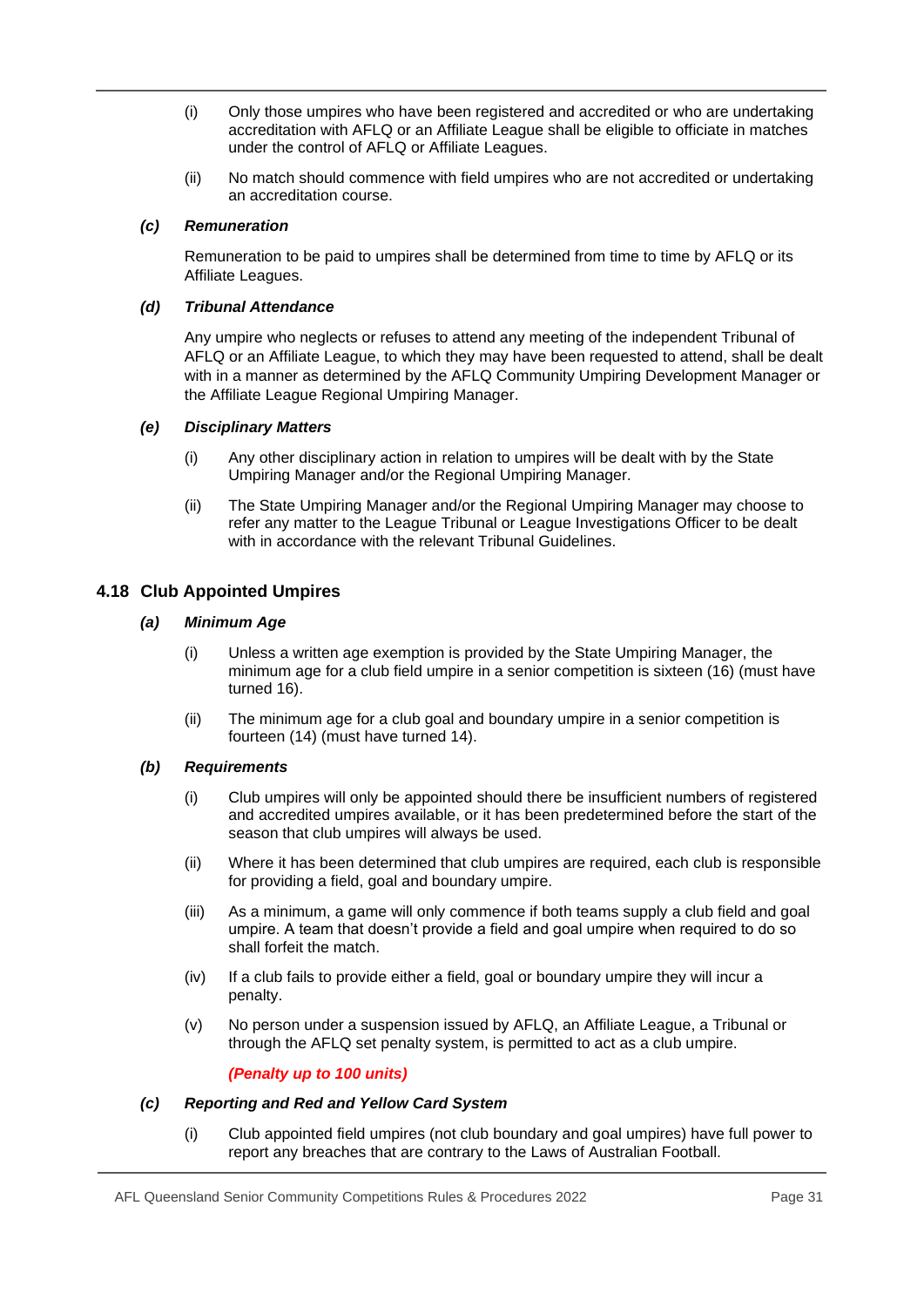(i) Only those umpires who have been registered and accredited or who are undertaking accreditation with AFLQ or an Affiliate League shall be eligible to officiate in matches under the control of AFLQ or Affiliate Leagues.

(ii) No match should commence with field umpires who are not accredited or undertaking an accreditation course.

#### *(c) Remuneration*

Remuneration to be paid to umpires shall be determined from time to time by AFLQ or its Affiliate Leagues.

#### *(d) Tribunal Attendance*

Any umpire who neglects or refuses to attend any meeting of the independent Tribunal of AFLQ or an Affiliate League, to which they may have been requested to attend, shall be dealt with in a manner as determined by the AFLQ Community Umpiring Development Manager or the Affiliate League Regional Umpiring Manager.

#### *(e) Disciplinary Matters*

(i) Any other disciplinary action in relation to umpires will be dealt with by the State Umpiring Manager and/or the Regional Umpiring Manager.

(ii) The State Umpiring Manager and/or the Regional Umpiring Manager may choose to refer any matter to the League Tribunal or League Investigations Officer to be dealt with in accordance with the relevant Tribunal Guidelines.

### 4.18 Club Appointed Umpires

#### *(a) Minimum Age*

(i) Unless a written age exemption is provided by the State Umpiring Manager, the minimum age for a club field umpire in a senior competition is sixteen (16) (must have turned 16).

(ii) The minimum age for a club goal and boundary umpire in a senior competition is fourteen (14) (must have turned 14).

#### *(b) Requirements*

(i) Club umpires will only be appointed should there be insufficient numbers of registered and accredited umpires available, or it has been predetermined before the start of the season that club umpires will always be used.

(ii) Where it has been determined that club umpires are required, each club is responsible for providing a field, goal and boundary umpire.

(iii) As a minimum, a game will only commence if both teams supply a club field and goal umpire. A team that doesn't provide a field and goal umpire when required to do so shall forfeit the match.

(iv) If a club fails to provide either a field, goal or boundary umpire they will incur a penalty.

(v) No person under a suspension issued by AFLQ, an Affiliate League, a Tribunal or through the AFLQ set penalty system, is permitted to act as a club umpire.

***(Penalty up to 100 units)***

#### *(c) Reporting and Red and Yellow Card System*

(i) Club appointed field umpires (not club boundary and goal umpires) have full power to report any breaches that are contrary to the Laws of Australian Football.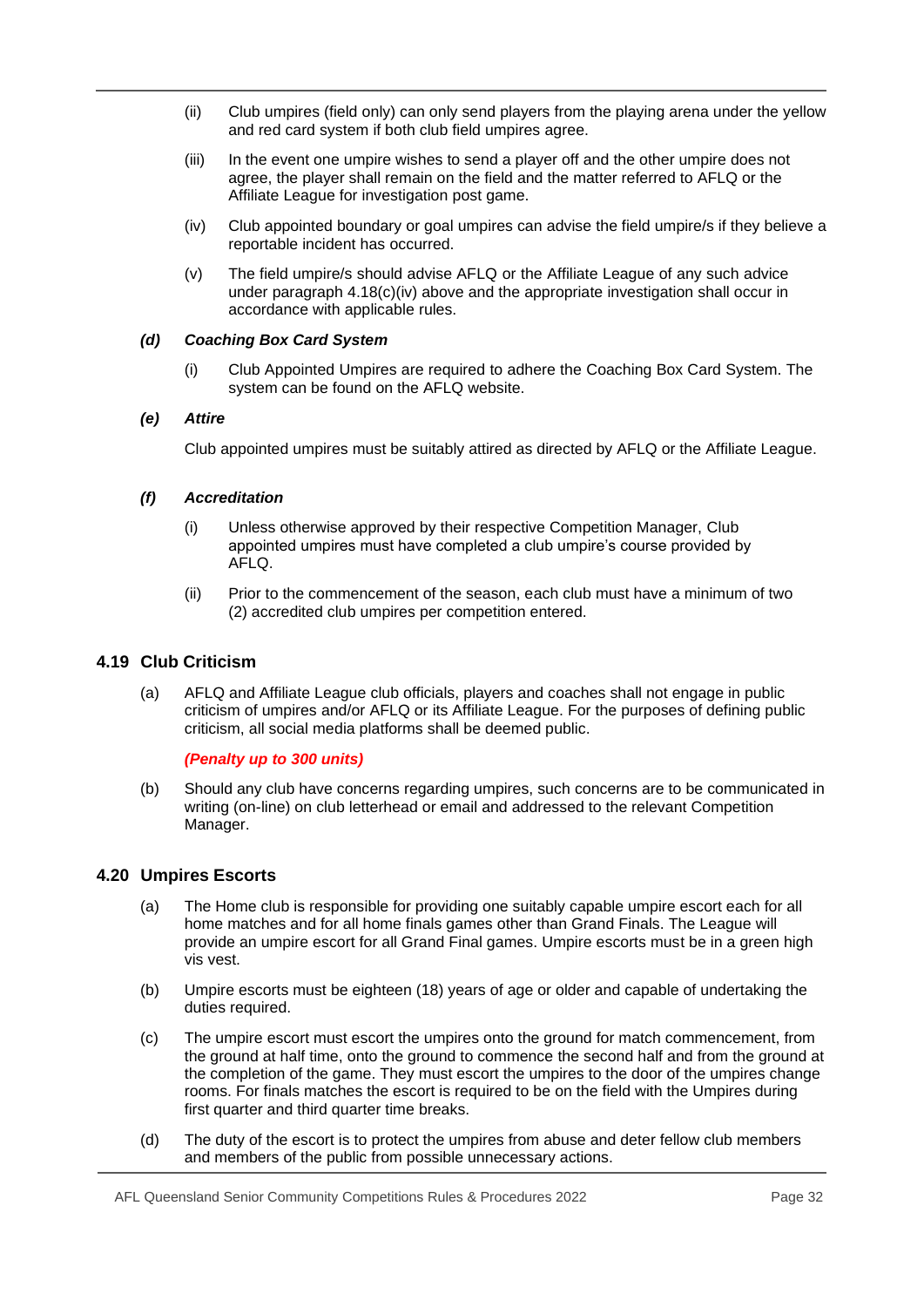(ii) Club umpires (field only) can only send players from the playing arena under the yellow and red card system if both club field umpires agree.

(iii) In the event one umpire wishes to send a player off and the other umpire does not agree, the player shall remain on the field and the matter referred to AFLQ or the Affiliate League for investigation post game.

(iv) Club appointed boundary or goal umpires can advise the field umpire/s if they believe a reportable incident has occurred.

(v) The field umpire/s should advise AFLQ or the Affiliate League of any such advice under paragraph 4.18(c)(iv) above and the appropriate investigation shall occur in accordance with applicable rules.

***(d) Coaching Box Card System***

(i) Club Appointed Umpires are required to adhere the Coaching Box Card System. The system can be found on the AFLQ website.

***(e) Attire***

Club appointed umpires must be suitably attired as directed by AFLQ or the Affiliate League.

***(f) Accreditation***

(i) Unless otherwise approved by their respective Competition Manager, Club appointed umpires must have completed a club umpire's course provided by AFLQ.

(ii) Prior to the commencement of the season, each club must have a minimum of two (2) accredited club umpires per competition entered.

## 4.19 Club Criticism

(a) AFLQ and Affiliate League club officials, players and coaches shall not engage in public criticism of umpires and/or AFLQ or its Affiliate League. For the purposes of defining public criticism, all social media platforms shall be deemed public.

***(Penalty up to 300 units)***

(b) Should any club have concerns regarding umpires, such concerns are to be communicated in writing (on-line) on club letterhead or email and addressed to the relevant Competition Manager.

## 4.20 Umpires Escorts

(a) The Home club is responsible for providing one suitably capable umpire escort each for all home matches and for all home finals games other than Grand Finals. The League will provide an umpire escort for all Grand Final games. Umpire escorts must be in a green high vis vest.

(b) Umpire escorts must be eighteen (18) years of age or older and capable of undertaking the duties required.

(c) The umpire escort must escort the umpires onto the ground for match commencement, from the ground at half time, onto the ground to commence the second half and from the ground at the completion of the game. They must escort the umpires to the door of the umpires change rooms. For finals matches the escort is required to be on the field with the Umpires during first quarter and third quarter time breaks.

(d) The duty of the escort is to protect the umpires from abuse and deter fellow club members and members of the public from possible unnecessary actions.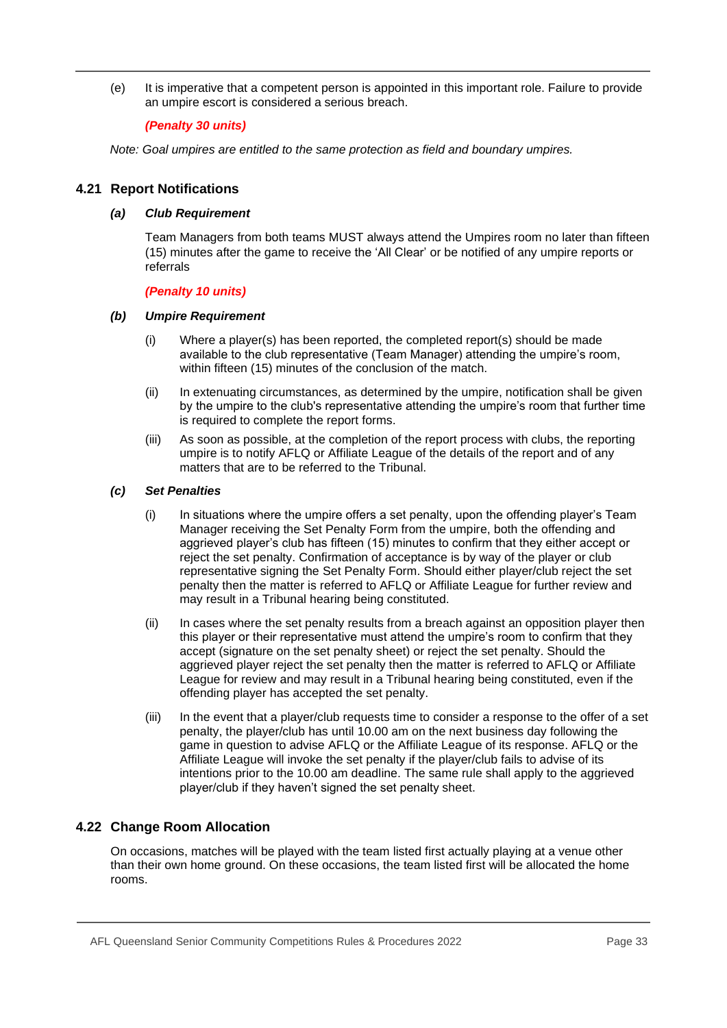(e) It is imperative that a competent person is appointed in this important role. Failure to provide an umpire escort is considered a serious breach.

***(Penalty 30 units)***

*Note: Goal umpires are entitled to the same protection as field and boundary umpires.*

## 4.21 Report Notifications

### *(a) Club Requirement*

Team Managers from both teams MUST always attend the Umpires room no later than fifteen (15) minutes after the game to receive the 'All Clear' or be notified of any umpire reports or referrals

***(Penalty 10 units)***

### *(b) Umpire Requirement*

(i) Where a player(s) has been reported, the completed report(s) should be made available to the club representative (Team Manager) attending the umpire's room, within fifteen (15) minutes of the conclusion of the match.

(ii) In extenuating circumstances, as determined by the umpire, notification shall be given by the umpire to the club's representative attending the umpire's room that further time is required to complete the report forms.

(iii) As soon as possible, at the completion of the report process with clubs, the reporting umpire is to notify AFLQ or Affiliate League of the details of the report and of any matters that are to be referred to the Tribunal.

### *(c) Set Penalties*

(i) In situations where the umpire offers a set penalty, upon the offending player's Team Manager receiving the Set Penalty Form from the umpire, both the offending and aggrieved player's club has fifteen (15) minutes to confirm that they either accept or reject the set penalty. Confirmation of acceptance is by way of the player or club representative signing the Set Penalty Form. Should either player/club reject the set penalty then the matter is referred to AFLQ or Affiliate League for further review and may result in a Tribunal hearing being constituted.

(ii) In cases where the set penalty results from a breach against an opposition player then this player or their representative must attend the umpire's room to confirm that they accept (signature on the set penalty sheet) or reject the set penalty. Should the aggrieved player reject the set penalty then the matter is referred to AFLQ or Affiliate League for review and may result in a Tribunal hearing being constituted, even if the offending player has accepted the set penalty.

(iii) In the event that a player/club requests time to consider a response to the offer of a set penalty, the player/club has until 10.00 am on the next business day following the game in question to advise AFLQ or the Affiliate League of its response. AFLQ or the Affiliate League will invoke the set penalty if the player/club fails to advise of its intentions prior to the 10.00 am deadline. The same rule shall apply to the aggrieved player/club if they haven't signed the set penalty sheet.

## 4.22 Change Room Allocation

On occasions, matches will be played with the team listed first actually playing at a venue other than their own home ground. On these occasions, the team listed first will be allocated the home rooms.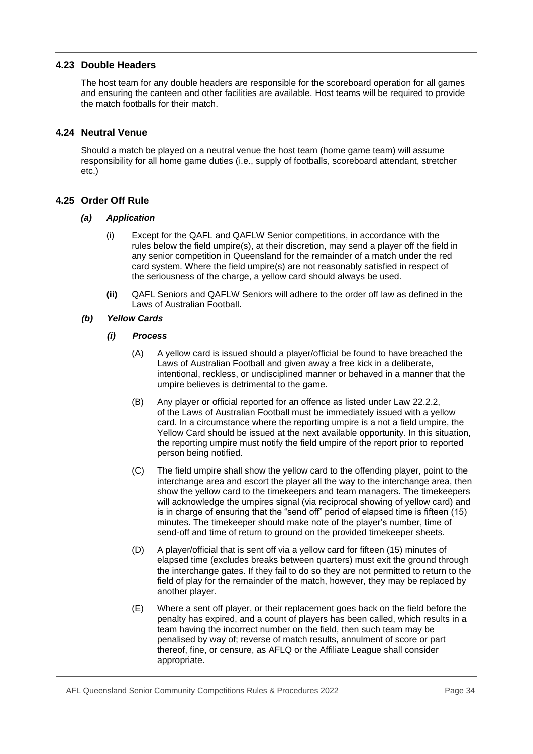## 4.23 Double Headers

The host team for any double headers are responsible for the scoreboard operation for all games and ensuring the canteen and other facilities are available. Host teams will be required to provide the match footballs for their match.

## 4.24 Neutral Venue

Should a match be played on a neutral venue the host team (home game team) will assume responsibility for all home game duties (i.e., supply of footballs, scoreboard attendant, stretcher etc.)

## 4.25 Order Off Rule

### *(a) Application*

(i) Except for the QAFL and QAFLW Senior competitions, in accordance with the rules below the field umpire(s), at their discretion, may send a player off the field in any senior competition in Queensland for the remainder of a match under the red card system. Where the field umpire(s) are not reasonably satisfied in respect of the seriousness of the charge, a yellow card should always be used.

**(ii)** QAFL Seniors and QAFLW Seniors will adhere to the order off law as defined in the Laws of Australian Football**.**

### *(b) Yellow Cards*

#### *(i) Process*

(A) A yellow card is issued should a player/official be found to have breached the Laws of Australian Football and given away a free kick in a deliberate, intentional, reckless, or undisciplined manner or behaved in a manner that the umpire believes is detrimental to the game.

(B) Any player or official reported for an offence as listed under Law 22.2.2, of the Laws of Australian Football must be immediately issued with a yellow card. In a circumstance where the reporting umpire is a not a field umpire, the Yellow Card should be issued at the next available opportunity. In this situation, the reporting umpire must notify the field umpire of the report prior to reported person being notified.

(C) The field umpire shall show the yellow card to the offending player, point to the interchange area and escort the player all the way to the interchange area, then show the yellow card to the timekeepers and team managers. The timekeepers will acknowledge the umpires signal (via reciprocal showing of yellow card) and is in charge of ensuring that the "send off" period of elapsed time is fifteen (15) minutes. The timekeeper should make note of the player's number, time of send-off and time of return to ground on the provided timekeeper sheets.

(D) A player/official that is sent off via a yellow card for fifteen (15) minutes of elapsed time (excludes breaks between quarters) must exit the ground through the interchange gates. If they fail to do so they are not permitted to return to the field of play for the remainder of the match, however, they may be replaced by another player.

(E) Where a sent off player, or their replacement goes back on the field before the penalty has expired, and a count of players has been called, which results in a team having the incorrect number on the field, then such team may be penalised by way of; reverse of match results, annulment of score or part thereof, fine, or censure, as AFLQ or the Affiliate League shall consider appropriate.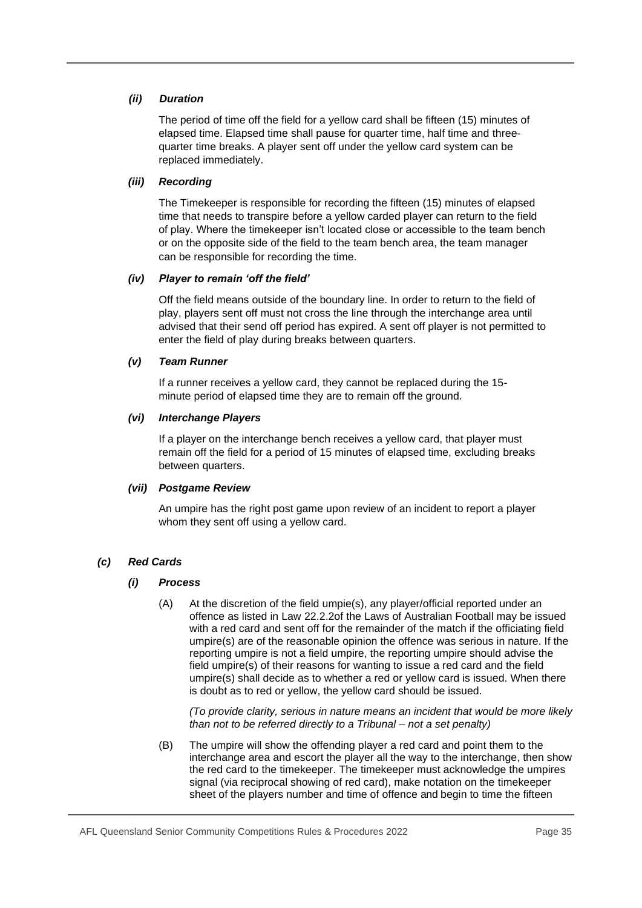#### *(ii) Duration*

The period of time off the field for a yellow card shall be fifteen (15) minutes of elapsed time. Elapsed time shall pause for quarter time, half time and three-quarter time breaks. A player sent off under the yellow card system can be replaced immediately.

#### *(iii) Recording*

The Timekeeper is responsible for recording the fifteen (15) minutes of elapsed time that needs to transpire before a yellow carded player can return to the field of play. Where the timekeeper isn't located close or accessible to the team bench or on the opposite side of the field to the team bench area, the team manager can be responsible for recording the time.

#### *(iv) Player to remain 'off the field'*

Off the field means outside of the boundary line. In order to return to the field of play, players sent off must not cross the line through the interchange area until advised that their send off period has expired. A sent off player is not permitted to enter the field of play during breaks between quarters.

#### *(v) Team Runner*

If a runner receives a yellow card, they cannot be replaced during the 15-minute period of elapsed time they are to remain off the ground.

#### *(vi) Interchange Players*

If a player on the interchange bench receives a yellow card, that player must remain off the field for a period of 15 minutes of elapsed time, excluding breaks between quarters.

#### *(vii) Postgame Review*

An umpire has the right post game upon review of an incident to report a player whom they sent off using a yellow card.

### *(c) Red Cards*

#### *(i) Process*

(A) At the discretion of the field umpie(s), any player/official reported under an offence as listed in Law 22.2.2of the Laws of Australian Football may be issued with a red card and sent off for the remainder of the match if the officiating field umpire(s) are of the reasonable opinion the offence was serious in nature. If the reporting umpire is not a field umpire, the reporting umpire should advise the field umpire(s) of their reasons for wanting to issue a red card and the field umpire(s) shall decide as to whether a red or yellow card is issued. When there is doubt as to red or yellow, the yellow card should be issued.

*(To provide clarity, serious in nature means an incident that would be more likely than not to be referred directly to a Tribunal – not a set penalty)*

(B) The umpire will show the offending player a red card and point them to the interchange area and escort the player all the way to the interchange, then show the red card to the timekeeper. The timekeeper must acknowledge the umpires signal (via reciprocal showing of red card), make notation on the timekeeper sheet of the players number and time of offence and begin to time the fifteen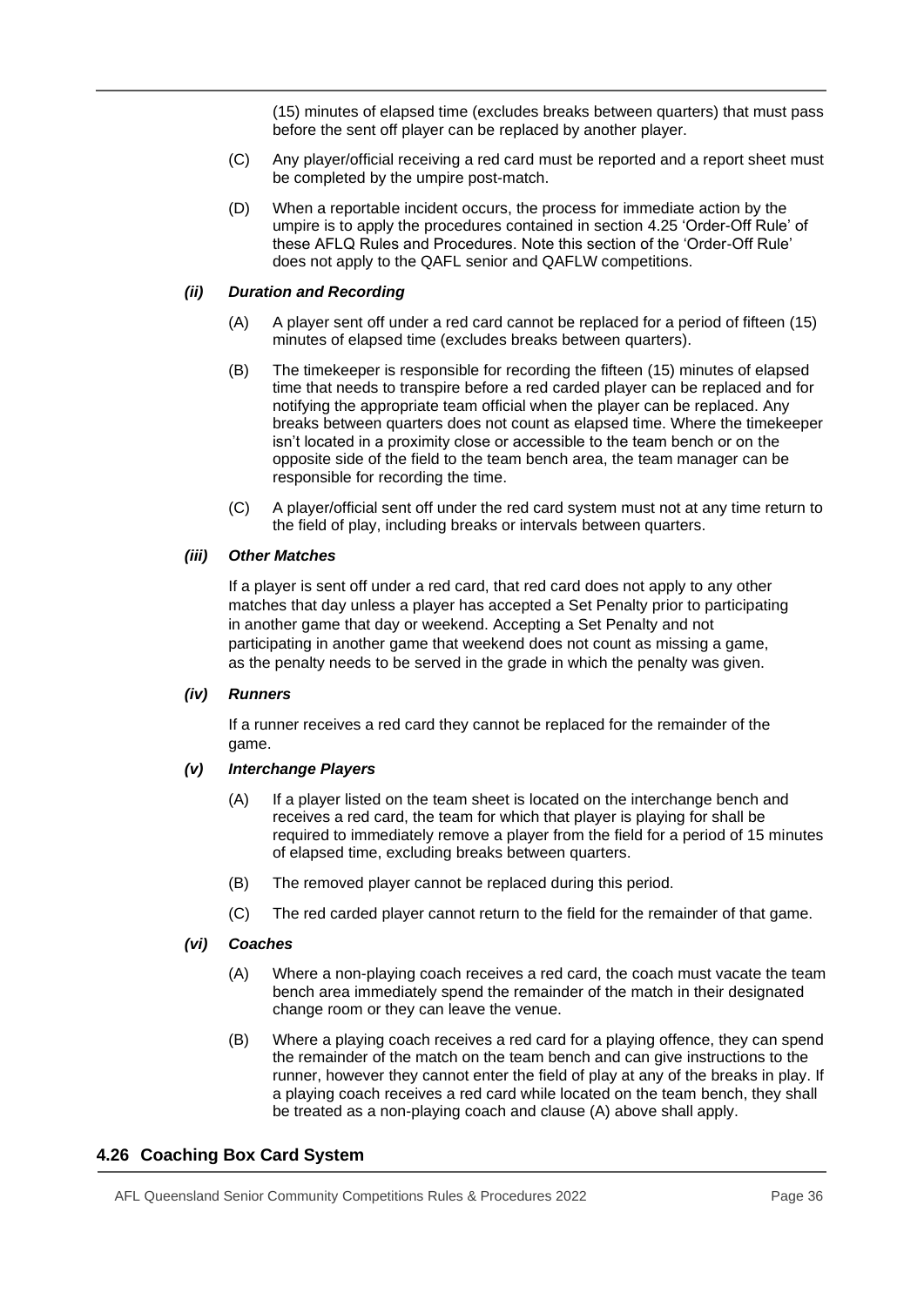(15) minutes of elapsed time (excludes breaks between quarters) that must pass before the sent off player can be replaced by another player.

(C) Any player/official receiving a red card must be reported and a report sheet must be completed by the umpire post-match.

(D) When a reportable incident occurs, the process for immediate action by the umpire is to apply the procedures contained in section 4.25 'Order-Off Rule' of these AFLQ Rules and Procedures. Note this section of the 'Order-Off Rule' does not apply to the QAFL senior and QAFLW competitions.

***(ii) Duration and Recording***

(A) A player sent off under a red card cannot be replaced for a period of fifteen (15) minutes of elapsed time (excludes breaks between quarters).

(B) The timekeeper is responsible for recording the fifteen (15) minutes of elapsed time that needs to transpire before a red carded player can be replaced and for notifying the appropriate team official when the player can be replaced. Any breaks between quarters does not count as elapsed time. Where the timekeeper isn't located in a proximity close or accessible to the team bench or on the opposite side of the field to the team bench area, the team manager can be responsible for recording the time.

(C) A player/official sent off under the red card system must not at any time return to the field of play, including breaks or intervals between quarters.

***(iii) Other Matches***

If a player is sent off under a red card, that red card does not apply to any other matches that day unless a player has accepted a Set Penalty prior to participating in another game that day or weekend. Accepting a Set Penalty and not participating in another game that weekend does not count as missing a game, as the penalty needs to be served in the grade in which the penalty was given.

***(iv) Runners***

If a runner receives a red card they cannot be replaced for the remainder of the game.

***(v) Interchange Players***

(A) If a player listed on the team sheet is located on the interchange bench and receives a red card, the team for which that player is playing for shall be required to immediately remove a player from the field for a period of 15 minutes of elapsed time, excluding breaks between quarters.

(B) The removed player cannot be replaced during this period.

(C) The red carded player cannot return to the field for the remainder of that game.

***(vi) Coaches***

(A) Where a non-playing coach receives a red card, the coach must vacate the team bench area immediately spend the remainder of the match in their designated change room or they can leave the venue.

(B) Where a playing coach receives a red card for a playing offence, they can spend the remainder of the match on the team bench and can give instructions to the runner, however they cannot enter the field of play at any of the breaks in play. If a playing coach receives a red card while located on the team bench, they shall be treated as a non-playing coach and clause (A) above shall apply.

## 4.26 Coaching Box Card System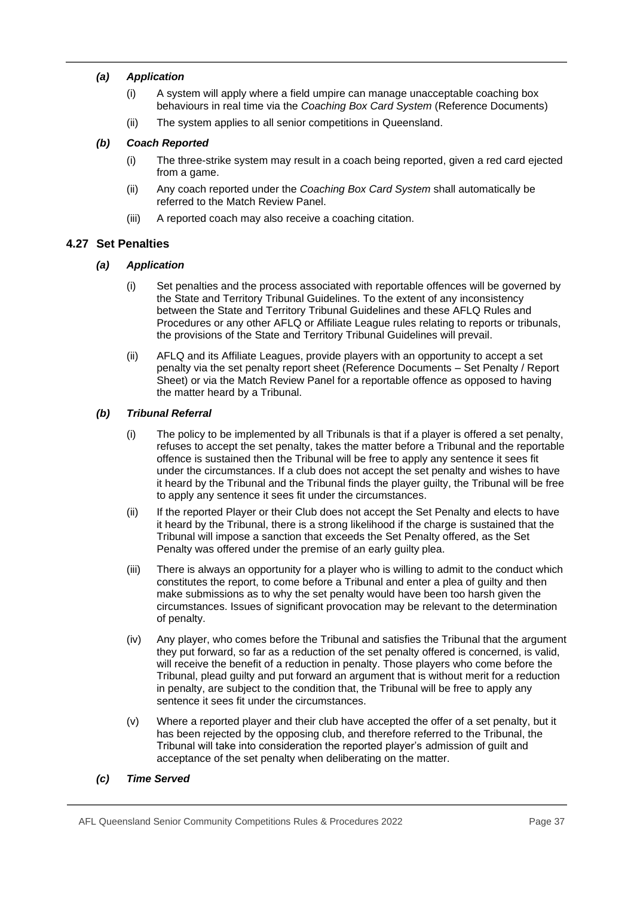*(a)* ***Application***

(i) A system will apply where a field umpire can manage unacceptable coaching box behaviours in real time via the *Coaching Box Card System* (Reference Documents)

(ii) The system applies to all senior competitions in Queensland.

*(b)* ***Coach Reported***

(i) The three-strike system may result in a coach being reported, given a red card ejected from a game.

(ii) Any coach reported under the *Coaching Box Card System* shall automatically be referred to the Match Review Panel.

(iii) A reported coach may also receive a coaching citation.

## 4.27 Set Penalties

*(a)* ***Application***

(i) Set penalties and the process associated with reportable offences will be governed by the State and Territory Tribunal Guidelines. To the extent of any inconsistency between the State and Territory Tribunal Guidelines and these AFLQ Rules and Procedures or any other AFLQ or Affiliate League rules relating to reports or tribunals, the provisions of the State and Territory Tribunal Guidelines will prevail.

(ii) AFLQ and its Affiliate Leagues, provide players with an opportunity to accept a set penalty via the set penalty report sheet (Reference Documents – Set Penalty / Report Sheet) or via the Match Review Panel for a reportable offence as opposed to having the matter heard by a Tribunal.

*(b)* ***Tribunal Referral***

(i) The policy to be implemented by all Tribunals is that if a player is offered a set penalty, refuses to accept the set penalty, takes the matter before a Tribunal and the reportable offence is sustained then the Tribunal will be free to apply any sentence it sees fit under the circumstances. If a club does not accept the set penalty and wishes to have it heard by the Tribunal and the Tribunal finds the player guilty, the Tribunal will be free to apply any sentence it sees fit under the circumstances.

(ii) If the reported Player or their Club does not accept the Set Penalty and elects to have it heard by the Tribunal, there is a strong likelihood if the charge is sustained that the Tribunal will impose a sanction that exceeds the Set Penalty offered, as the Set Penalty was offered under the premise of an early guilty plea.

(iii) There is always an opportunity for a player who is willing to admit to the conduct which constitutes the report, to come before a Tribunal and enter a plea of guilty and then make submissions as to why the set penalty would have been too harsh given the circumstances. Issues of significant provocation may be relevant to the determination of penalty.

(iv) Any player, who comes before the Tribunal and satisfies the Tribunal that the argument they put forward, so far as a reduction of the set penalty offered is concerned, is valid, will receive the benefit of a reduction in penalty. Those players who come before the Tribunal, plead guilty and put forward an argument that is without merit for a reduction in penalty, are subject to the condition that, the Tribunal will be free to apply any sentence it sees fit under the circumstances.

(v) Where a reported player and their club have accepted the offer of a set penalty, but it has been rejected by the opposing club, and therefore referred to the Tribunal, the Tribunal will take into consideration the reported player's admission of guilt and acceptance of the set penalty when deliberating on the matter.

*(c)* ***Time Served***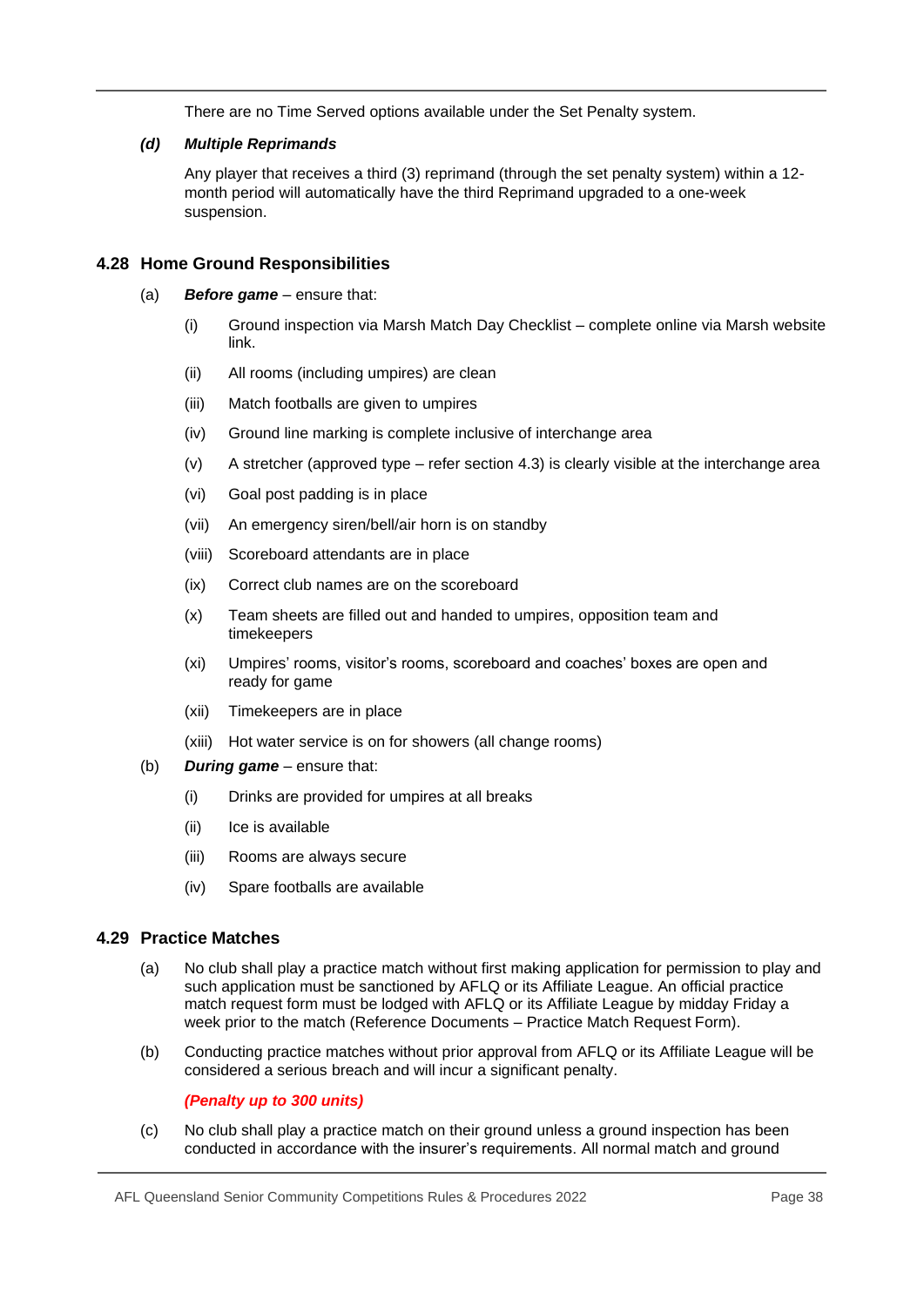There are no Time Served options available under the Set Penalty system.

***(d) Multiple Reprimands***

Any player that receives a third (3) reprimand (through the set penalty system) within a 12-month period will automatically have the third Reprimand upgraded to a one-week suspension.

## 4.28 Home Ground Responsibilities

(a) ***Before game*** – ensure that:

- (i) Ground inspection via Marsh Match Day Checklist – complete online via Marsh website link.
- (ii) All rooms (including umpires) are clean
- (iii) Match footballs are given to umpires
- (iv) Ground line marking is complete inclusive of interchange area
- (v) A stretcher (approved type – refer section 4.3) is clearly visible at the interchange area
- (vi) Goal post padding is in place
- (vii) An emergency siren/bell/air horn is on standby
- (viii) Scoreboard attendants are in place
- (ix) Correct club names are on the scoreboard
- (x) Team sheets are filled out and handed to umpires, opposition team and timekeepers
- (xi) Umpires' rooms, visitor's rooms, scoreboard and coaches' boxes are open and ready for game
- (xii) Timekeepers are in place
- (xiii) Hot water service is on for showers (all change rooms)

(b) ***During game*** – ensure that:

- (i) Drinks are provided for umpires at all breaks
- (ii) Ice is available
- (iii) Rooms are always secure
- (iv) Spare footballs are available

## 4.29 Practice Matches

(a) No club shall play a practice match without first making application for permission to play and such application must be sanctioned by AFLQ or its Affiliate League. An official practice match request form must be lodged with AFLQ or its Affiliate League by midday Friday a week prior to the match (Reference Documents – Practice Match Request Form).

(b) Conducting practice matches without prior approval from AFLQ or its Affiliate League will be considered a serious breach and will incur a significant penalty.

***(Penalty up to 300 units)***

(c) No club shall play a practice match on their ground unless a ground inspection has been conducted in accordance with the insurer's requirements. All normal match and ground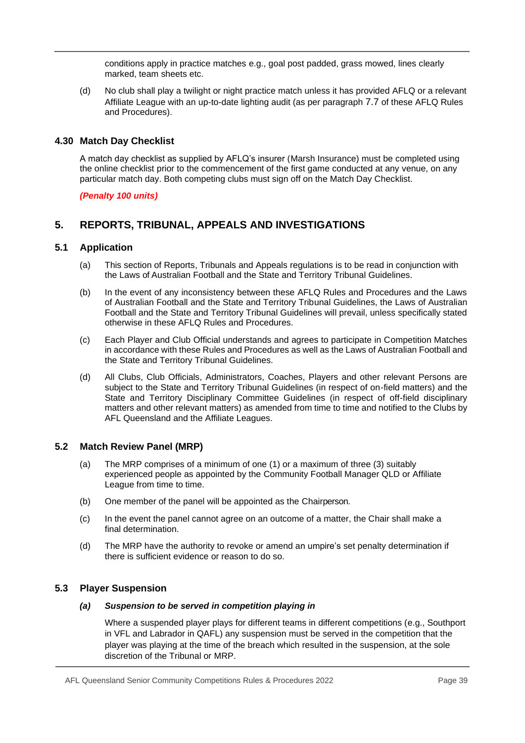conditions apply in practice matches e.g., goal post padded, grass mowed, lines clearly marked, team sheets etc.

(d) No club shall play a twilight or night practice match unless it has provided AFLQ or a relevant Affiliate League with an up-to-date lighting audit (as per paragraph 7.7 of these AFLQ Rules and Procedures).

### 4.30 Match Day Checklist

A match day checklist as supplied by AFLQ's insurer (Marsh Insurance) must be completed using the online checklist prior to the commencement of the first game conducted at any venue, on any particular match day. Both competing clubs must sign off on the Match Day Checklist.

***(Penalty 100 units)***

## 5. REPORTS, TRIBUNAL, APPEALS AND INVESTIGATIONS

### 5.1 Application

(a) This section of Reports, Tribunals and Appeals regulations is to be read in conjunction with the Laws of Australian Football and the State and Territory Tribunal Guidelines.

(b) In the event of any inconsistency between these AFLQ Rules and Procedures and the Laws of Australian Football and the State and Territory Tribunal Guidelines, the Laws of Australian Football and the State and Territory Tribunal Guidelines will prevail, unless specifically stated otherwise in these AFLQ Rules and Procedures.

(c) Each Player and Club Official understands and agrees to participate in Competition Matches in accordance with these Rules and Procedures as well as the Laws of Australian Football and the State and Territory Tribunal Guidelines.

(d) All Clubs, Club Officials, Administrators, Coaches, Players and other relevant Persons are subject to the State and Territory Tribunal Guidelines (in respect of on-field matters) and the State and Territory Disciplinary Committee Guidelines (in respect of off-field disciplinary matters and other relevant matters) as amended from time to time and notified to the Clubs by AFL Queensland and the Affiliate Leagues.

### 5.2 Match Review Panel (MRP)

(a) The MRP comprises of a minimum of one (1) or a maximum of three (3) suitably experienced people as appointed by the Community Football Manager QLD or Affiliate League from time to time.

(b) One member of the panel will be appointed as the Chairperson.

(c) In the event the panel cannot agree on an outcome of a matter, the Chair shall make a final determination.

(d) The MRP have the authority to revoke or amend an umpire's set penalty determination if there is sufficient evidence or reason to do so.

### 5.3 Player Suspension

***(a) Suspension to be served in competition playing in***

Where a suspended player plays for different teams in different competitions (e.g., Southport in VFL and Labrador in QAFL) any suspension must be served in the competition that the player was playing at the time of the breach which resulted in the suspension, at the sole discretion of the Tribunal or MRP.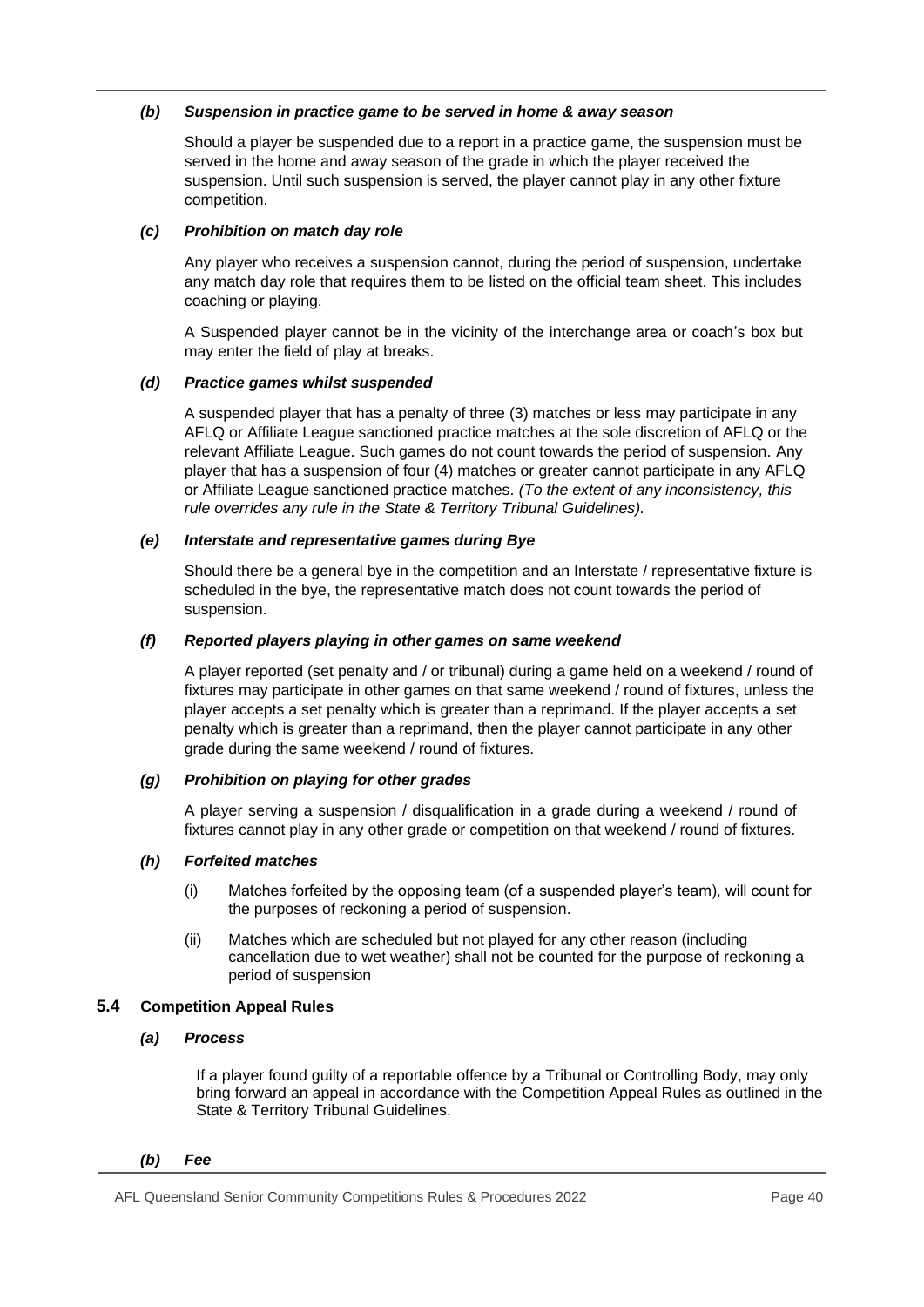### *(b) Suspension in practice game to be served in home & away season*

Should a player be suspended due to a report in a practice game, the suspension must be served in the home and away season of the grade in which the player received the suspension. Until such suspension is served, the player cannot play in any other fixture competition.

### *(c) Prohibition on match day role*

Any player who receives a suspension cannot, during the period of suspension, undertake any match day role that requires them to be listed on the official team sheet. This includes coaching or playing.

A Suspended player cannot be in the vicinity of the interchange area or coach's box but may enter the field of play at breaks.

### *(d) Practice games whilst suspended*

A suspended player that has a penalty of three (3) matches or less may participate in any AFLQ or Affiliate League sanctioned practice matches at the sole discretion of AFLQ or the relevant Affiliate League. Such games do not count towards the period of suspension. Any player that has a suspension of four (4) matches or greater cannot participate in any AFLQ or Affiliate League sanctioned practice matches. *(To the extent of any inconsistency, this rule overrides any rule in the State & Territory Tribunal Guidelines).*

### *(e) Interstate and representative games during Bye*

Should there be a general bye in the competition and an Interstate / representative fixture is scheduled in the bye, the representative match does not count towards the period of suspension.

### *(f) Reported players playing in other games on same weekend*

A player reported (set penalty and / or tribunal) during a game held on a weekend / round of fixtures may participate in other games on that same weekend / round of fixtures, unless the player accepts a set penalty which is greater than a reprimand. If the player accepts a set penalty which is greater than a reprimand, then the player cannot participate in any other grade during the same weekend / round of fixtures.

### *(g) Prohibition on playing for other grades*

A player serving a suspension / disqualification in a grade during a weekend / round of fixtures cannot play in any other grade or competition on that weekend / round of fixtures.

### *(h) Forfeited matches*

(i) Matches forfeited by the opposing team (of a suspended player's team), will count for the purposes of reckoning a period of suspension.

(ii) Matches which are scheduled but not played for any other reason (including cancellation due to wet weather) shall not be counted for the purpose of reckoning a period of suspension

## 5.4 Competition Appeal Rules

### *(a) Process*

If a player found guilty of a reportable offence by a Tribunal or Controlling Body, may only bring forward an appeal in accordance with the Competition Appeal Rules as outlined in the State & Territory Tribunal Guidelines.

### *(b) Fee*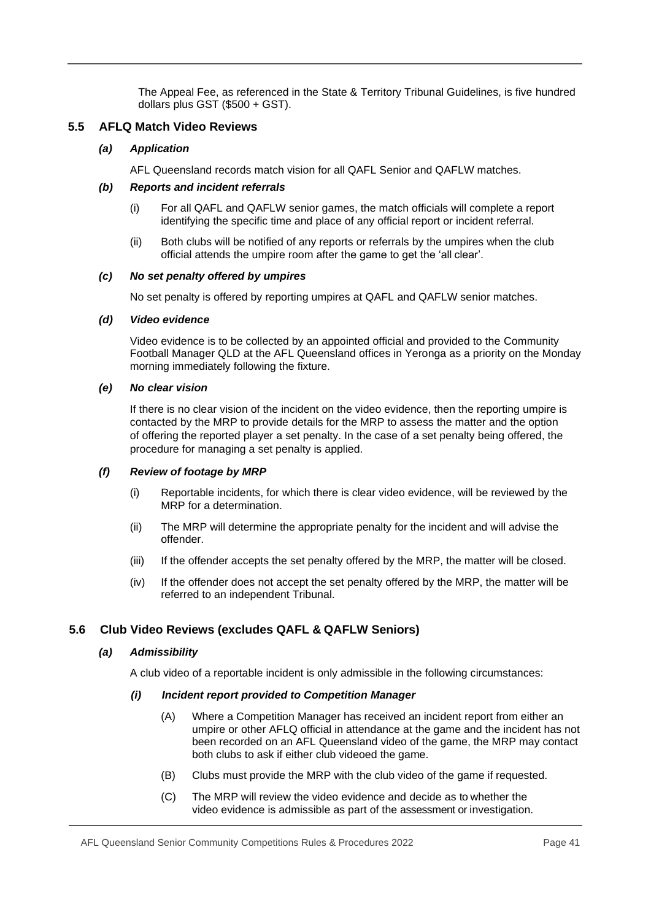The Appeal Fee, as referenced in the State & Territory Tribunal Guidelines, is five hundred dollars plus GST ($500 + GST).

## 5.5 AFLQ Match Video Reviews

### *(a) Application*

AFL Queensland records match vision for all QAFL Senior and QAFLW matches.

### *(b) Reports and incident referrals*

(i) For all QAFL and QAFLW senior games, the match officials will complete a report identifying the specific time and place of any official report or incident referral.

(ii) Both clubs will be notified of any reports or referrals by the umpires when the club official attends the umpire room after the game to get the 'all clear'.

### *(c) No set penalty offered by umpires*

No set penalty is offered by reporting umpires at QAFL and QAFLW senior matches.

### *(d) Video evidence*

Video evidence is to be collected by an appointed official and provided to the Community Football Manager QLD at the AFL Queensland offices in Yeronga as a priority on the Monday morning immediately following the fixture.

### *(e) No clear vision*

If there is no clear vision of the incident on the video evidence, then the reporting umpire is contacted by the MRP to provide details for the MRP to assess the matter and the option of offering the reported player a set penalty. In the case of a set penalty being offered, the procedure for managing a set penalty is applied.

### *(f) Review of footage by MRP*

(i) Reportable incidents, for which there is clear video evidence, will be reviewed by the MRP for a determination.

(ii) The MRP will determine the appropriate penalty for the incident and will advise the offender.

(iii) If the offender accepts the set penalty offered by the MRP, the matter will be closed.

(iv) If the offender does not accept the set penalty offered by the MRP, the matter will be referred to an independent Tribunal.

## 5.6 Club Video Reviews (excludes QAFL & QAFLW Seniors)

### *(a) Admissibility*

A club video of a reportable incident is only admissible in the following circumstances:

#### *(i) Incident report provided to Competition Manager*

(A) Where a Competition Manager has received an incident report from either an umpire or other AFLQ official in attendance at the game and the incident has not been recorded on an AFL Queensland video of the game, the MRP may contact both clubs to ask if either club videoed the game.

(B) Clubs must provide the MRP with the club video of the game if requested.

(C) The MRP will review the video evidence and decide as to whether the video evidence is admissible as part of the assessment or investigation.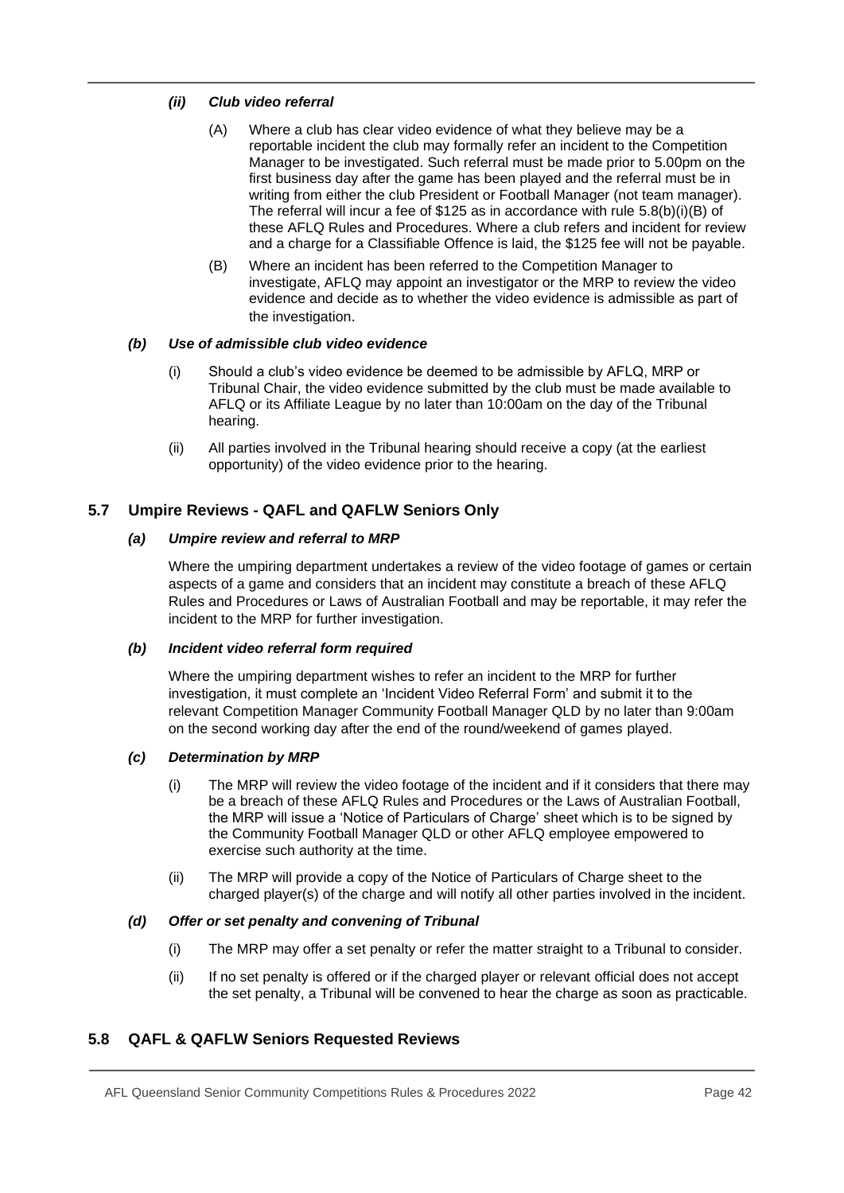#### *(ii) Club video referral*

(A) Where a club has clear video evidence of what they believe may be a reportable incident the club may formally refer an incident to the Competition Manager to be investigated. Such referral must be made prior to 5.00pm on the first business day after the game has been played and the referral must be in writing from either the club President or Football Manager (not team manager). The referral will incur a fee of $125 as in accordance with rule 5.8(b)(i)(B) of these AFLQ Rules and Procedures. Where a club refers and incident for review and a charge for a Classifiable Offence is laid, the $125 fee will not be payable.

(B) Where an incident has been referred to the Competition Manager to investigate, AFLQ may appoint an investigator or the MRP to review the video evidence and decide as to whether the video evidence is admissible as part of the investigation.

### *(b) Use of admissible club video evidence*

(i) Should a club's video evidence be deemed to be admissible by AFLQ, MRP or Tribunal Chair, the video evidence submitted by the club must be made available to AFLQ or its Affiliate League by no later than 10:00am on the day of the Tribunal hearing.

(ii) All parties involved in the Tribunal hearing should receive a copy (at the earliest opportunity) of the video evidence prior to the hearing.

## 5.7 Umpire Reviews - QAFL and QAFLW Seniors Only

### *(a) Umpire review and referral to MRP*

Where the umpiring department undertakes a review of the video footage of games or certain aspects of a game and considers that an incident may constitute a breach of these AFLQ Rules and Procedures or Laws of Australian Football and may be reportable, it may refer the incident to the MRP for further investigation.

### *(b) Incident video referral form required*

Where the umpiring department wishes to refer an incident to the MRP for further investigation, it must complete an 'Incident Video Referral Form' and submit it to the relevant Competition Manager Community Football Manager QLD by no later than 9:00am on the second working day after the end of the round/weekend of games played.

### *(c) Determination by MRP*

(i) The MRP will review the video footage of the incident and if it considers that there may be a breach of these AFLQ Rules and Procedures or the Laws of Australian Football, the MRP will issue a 'Notice of Particulars of Charge' sheet which is to be signed by the Community Football Manager QLD or other AFLQ employee empowered to exercise such authority at the time.

(ii) The MRP will provide a copy of the Notice of Particulars of Charge sheet to the charged player(s) of the charge and will notify all other parties involved in the incident.

### *(d) Offer or set penalty and convening of Tribunal*

(i) The MRP may offer a set penalty or refer the matter straight to a Tribunal to consider.

(ii) If no set penalty is offered or if the charged player or relevant official does not accept the set penalty, a Tribunal will be convened to hear the charge as soon as practicable.

## 5.8 QAFL & QAFLW Seniors Requested Reviews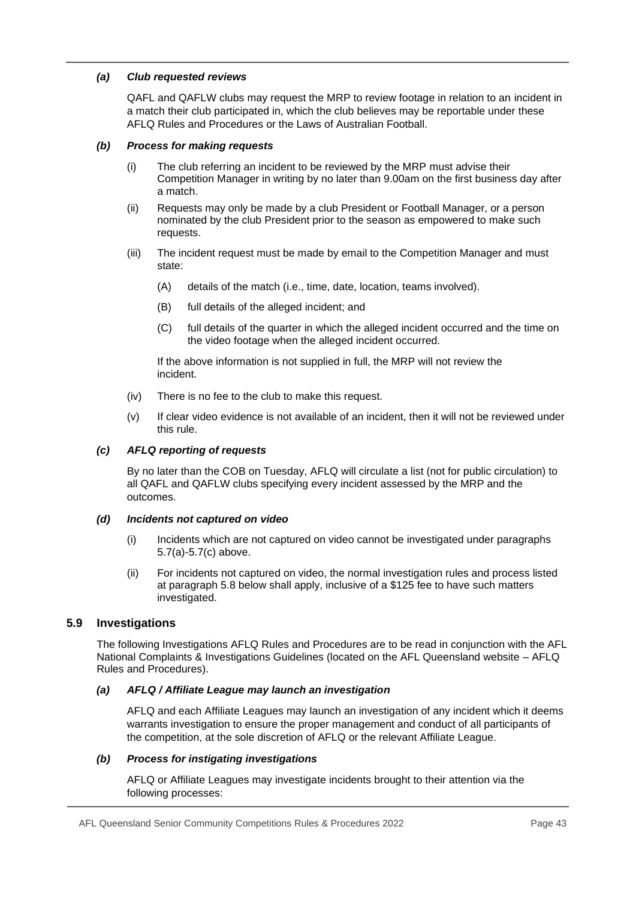### *(a) Club requested reviews*

QAFL and QAFLW clubs may request the MRP to review footage in relation to an incident in a match their club participated in, which the club believes may be reportable under these AFLQ Rules and Procedures or the Laws of Australian Football.

### *(b) Process for making requests*

(i) The club referring an incident to be reviewed by the MRP must advise their Competition Manager in writing by no later than 9.00am on the first business day after a match.

(ii) Requests may only be made by a club President or Football Manager, or a person nominated by the club President prior to the season as empowered to make such requests.

(iii) The incident request must be made by email to the Competition Manager and must state:

(A) details of the match (i.e., time, date, location, teams involved).

(B) full details of the alleged incident; and

(C) full details of the quarter in which the alleged incident occurred and the time on the video footage when the alleged incident occurred.

If the above information is not supplied in full, the MRP will not review the incident.

(iv) There is no fee to the club to make this request.

(v) If clear video evidence is not available of an incident, then it will not be reviewed under this rule.

### *(c) AFLQ reporting of requests*

By no later than the COB on Tuesday, AFLQ will circulate a list (not for public circulation) to all QAFL and QAFLW clubs specifying every incident assessed by the MRP and the outcomes.

### *(d) Incidents not captured on video*

(i) Incidents which are not captured on video cannot be investigated under paragraphs 5.7(a)-5.7(c) above.

(ii) For incidents not captured on video, the normal investigation rules and process listed at paragraph 5.8 below shall apply, inclusive of a $125 fee to have such matters investigated.

## 5.9 Investigations

The following Investigations AFLQ Rules and Procedures are to be read in conjunction with the AFL National Complaints & Investigations Guidelines (located on the AFL Queensland website – AFLQ Rules and Procedures).

### *(a) AFLQ / Affiliate League may launch an investigation*

AFLQ and each Affiliate Leagues may launch an investigation of any incident which it deems warrants investigation to ensure the proper management and conduct of all participants of the competition, at the sole discretion of AFLQ or the relevant Affiliate League.

### *(b) Process for instigating investigations*

AFLQ or Affiliate Leagues may investigate incidents brought to their attention via the following processes: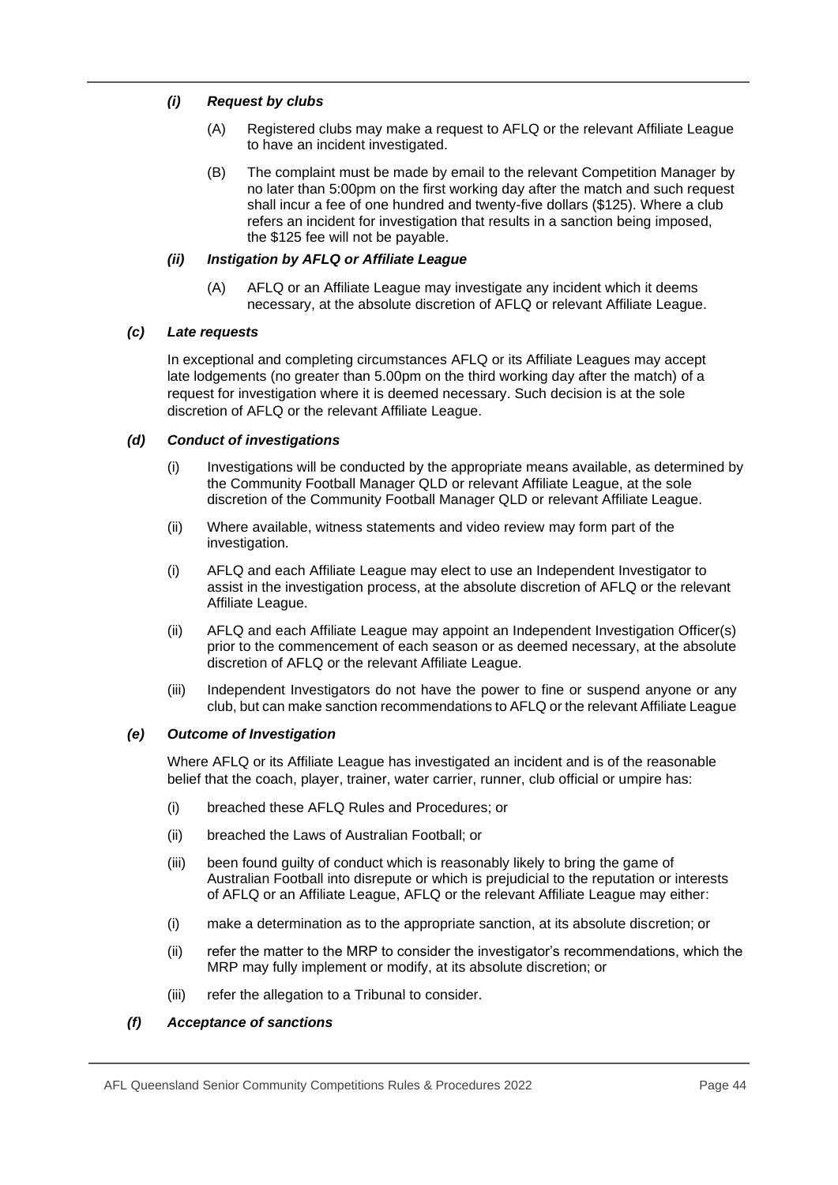*(i)* ***Request by clubs***

(A) Registered clubs may make a request to AFLQ or the relevant Affiliate League to have an incident investigated.

(B) The complaint must be made by email to the relevant Competition Manager by no later than 5:00pm on the first working day after the match and such request shall incur a fee of one hundred and twenty-five dollars ($125). Where a club refers an incident for investigation that results in a sanction being imposed, the $125 fee will not be payable.

*(ii)* ***Instigation by AFLQ or Affiliate League***

(A) AFLQ or an Affiliate League may investigate any incident which it deems necessary, at the absolute discretion of AFLQ or relevant Affiliate League.

*(c)* ***Late requests***

In exceptional and completing circumstances AFLQ or its Affiliate Leagues may accept late lodgements (no greater than 5.00pm on the third working day after the match) of a request for investigation where it is deemed necessary. Such decision is at the sole discretion of AFLQ or the relevant Affiliate League.

*(d)* ***Conduct of investigations***

(i) Investigations will be conducted by the appropriate means available, as determined by the Community Football Manager QLD or relevant Affiliate League, at the sole discretion of the Community Football Manager QLD or relevant Affiliate League.

(ii) Where available, witness statements and video review may form part of the investigation.

(i) AFLQ and each Affiliate League may elect to use an Independent Investigator to assist in the investigation process, at the absolute discretion of AFLQ or the relevant Affiliate League.

(ii) AFLQ and each Affiliate League may appoint an Independent Investigation Officer(s) prior to the commencement of each season or as deemed necessary, at the absolute discretion of AFLQ or the relevant Affiliate League.

(iii) Independent Investigators do not have the power to fine or suspend anyone or any club, but can make sanction recommendations to AFLQ or the relevant Affiliate League

*(e)* ***Outcome of Investigation***

Where AFLQ or its Affiliate League has investigated an incident and is of the reasonable belief that the coach, player, trainer, water carrier, runner, club official or umpire has:

(i) breached these AFLQ Rules and Procedures; or

(ii) breached the Laws of Australian Football; or

(iii) been found guilty of conduct which is reasonably likely to bring the game of Australian Football into disrepute or which is prejudicial to the reputation or interests of AFLQ or an Affiliate League, AFLQ or the relevant Affiliate League may either:

(i) make a determination as to the appropriate sanction, at its absolute discretion; or

(ii) refer the matter to the MRP to consider the investigator's recommendations, which the MRP may fully implement or modify, at its absolute discretion; or

(iii) refer the allegation to a Tribunal to consider.

*(f)* ***Acceptance of sanctions***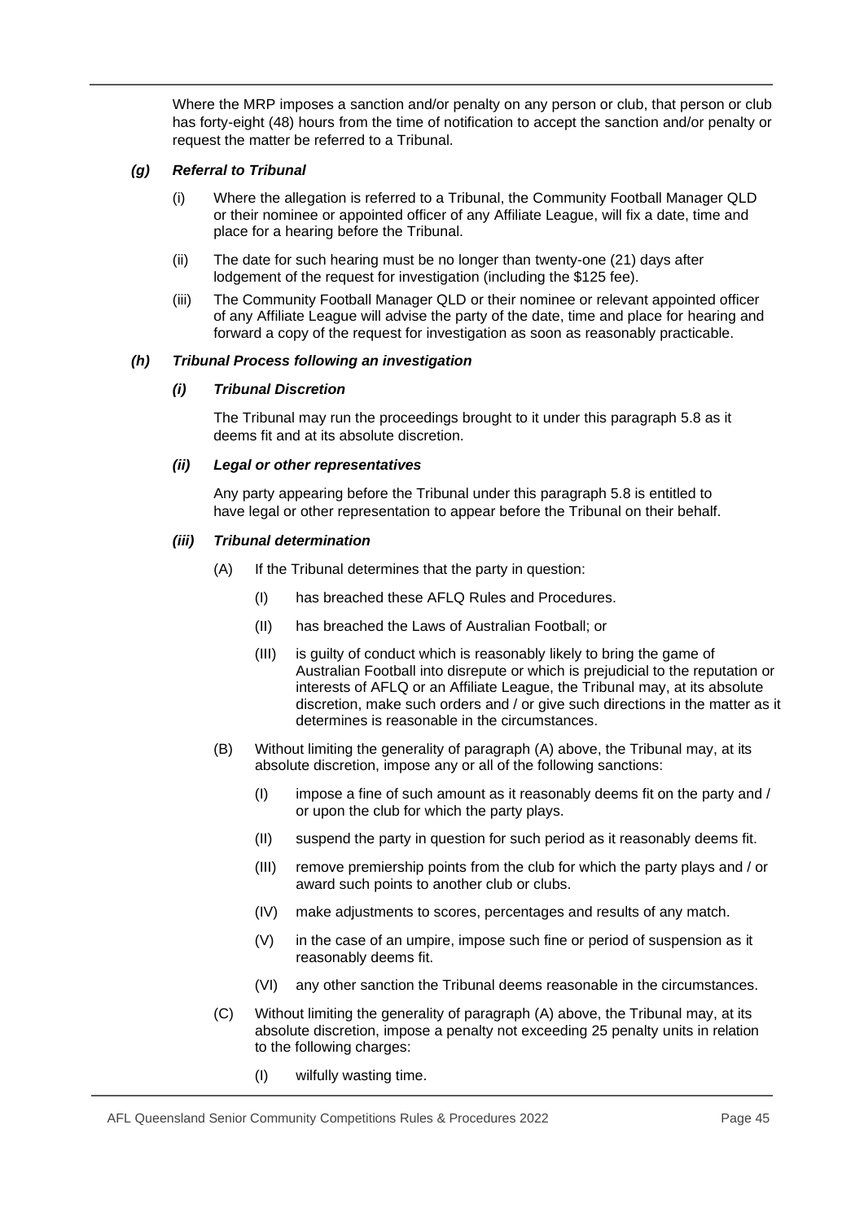Where the MRP imposes a sanction and/or penalty on any person or club, that person or club has forty-eight (48) hours from the time of notification to accept the sanction and/or penalty or request the matter be referred to a Tribunal.

#### *(g) Referral to Tribunal*

(i) Where the allegation is referred to a Tribunal, the Community Football Manager QLD or their nominee or appointed officer of any Affiliate League, will fix a date, time and place for a hearing before the Tribunal.

(ii) The date for such hearing must be no longer than twenty-one (21) days after lodgement of the request for investigation (including the $125 fee).

(iii) The Community Football Manager QLD or their nominee or relevant appointed officer of any Affiliate League will advise the party of the date, time and place for hearing and forward a copy of the request for investigation as soon as reasonably practicable.

#### *(h) Tribunal Process following an investigation*

##### *(i) Tribunal Discretion*

The Tribunal may run the proceedings brought to it under this paragraph 5.8 as it deems fit and at its absolute discretion.

##### *(ii) Legal or other representatives*

Any party appearing before the Tribunal under this paragraph 5.8 is entitled to have legal or other representation to appear before the Tribunal on their behalf.

##### *(iii) Tribunal determination*

(A) If the Tribunal determines that the party in question:

(I) has breached these AFLQ Rules and Procedures.

(II) has breached the Laws of Australian Football; or

(III) is guilty of conduct which is reasonably likely to bring the game of Australian Football into disrepute or which is prejudicial to the reputation or interests of AFLQ or an Affiliate League, the Tribunal may, at its absolute discretion, make such orders and / or give such directions in the matter as it determines is reasonable in the circumstances.

(B) Without limiting the generality of paragraph (A) above, the Tribunal may, at its absolute discretion, impose any or all of the following sanctions:

(I) impose a fine of such amount as it reasonably deems fit on the party and / or upon the club for which the party plays.

(II) suspend the party in question for such period as it reasonably deems fit.

(III) remove premiership points from the club for which the party plays and / or award such points to another club or clubs.

(IV) make adjustments to scores, percentages and results of any match.

(V) in the case of an umpire, impose such fine or period of suspension as it reasonably deems fit.

(VI) any other sanction the Tribunal deems reasonable in the circumstances.

(C) Without limiting the generality of paragraph (A) above, the Tribunal may, at its absolute discretion, impose a penalty not exceeding 25 penalty units in relation to the following charges:

(I) wilfully wasting time.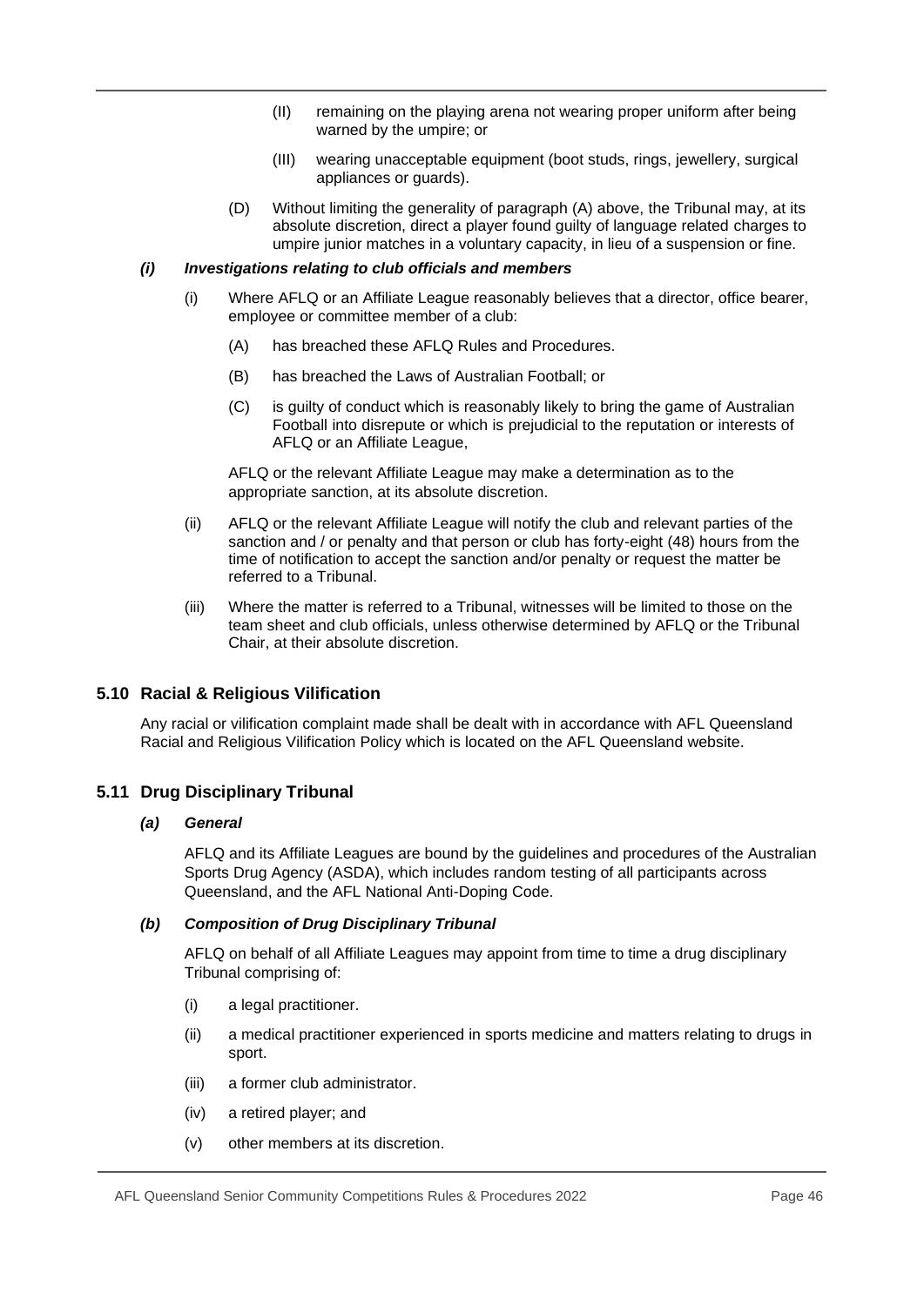(II) remaining on the playing arena not wearing proper uniform after being warned by the umpire; or

(III) wearing unacceptable equipment (boot studs, rings, jewellery, surgical appliances or guards).

(D) Without limiting the generality of paragraph (A) above, the Tribunal may, at its absolute discretion, direct a player found guilty of language related charges to umpire junior matches in a voluntary capacity, in lieu of a suspension or fine.

#### *(i) Investigations relating to club officials and members*

(i) Where AFLQ or an Affiliate League reasonably believes that a director, office bearer, employee or committee member of a club:

(A) has breached these AFLQ Rules and Procedures.

(B) has breached the Laws of Australian Football; or

(C) is guilty of conduct which is reasonably likely to bring the game of Australian Football into disrepute or which is prejudicial to the reputation or interests of AFLQ or an Affiliate League,

AFLQ or the relevant Affiliate League may make a determination as to the appropriate sanction, at its absolute discretion.

(ii) AFLQ or the relevant Affiliate League will notify the club and relevant parties of the sanction and / or penalty and that person or club has forty-eight (48) hours from the time of notification to accept the sanction and/or penalty or request the matter be referred to a Tribunal.

(iii) Where the matter is referred to a Tribunal, witnesses will be limited to those on the team sheet and club officials, unless otherwise determined by AFLQ or the Tribunal Chair, at their absolute discretion.

### 5.10 Racial & Religious Vilification

Any racial or vilification complaint made shall be dealt with in accordance with AFL Queensland Racial and Religious Vilification Policy which is located on the AFL Queensland website.

### 5.11 Drug Disciplinary Tribunal

#### *(a) General*

AFLQ and its Affiliate Leagues are bound by the guidelines and procedures of the Australian Sports Drug Agency (ASDA), which includes random testing of all participants across Queensland, and the AFL National Anti-Doping Code.

#### *(b) Composition of Drug Disciplinary Tribunal*

AFLQ on behalf of all Affiliate Leagues may appoint from time to time a drug disciplinary Tribunal comprising of:

(i) a legal practitioner.

(ii) a medical practitioner experienced in sports medicine and matters relating to drugs in sport.

(iii) a former club administrator.

(iv) a retired player; and

(v) other members at its discretion.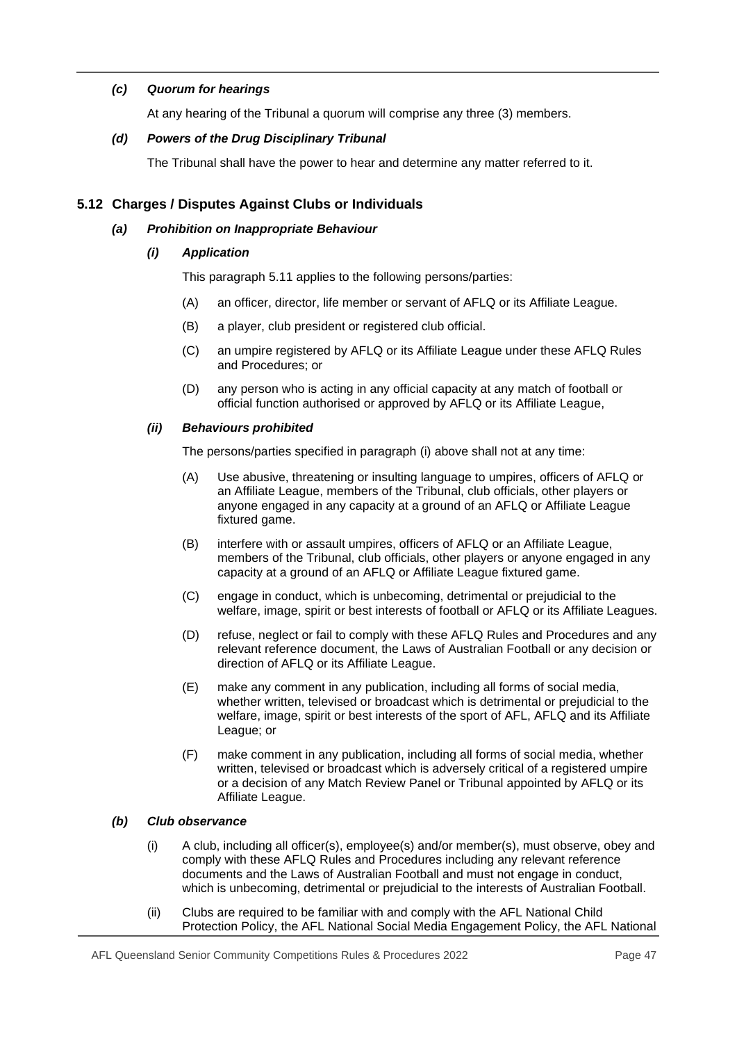#### *(c) Quorum for hearings*

At any hearing of the Tribunal a quorum will comprise any three (3) members.

#### *(d) Powers of the Drug Disciplinary Tribunal*

The Tribunal shall have the power to hear and determine any matter referred to it.

### 5.12 Charges / Disputes Against Clubs or Individuals

#### *(a) Prohibition on Inappropriate Behaviour*

##### *(i) Application*

This paragraph 5.11 applies to the following persons/parties:

(A) an officer, director, life member or servant of AFLQ or its Affiliate League.

(B) a player, club president or registered club official.

(C) an umpire registered by AFLQ or its Affiliate League under these AFLQ Rules and Procedures; or

(D) any person who is acting in any official capacity at any match of football or official function authorised or approved by AFLQ or its Affiliate League,

##### *(ii) Behaviours prohibited*

The persons/parties specified in paragraph (i) above shall not at any time:

(A) Use abusive, threatening or insulting language to umpires, officers of AFLQ or an Affiliate League, members of the Tribunal, club officials, other players or anyone engaged in any capacity at a ground of an AFLQ or Affiliate League fixtured game.

(B) interfere with or assault umpires, officers of AFLQ or an Affiliate League, members of the Tribunal, club officials, other players or anyone engaged in any capacity at a ground of an AFLQ or Affiliate League fixtured game.

(C) engage in conduct, which is unbecoming, detrimental or prejudicial to the welfare, image, spirit or best interests of football or AFLQ or its Affiliate Leagues.

(D) refuse, neglect or fail to comply with these AFLQ Rules and Procedures and any relevant reference document, the Laws of Australian Football or any decision or direction of AFLQ or its Affiliate League.

(E) make any comment in any publication, including all forms of social media, whether written, televised or broadcast which is detrimental or prejudicial to the welfare, image, spirit or best interests of the sport of AFL, AFLQ and its Affiliate League; or

(F) make comment in any publication, including all forms of social media, whether written, televised or broadcast which is adversely critical of a registered umpire or a decision of any Match Review Panel or Tribunal appointed by AFLQ or its Affiliate League.

#### *(b) Club observance*

(i) A club, including all officer(s), employee(s) and/or member(s), must observe, obey and comply with these AFLQ Rules and Procedures including any relevant reference documents and the Laws of Australian Football and must not engage in conduct, which is unbecoming, detrimental or prejudicial to the interests of Australian Football.

(ii) Clubs are required to be familiar with and comply with the AFL National Child Protection Policy, the AFL National Social Media Engagement Policy, the AFL National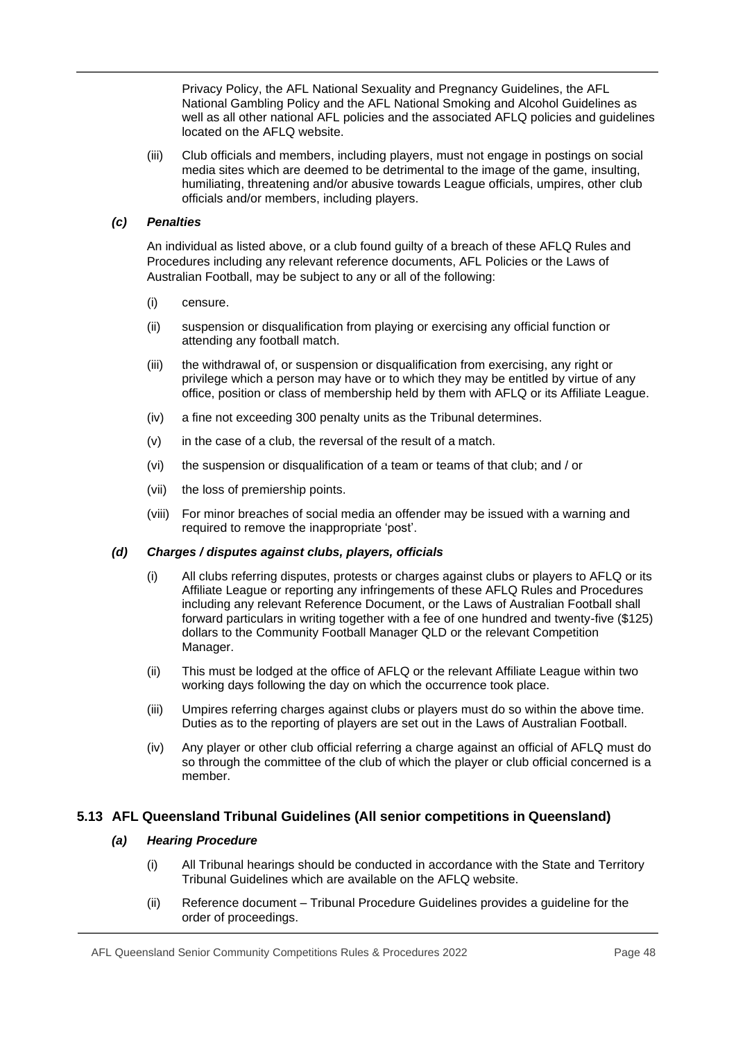Privacy Policy, the AFL National Sexuality and Pregnancy Guidelines, the AFL National Gambling Policy and the AFL National Smoking and Alcohol Guidelines as well as all other national AFL policies and the associated AFLQ policies and guidelines located on the AFLQ website.

(iii) Club officials and members, including players, must not engage in postings on social media sites which are deemed to be detrimental to the image of the game, insulting, humiliating, threatening and/or abusive towards League officials, umpires, other club officials and/or members, including players.

#### *(c) Penalties*

An individual as listed above, or a club found guilty of a breach of these AFLQ Rules and Procedures including any relevant reference documents, AFL Policies or the Laws of Australian Football, may be subject to any or all of the following:

(i) censure.

(ii) suspension or disqualification from playing or exercising any official function or attending any football match.

(iii) the withdrawal of, or suspension or disqualification from exercising, any right or privilege which a person may have or to which they may be entitled by virtue of any office, position or class of membership held by them with AFLQ or its Affiliate League.

(iv) a fine not exceeding 300 penalty units as the Tribunal determines.

(v) in the case of a club, the reversal of the result of a match.

(vi) the suspension or disqualification of a team or teams of that club; and / or

(vii) the loss of premiership points.

(viii) For minor breaches of social media an offender may be issued with a warning and required to remove the inappropriate 'post'.

#### *(d) Charges / disputes against clubs, players, officials*

(i) All clubs referring disputes, protests or charges against clubs or players to AFLQ or its Affiliate League or reporting any infringements of these AFLQ Rules and Procedures including any relevant Reference Document, or the Laws of Australian Football shall forward particulars in writing together with a fee of one hundred and twenty-five ($125) dollars to the Community Football Manager QLD or the relevant Competition Manager.

(ii) This must be lodged at the office of AFLQ or the relevant Affiliate League within two working days following the day on which the occurrence took place.

(iii) Umpires referring charges against clubs or players must do so within the above time. Duties as to the reporting of players are set out in the Laws of Australian Football.

(iv) Any player or other club official referring a charge against an official of AFLQ must do so through the committee of the club of which the player or club official concerned is a member.

### 5.13 AFL Queensland Tribunal Guidelines (All senior competitions in Queensland)

#### *(a) Hearing Procedure*

(i) All Tribunal hearings should be conducted in accordance with the State and Territory Tribunal Guidelines which are available on the AFLQ website.

(ii) Reference document – Tribunal Procedure Guidelines provides a guideline for the order of proceedings.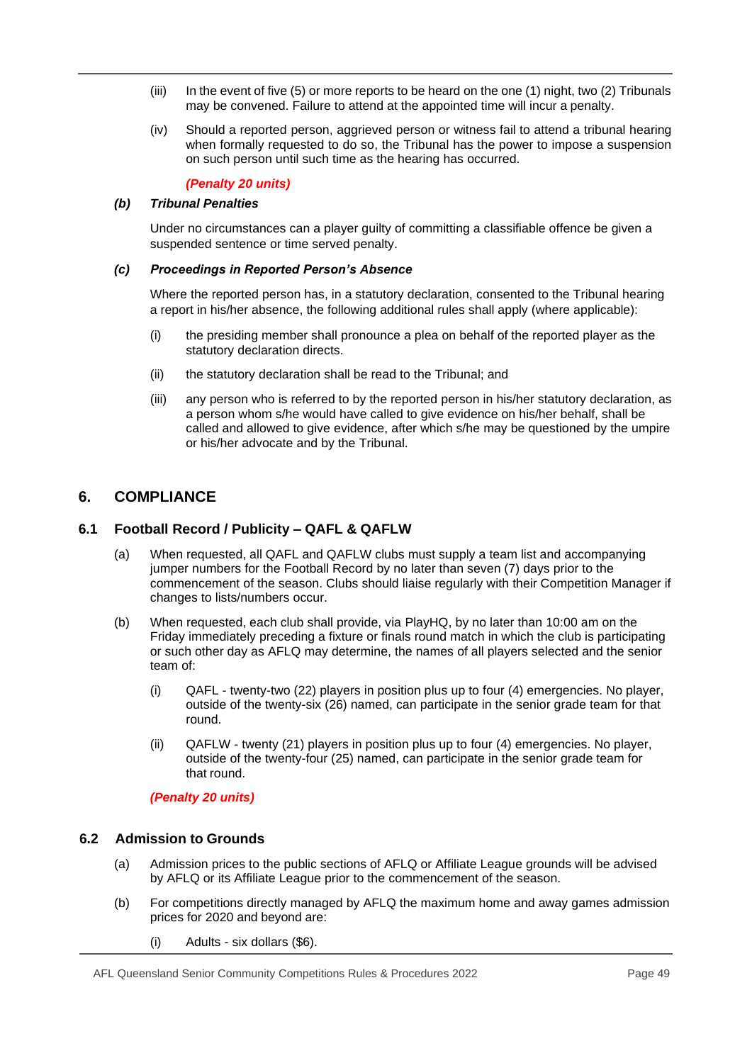(iii) In the event of five (5) or more reports to be heard on the one (1) night, two (2) Tribunals may be convened. Failure to attend at the appointed time will incur a penalty.

(iv) Should a reported person, aggrieved person or witness fail to attend a tribunal hearing when formally requested to do so, the Tribunal has the power to impose a suspension on such person until such time as the hearing has occurred.

***(Penalty 20 units)***

***(b) Tribunal Penalties***

Under no circumstances can a player guilty of committing a classifiable offence be given a suspended sentence or time served penalty.

***(c) Proceedings in Reported Person's Absence***

Where the reported person has, in a statutory declaration, consented to the Tribunal hearing a report in his/her absence, the following additional rules shall apply (where applicable):

(i) the presiding member shall pronounce a plea on behalf of the reported player as the statutory declaration directs.

(ii) the statutory declaration shall be read to the Tribunal; and

(iii) any person who is referred to by the reported person in his/her statutory declaration, as a person whom s/he would have called to give evidence on his/her behalf, shall be called and allowed to give evidence, after which s/he may be questioned by the umpire or his/her advocate and by the Tribunal.

## 6. COMPLIANCE

### 6.1 Football Record / Publicity – QAFL & QAFLW

(a) When requested, all QAFL and QAFLW clubs must supply a team list and accompanying jumper numbers for the Football Record by no later than seven (7) days prior to the commencement of the season. Clubs should liaise regularly with their Competition Manager if changes to lists/numbers occur.

(b) When requested, each club shall provide, via PlayHQ, by no later than 10:00 am on the Friday immediately preceding a fixture or finals round match in which the club is participating or such other day as AFLQ may determine, the names of all players selected and the senior team of:

(i) QAFL - twenty-two (22) players in position plus up to four (4) emergencies. No player, outside of the twenty-six (26) named, can participate in the senior grade team for that round.

(ii) QAFLW - twenty (21) players in position plus up to four (4) emergencies. No player, outside of the twenty-four (25) named, can participate in the senior grade team for that round.

***(Penalty 20 units)***

### 6.2 Admission to Grounds

(a) Admission prices to the public sections of AFLQ or Affiliate League grounds will be advised by AFLQ or its Affiliate League prior to the commencement of the season.

(b) For competitions directly managed by AFLQ the maximum home and away games admission prices for 2020 and beyond are:

(i) Adults - six dollars ($6).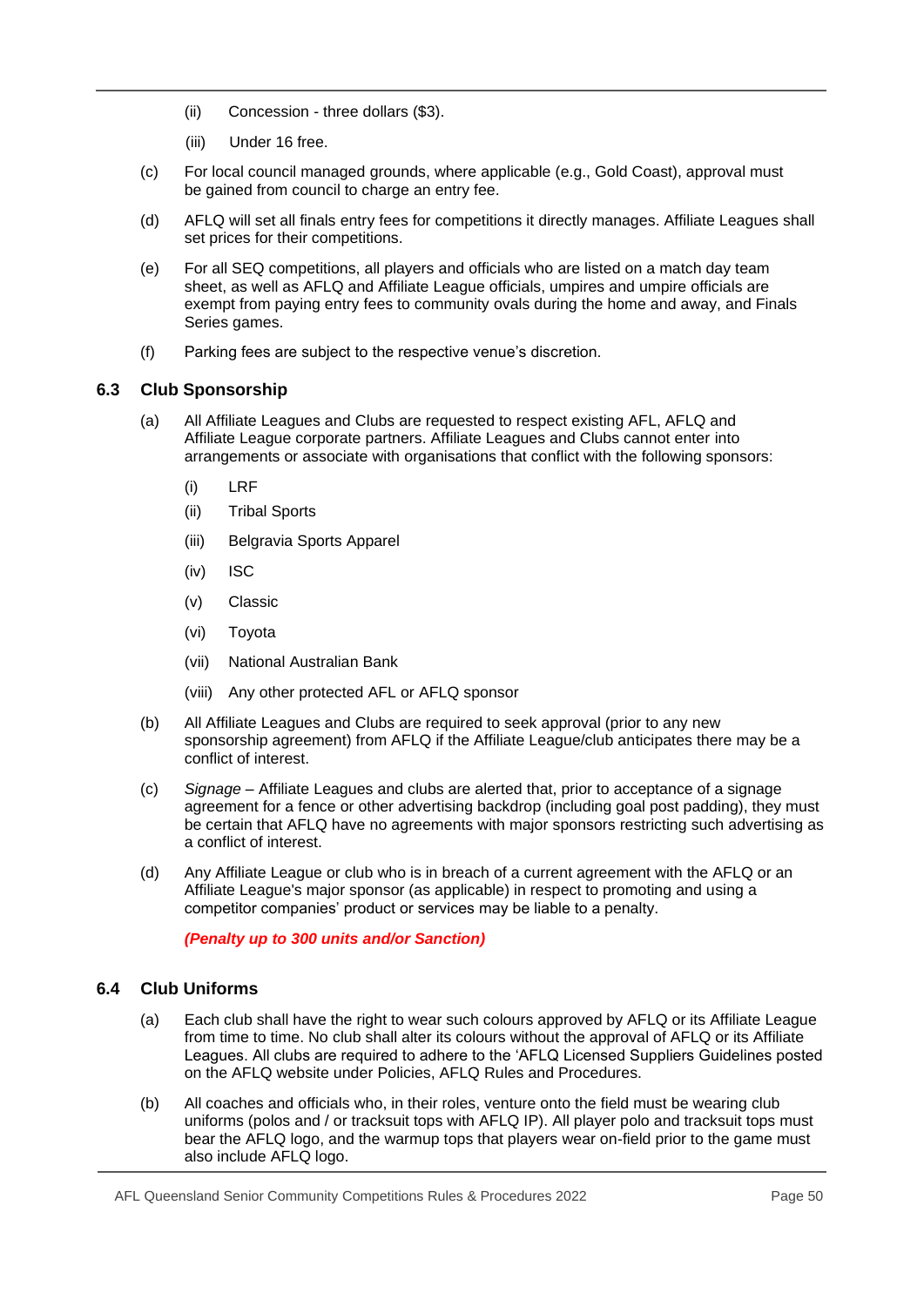(ii) Concession - three dollars ($3).

(iii) Under 16 free.

(c) For local council managed grounds, where applicable (e.g., Gold Coast), approval must be gained from council to charge an entry fee.

(d) AFLQ will set all finals entry fees for competitions it directly manages. Affiliate Leagues shall set prices for their competitions.

(e) For all SEQ competitions, all players and officials who are listed on a match day team sheet, as well as AFLQ and Affiliate League officials, umpires and umpire officials are exempt from paying entry fees to community ovals during the home and away, and Finals Series games.

(f) Parking fees are subject to the respective venue's discretion.

### 6.3 Club Sponsorship

(a) All Affiliate Leagues and Clubs are requested to respect existing AFL, AFLQ and Affiliate League corporate partners. Affiliate Leagues and Clubs cannot enter into arrangements or associate with organisations that conflict with the following sponsors:

(i) LRF

(ii) Tribal Sports

(iii) Belgravia Sports Apparel

(iv) ISC

(v) Classic

(vi) Toyota

(vii) National Australian Bank

(viii) Any other protected AFL or AFLQ sponsor

(b) All Affiliate Leagues and Clubs are required to seek approval (prior to any new sponsorship agreement) from AFLQ if the Affiliate League/club anticipates there may be a conflict of interest.

(c) *Signage* – Affiliate Leagues and clubs are alerted that, prior to acceptance of a signage agreement for a fence or other advertising backdrop (including goal post padding), they must be certain that AFLQ have no agreements with major sponsors restricting such advertising as a conflict of interest.

(d) Any Affiliate League or club who is in breach of a current agreement with the AFLQ or an Affiliate League's major sponsor (as applicable) in respect to promoting and using a competitor companies' product or services may be liable to a penalty.

***(Penalty up to 300 units and/or Sanction)***

### 6.4 Club Uniforms

(a) Each club shall have the right to wear such colours approved by AFLQ or its Affiliate League from time to time. No club shall alter its colours without the approval of AFLQ or its Affiliate Leagues. All clubs are required to adhere to the 'AFLQ Licensed Suppliers Guidelines posted on the AFLQ website under Policies, AFLQ Rules and Procedures.

(b) All coaches and officials who, in their roles, venture onto the field must be wearing club uniforms (polos and / or tracksuit tops with AFLQ IP). All player polo and tracksuit tops must bear the AFLQ logo, and the warmup tops that players wear on-field prior to the game must also include AFLQ logo.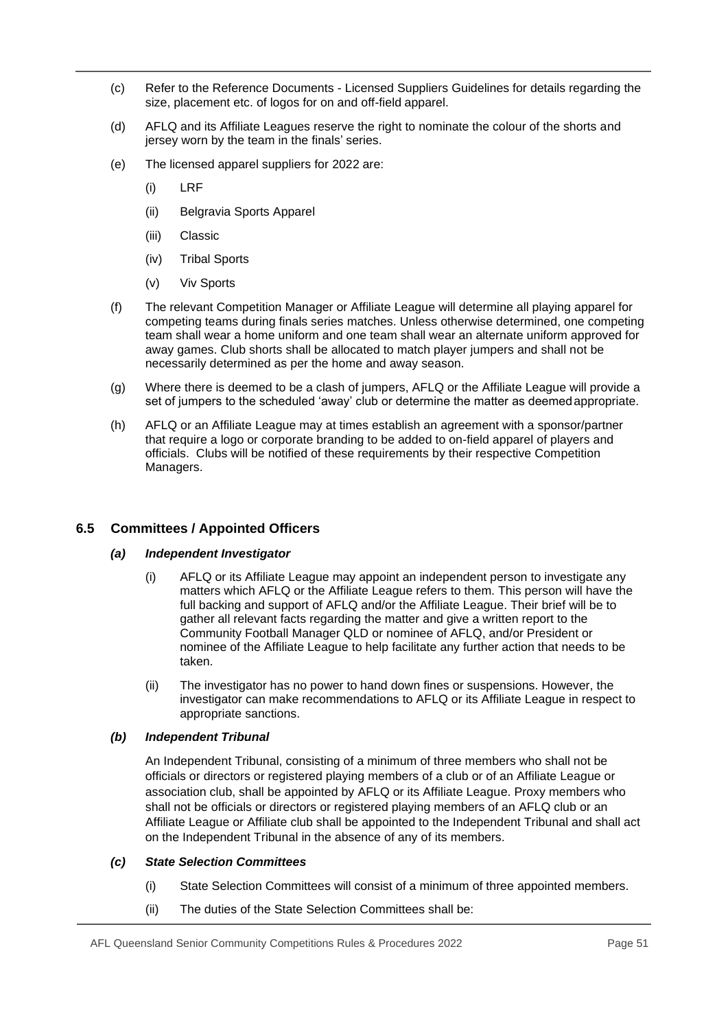(c) Refer to the Reference Documents - Licensed Suppliers Guidelines for details regarding the size, placement etc. of logos for on and off-field apparel.

(d) AFLQ and its Affiliate Leagues reserve the right to nominate the colour of the shorts and jersey worn by the team in the finals' series.

(e) The licensed apparel suppliers for 2022 are:

  (i) LRF

  (ii) Belgravia Sports Apparel

  (iii) Classic

  (iv) Tribal Sports

  (v) Viv Sports

(f) The relevant Competition Manager or Affiliate League will determine all playing apparel for competing teams during finals series matches. Unless otherwise determined, one competing team shall wear a home uniform and one team shall wear an alternate uniform approved for away games. Club shorts shall be allocated to match player jumpers and shall not be necessarily determined as per the home and away season.

(g) Where there is deemed to be a clash of jumpers, AFLQ or the Affiliate League will provide a set of jumpers to the scheduled 'away' club or determine the matter as deemed appropriate.

(h) AFLQ or an Affiliate League may at times establish an agreement with a sponsor/partner that require a logo or corporate branding to be added to on-field apparel of players and officials. Clubs will be notified of these requirements by their respective Competition Managers.

## 6.5 Committees / Appointed Officers

### *(a) Independent Investigator*

(i) AFLQ or its Affiliate League may appoint an independent person to investigate any matters which AFLQ or the Affiliate League refers to them. This person will have the full backing and support of AFLQ and/or the Affiliate League. Their brief will be to gather all relevant facts regarding the matter and give a written report to the Community Football Manager QLD or nominee of AFLQ, and/or President or nominee of the Affiliate League to help facilitate any further action that needs to be taken.

(ii) The investigator has no power to hand down fines or suspensions. However, the investigator can make recommendations to AFLQ or its Affiliate League in respect to appropriate sanctions.

### *(b) Independent Tribunal*

An Independent Tribunal, consisting of a minimum of three members who shall not be officials or directors or registered playing members of a club or of an Affiliate League or association club, shall be appointed by AFLQ or its Affiliate League. Proxy members who shall not be officials or directors or registered playing members of an AFLQ club or an Affiliate League or Affiliate club shall be appointed to the Independent Tribunal and shall act on the Independent Tribunal in the absence of any of its members.

### *(c) State Selection Committees*

(i) State Selection Committees will consist of a minimum of three appointed members.

(ii) The duties of the State Selection Committees shall be: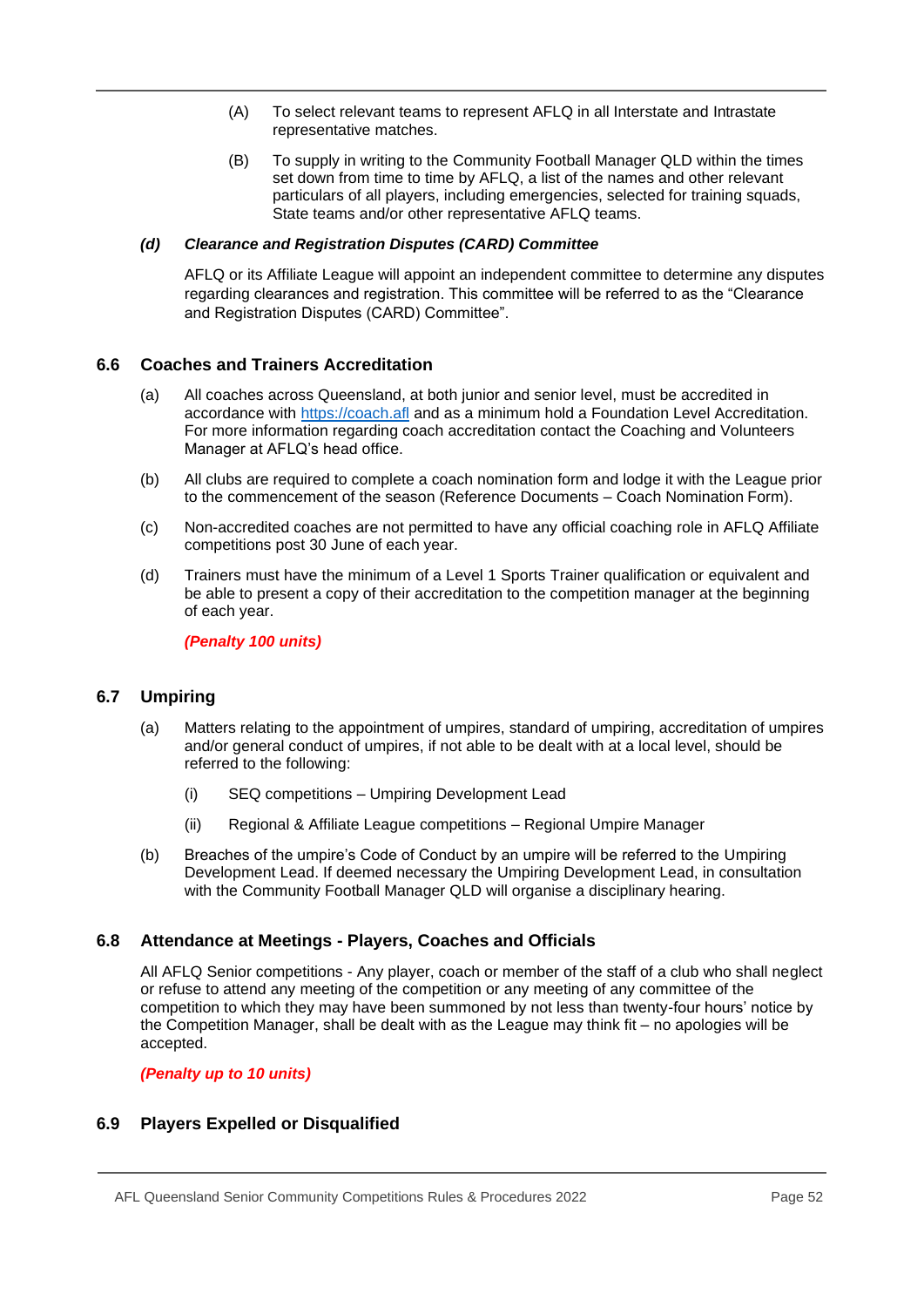(A) To select relevant teams to represent AFLQ in all Interstate and Intrastate representative matches.

(B) To supply in writing to the Community Football Manager QLD within the times set down from time to time by AFLQ, a list of the names and other relevant particulars of all players, including emergencies, selected for training squads, State teams and/or other representative AFLQ teams.

***(d) Clearance and Registration Disputes (CARD) Committee***

AFLQ or its Affiliate League will appoint an independent committee to determine any disputes regarding clearances and registration. This committee will be referred to as the "Clearance and Registration Disputes (CARD) Committee".

## 6.6 Coaches and Trainers Accreditation

(a) All coaches across Queensland, at both junior and senior level, must be accredited in accordance with [https://coach.afl](https://coach.afl) and as a minimum hold a Foundation Level Accreditation. For more information regarding coach accreditation contact the Coaching and Volunteers Manager at AFLQ's head office.

(b) All clubs are required to complete a coach nomination form and lodge it with the League prior to the commencement of the season (Reference Documents – Coach Nomination Form).

(c) Non-accredited coaches are not permitted to have any official coaching role in AFLQ Affiliate competitions post 30 June of each year.

(d) Trainers must have the minimum of a Level 1 Sports Trainer qualification or equivalent and be able to present a copy of their accreditation to the competition manager at the beginning of each year.

***(Penalty 100 units)***

## 6.7 Umpiring

(a) Matters relating to the appointment of umpires, standard of umpiring, accreditation of umpires and/or general conduct of umpires, if not able to be dealt with at a local level, should be referred to the following:

(i) SEQ competitions – Umpiring Development Lead

(ii) Regional & Affiliate League competitions – Regional Umpire Manager

(b) Breaches of the umpire's Code of Conduct by an umpire will be referred to the Umpiring Development Lead. If deemed necessary the Umpiring Development Lead, in consultation with the Community Football Manager QLD will organise a disciplinary hearing.

## 6.8 Attendance at Meetings - Players, Coaches and Officials

All AFLQ Senior competitions - Any player, coach or member of the staff of a club who shall neglect or refuse to attend any meeting of the competition or any meeting of any committee of the competition to which they may have been summoned by not less than twenty-four hours' notice by the Competition Manager, shall be dealt with as the League may think fit – no apologies will be accepted.

***(Penalty up to 10 units)***

## 6.9 Players Expelled or Disqualified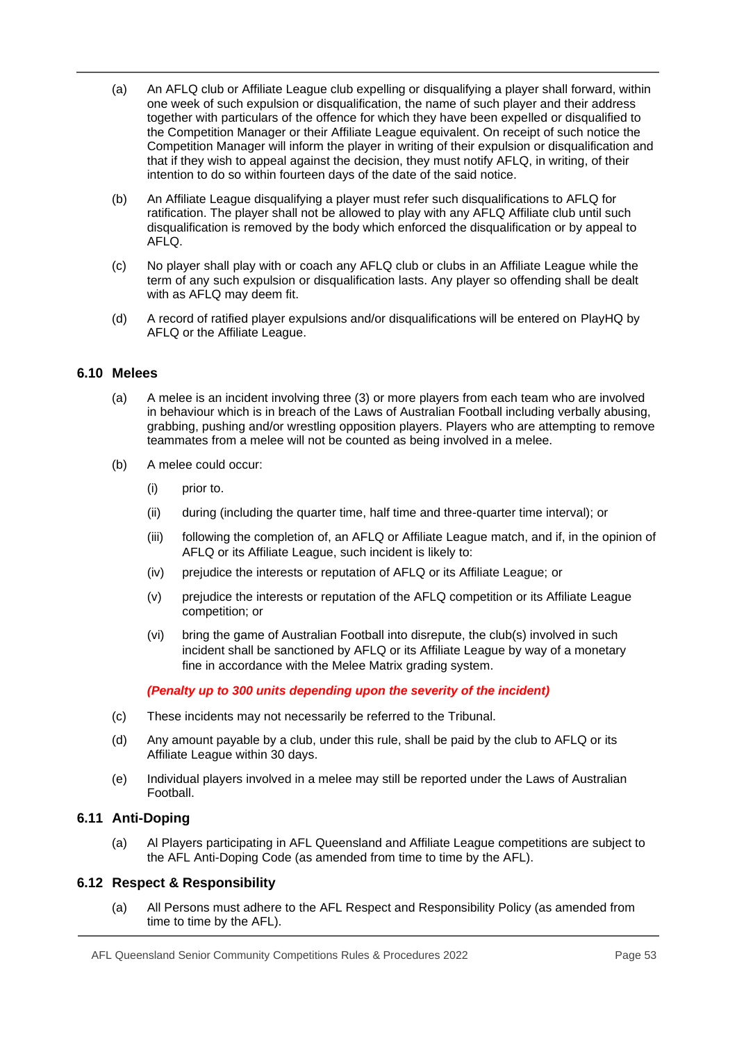(a) An AFLQ club or Affiliate League club expelling or disqualifying a player shall forward, within one week of such expulsion or disqualification, the name of such player and their address together with particulars of the offence for which they have been expelled or disqualified to the Competition Manager or their Affiliate League equivalent. On receipt of such notice the Competition Manager will inform the player in writing of their expulsion or disqualification and that if they wish to appeal against the decision, they must notify AFLQ, in writing, of their intention to do so within fourteen days of the date of the said notice.

(b) An Affiliate League disqualifying a player must refer such disqualifications to AFLQ for ratification. The player shall not be allowed to play with any AFLQ Affiliate club until such disqualification is removed by the body which enforced the disqualification or by appeal to AFLQ.

(c) No player shall play with or coach any AFLQ club or clubs in an Affiliate League while the term of any such expulsion or disqualification lasts. Any player so offending shall be dealt with as AFLQ may deem fit.

(d) A record of ratified player expulsions and/or disqualifications will be entered on PlayHQ by AFLQ or the Affiliate League.

### 6.10 Melees

(a) A melee is an incident involving three (3) or more players from each team who are involved in behaviour which is in breach of the Laws of Australian Football including verbally abusing, grabbing, pushing and/or wrestling opposition players. Players who are attempting to remove teammates from a melee will not be counted as being involved in a melee.

(b) A melee could occur:

(i) prior to.

(ii) during (including the quarter time, half time and three-quarter time interval); or

(iii) following the completion of, an AFLQ or Affiliate League match, and if, in the opinion of AFLQ or its Affiliate League, such incident is likely to:

(iv) prejudice the interests or reputation of AFLQ or its Affiliate League; or

(v) prejudice the interests or reputation of the AFLQ competition or its Affiliate League competition; or

(vi) bring the game of Australian Football into disrepute, the club(s) involved in such incident shall be sanctioned by AFLQ or its Affiliate League by way of a monetary fine in accordance with the Melee Matrix grading system.

***(Penalty up to 300 units depending upon the severity of the incident)***

(c) These incidents may not necessarily be referred to the Tribunal.

(d) Any amount payable by a club, under this rule, shall be paid by the club to AFLQ or its Affiliate League within 30 days.

(e) Individual players involved in a melee may still be reported under the Laws of Australian Football.

### 6.11 Anti-Doping

(a) Al Players participating in AFL Queensland and Affiliate League competitions are subject to the AFL Anti-Doping Code (as amended from time to time by the AFL).

### 6.12 Respect & Responsibility

(a) All Persons must adhere to the AFL Respect and Responsibility Policy (as amended from time to time by the AFL).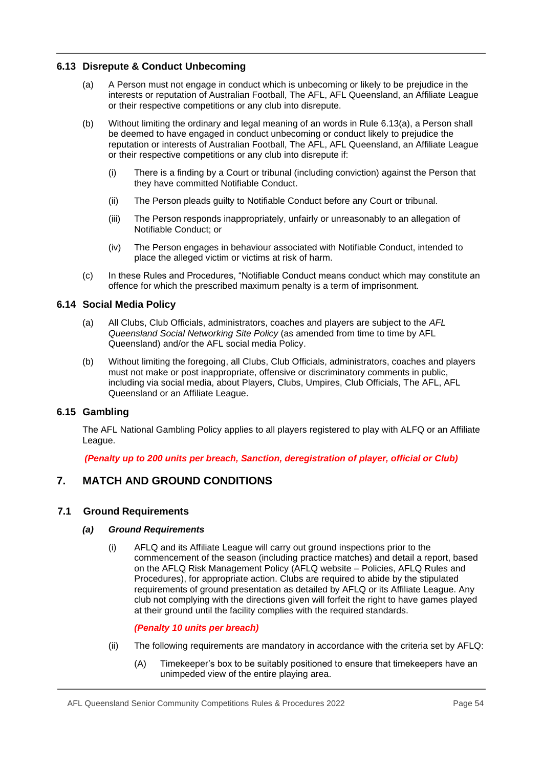### 6.13 Disrepute & Conduct Unbecoming

(a) A Person must not engage in conduct which is unbecoming or likely to be prejudice in the interests or reputation of Australian Football, The AFL, AFL Queensland, an Affiliate League or their respective competitions or any club into disrepute.

(b) Without limiting the ordinary and legal meaning of an words in Rule 6.13(a), a Person shall be deemed to have engaged in conduct unbecoming or conduct likely to prejudice the reputation or interests of Australian Football, The AFL, AFL Queensland, an Affiliate League or their respective competitions or any club into disrepute if:

  (i) There is a finding by a Court or tribunal (including conviction) against the Person that they have committed Notifiable Conduct.

  (ii) The Person pleads guilty to Notifiable Conduct before any Court or tribunal.

  (iii) The Person responds inappropriately, unfairly or unreasonably to an allegation of Notifiable Conduct; or

  (iv) The Person engages in behaviour associated with Notifiable Conduct, intended to place the alleged victim or victims at risk of harm.

(c) In these Rules and Procedures, "Notifiable Conduct means conduct which may constitute an offence for which the prescribed maximum penalty is a term of imprisonment.

### 6.14 Social Media Policy

(a) All Clubs, Club Officials, administrators, coaches and players are subject to the *AFL Queensland Social Networking Site Policy* (as amended from time to time by AFL Queensland) and/or the AFL social media Policy.

(b) Without limiting the foregoing, all Clubs, Club Officials, administrators, coaches and players must not make or post inappropriate, offensive or discriminatory comments in public, including via social media, about Players, Clubs, Umpires, Club Officials, The AFL, AFL Queensland or an Affiliate League.

### 6.15 Gambling

The AFL National Gambling Policy applies to all players registered to play with ALFQ or an Affiliate League.

***(Penalty up to 200 units per breach, Sanction, deregistration of player, official or Club)***

## 7. MATCH AND GROUND CONDITIONS

### 7.1 Ground Requirements

***(a) Ground Requirements***

  (i) AFLQ and its Affiliate League will carry out ground inspections prior to the commencement of the season (including practice matches) and detail a report, based on the AFLQ Risk Management Policy (AFLQ website – Policies, AFLQ Rules and Procedures), for appropriate action. Clubs are required to abide by the stipulated requirements of ground presentation as detailed by AFLQ or its Affiliate League. Any club not complying with the directions given will forfeit the right to have games played at their ground until the facility complies with the required standards.

  ***(Penalty 10 units per breach)***

  (ii) The following requirements are mandatory in accordance with the criteria set by AFLQ:

    (A) Timekeeper's box to be suitably positioned to ensure that timekeepers have an unimpeded view of the entire playing area.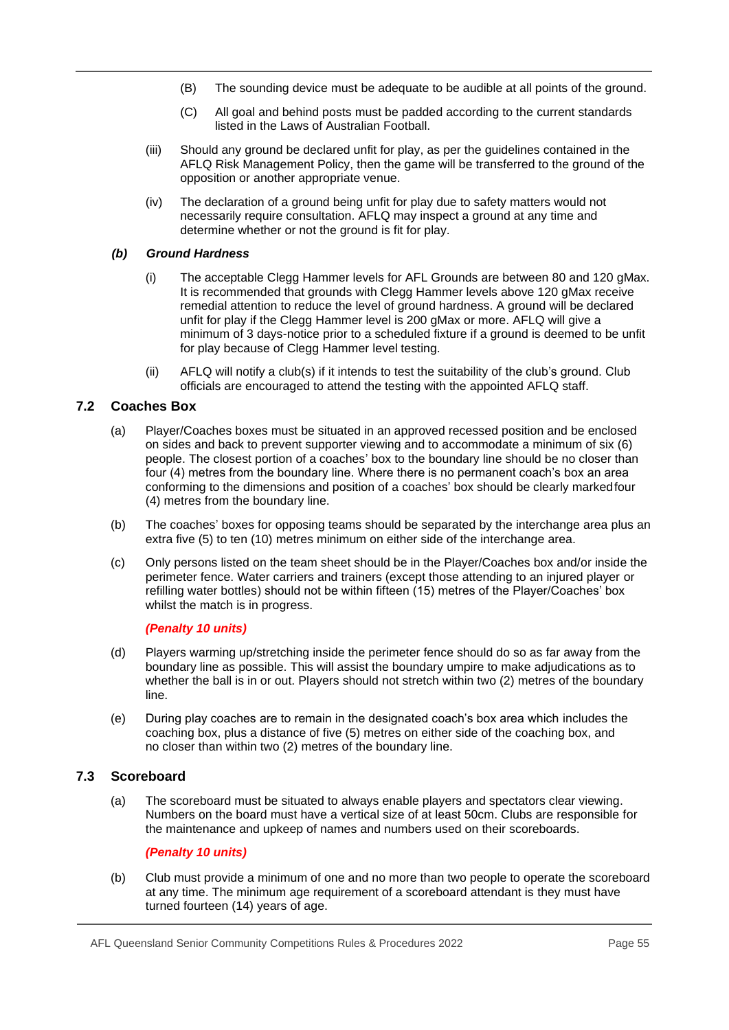(B) The sounding device must be adequate to be audible at all points of the ground.

(C) All goal and behind posts must be padded according to the current standards listed in the Laws of Australian Football.

(iii) Should any ground be declared unfit for play, as per the guidelines contained in the AFLQ Risk Management Policy, then the game will be transferred to the ground of the opposition or another appropriate venue.

(iv) The declaration of a ground being unfit for play due to safety matters would not necessarily require consultation. AFLQ may inspect a ground at any time and determine whether or not the ground is fit for play.

***(b) Ground Hardness***

(i) The acceptable Clegg Hammer levels for AFL Grounds are between 80 and 120 gMax. It is recommended that grounds with Clegg Hammer levels above 120 gMax receive remedial attention to reduce the level of ground hardness. A ground will be declared unfit for play if the Clegg Hammer level is 200 gMax or more. AFLQ will give a minimum of 3 days-notice prior to a scheduled fixture if a ground is deemed to be unfit for play because of Clegg Hammer level testing.

(ii) AFLQ will notify a club(s) if it intends to test the suitability of the club's ground. Club officials are encouraged to attend the testing with the appointed AFLQ staff.

## 7.2 Coaches Box

(a) Player/Coaches boxes must be situated in an approved recessed position and be enclosed on sides and back to prevent supporter viewing and to accommodate a minimum of six (6) people. The closest portion of a coaches' box to the boundary line should be no closer than four (4) metres from the boundary line. Where there is no permanent coach's box an area conforming to the dimensions and position of a coaches' box should be clearly marked four (4) metres from the boundary line.

(b) The coaches' boxes for opposing teams should be separated by the interchange area plus an extra five (5) to ten (10) metres minimum on either side of the interchange area.

(c) Only persons listed on the team sheet should be in the Player/Coaches box and/or inside the perimeter fence. Water carriers and trainers (except those attending to an injured player or refilling water bottles) should not be within fifteen (15) metres of the Player/Coaches' box whilst the match is in progress.

***(Penalty 10 units)***

(d) Players warming up/stretching inside the perimeter fence should do so as far away from the boundary line as possible. This will assist the boundary umpire to make adjudications as to whether the ball is in or out. Players should not stretch within two (2) metres of the boundary line.

(e) During play coaches are to remain in the designated coach's box area which includes the coaching box, plus a distance of five (5) metres on either side of the coaching box, and no closer than within two (2) metres of the boundary line.

## 7.3 Scoreboard

(a) The scoreboard must be situated to always enable players and spectators clear viewing. Numbers on the board must have a vertical size of at least 50cm. Clubs are responsible for the maintenance and upkeep of names and numbers used on their scoreboards.

***(Penalty 10 units)***

(b) Club must provide a minimum of one and no more than two people to operate the scoreboard at any time. The minimum age requirement of a scoreboard attendant is they must have turned fourteen (14) years of age.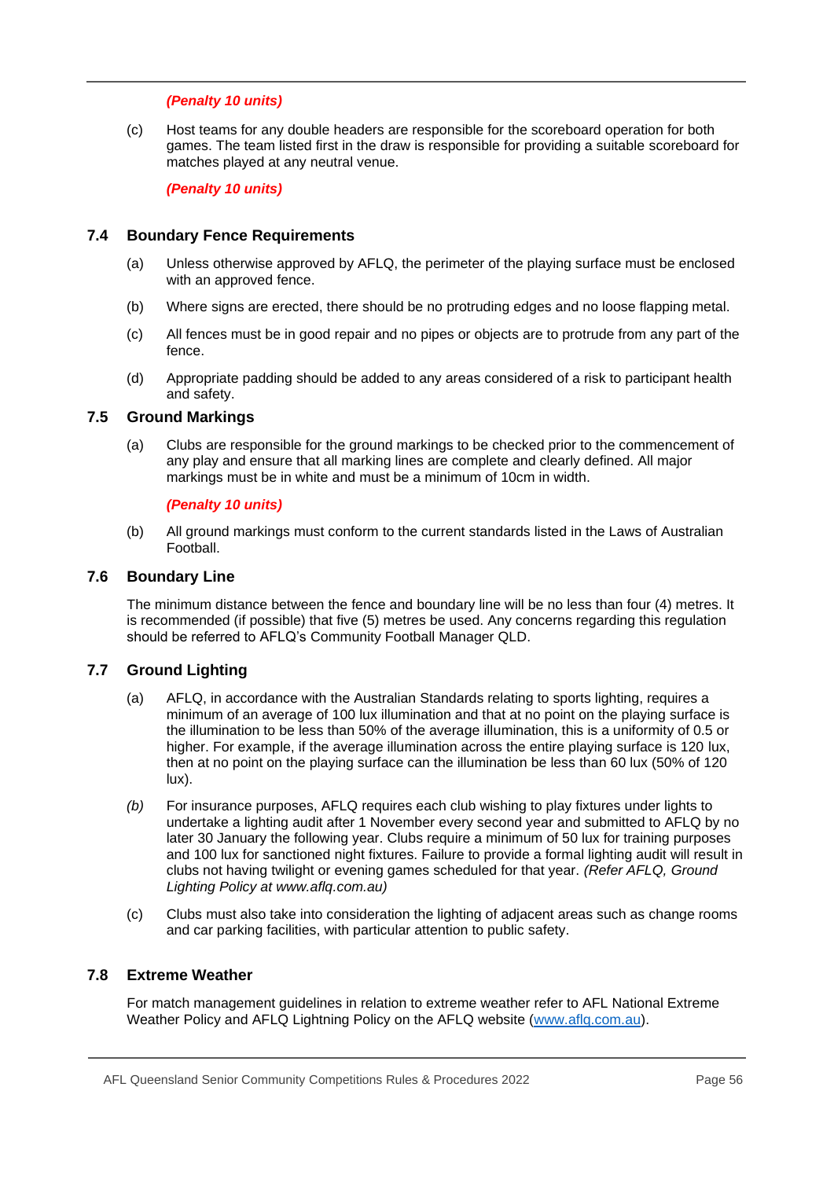***(Penalty 10 units)***

(c) Host teams for any double headers are responsible for the scoreboard operation for both games. The team listed first in the draw is responsible for providing a suitable scoreboard for matches played at any neutral venue.

***(Penalty 10 units)***

### 7.4 Boundary Fence Requirements

(a) Unless otherwise approved by AFLQ, the perimeter of the playing surface must be enclosed with an approved fence.

(b) Where signs are erected, there should be no protruding edges and no loose flapping metal.

(c) All fences must be in good repair and no pipes or objects are to protrude from any part of the fence.

(d) Appropriate padding should be added to any areas considered of a risk to participant health and safety.

### 7.5 Ground Markings

(a) Clubs are responsible for the ground markings to be checked prior to the commencement of any play and ensure that all marking lines are complete and clearly defined. All major markings must be in white and must be a minimum of 10cm in width.

***(Penalty 10 units)***

(b) All ground markings must conform to the current standards listed in the Laws of Australian Football.

### 7.6 Boundary Line

The minimum distance between the fence and boundary line will be no less than four (4) metres. It is recommended (if possible) that five (5) metres be used. Any concerns regarding this regulation should be referred to AFLQ's Community Football Manager QLD.

### 7.7 Ground Lighting

(a) AFLQ, in accordance with the Australian Standards relating to sports lighting, requires a minimum of an average of 100 lux illumination and that at no point on the playing surface is the illumination to be less than 50% of the average illumination, this is a uniformity of 0.5 or higher. For example, if the average illumination across the entire playing surface is 120 lux, then at no point on the playing surface can the illumination be less than 60 lux (50% of 120 lux).

*(b)* For insurance purposes, AFLQ requires each club wishing to play fixtures under lights to undertake a lighting audit after 1 November every second year and submitted to AFLQ by no later 30 January the following year. Clubs require a minimum of 50 lux for training purposes and 100 lux for sanctioned night fixtures. Failure to provide a formal lighting audit will result in clubs not having twilight or evening games scheduled for that year. *(Refer AFLQ, Ground Lighting Policy at www.aflq.com.au)*

(c) Clubs must also take into consideration the lighting of adjacent areas such as change rooms and car parking facilities, with particular attention to public safety.

### 7.8 Extreme Weather

For match management guidelines in relation to extreme weather refer to AFL National Extreme Weather Policy and AFLQ Lightning Policy on the AFLQ website ([www.aflq.com.au](www.aflq.com.au)).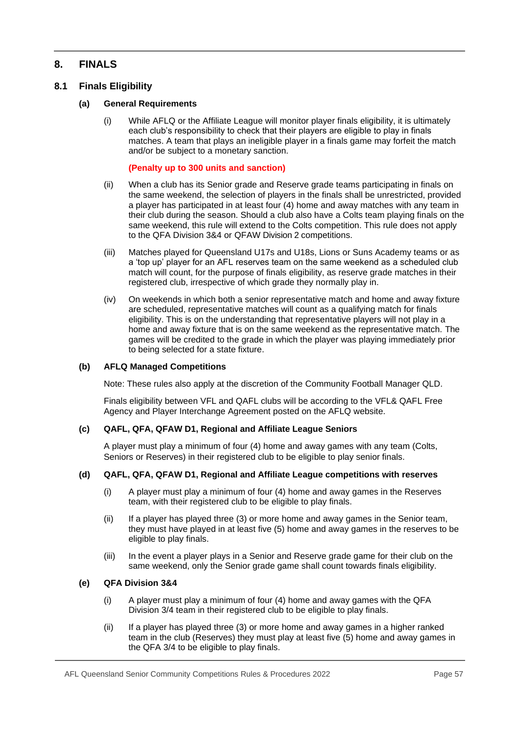## 8. FINALS

### 8.1 Finals Eligibility

#### (a) General Requirements

(i) While AFLQ or the Affiliate League will monitor player finals eligibility, it is ultimately each club's responsibility to check that their players are eligible to play in finals matches. A team that plays an ineligible player in a finals game may forfeit the match and/or be subject to a monetary sanction.

**(Penalty up to 300 units and sanction)**

(ii) When a club has its Senior grade and Reserve grade teams participating in finals on the same weekend, the selection of players in the finals shall be unrestricted, provided a player has participated in at least four (4) home and away matches with any team in their club during the season. Should a club also have a Colts team playing finals on the same weekend, this rule will extend to the Colts competition. This rule does not apply to the QFA Division 3&4 or QFAW Division 2 competitions.

(iii) Matches played for Queensland U17s and U18s, Lions or Suns Academy teams or as a 'top up' player for an AFL reserves team on the same weekend as a scheduled club match will count, for the purpose of finals eligibility, as reserve grade matches in their registered club, irrespective of which grade they normally play in.

(iv) On weekends in which both a senior representative match and home and away fixture are scheduled, representative matches will count as a qualifying match for finals eligibility. This is on the understanding that representative players will not play in a home and away fixture that is on the same weekend as the representative match. The games will be credited to the grade in which the player was playing immediately prior to being selected for a state fixture.

#### (b) AFLQ Managed Competitions

Note: These rules also apply at the discretion of the Community Football Manager QLD.

Finals eligibility between VFL and QAFL clubs will be according to the VFL& QAFL Free Agency and Player Interchange Agreement posted on the AFLQ website.

#### (c) QAFL, QFA, QFAW D1, Regional and Affiliate League Seniors

A player must play a minimum of four (4) home and away games with any team (Colts, Seniors or Reserves) in their registered club to be eligible to play senior finals.

#### (d) QAFL, QFA, QFAW D1, Regional and Affiliate League competitions with reserves

(i) A player must play a minimum of four (4) home and away games in the Reserves team, with their registered club to be eligible to play finals.

(ii) If a player has played three (3) or more home and away games in the Senior team, they must have played in at least five (5) home and away games in the reserves to be eligible to play finals.

(iii) In the event a player plays in a Senior and Reserve grade game for their club on the same weekend, only the Senior grade game shall count towards finals eligibility.

#### (e) QFA Division 3&4

(i) A player must play a minimum of four (4) home and away games with the QFA Division 3/4 team in their registered club to be eligible to play finals.

(ii) If a player has played three (3) or more home and away games in a higher ranked team in the club (Reserves) they must play at least five (5) home and away games in the QFA 3/4 to be eligible to play finals.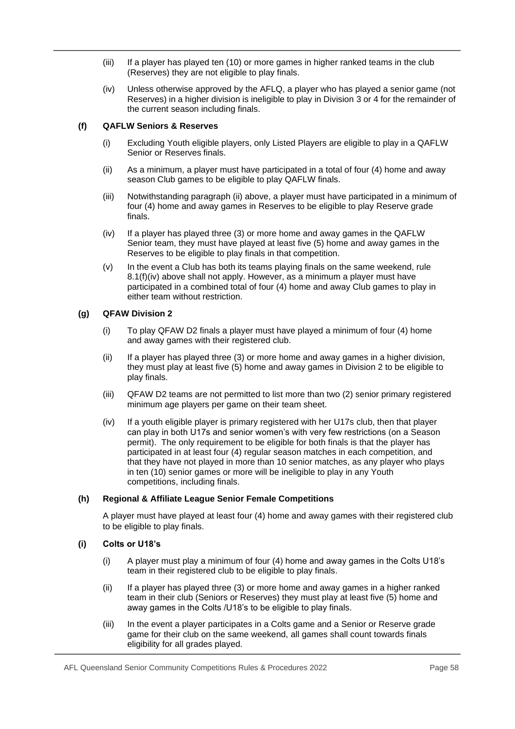(iii) If a player has played ten (10) or more games in higher ranked teams in the club (Reserves) they are not eligible to play finals.

(iv) Unless otherwise approved by the AFLQ, a player who has played a senior game (not Reserves) in a higher division is ineligible to play in Division 3 or 4 for the remainder of the current season including finals.

**(f) QAFLW Seniors & Reserves**

(i) Excluding Youth eligible players, only Listed Players are eligible to play in a QAFLW Senior or Reserves finals.

(ii) As a minimum, a player must have participated in a total of four (4) home and away season Club games to be eligible to play QAFLW finals.

(iii) Notwithstanding paragraph (ii) above, a player must have participated in a minimum of four (4) home and away games in Reserves to be eligible to play Reserve grade finals.

(iv) If a player has played three (3) or more home and away games in the QAFLW Senior team, they must have played at least five (5) home and away games in the Reserves to be eligible to play finals in that competition.

(v) In the event a Club has both its teams playing finals on the same weekend, rule 8.1(f)(iv) above shall not apply. However, as a minimum a player must have participated in a combined total of four (4) home and away Club games to play in either team without restriction.

**(g) QFAW Division 2**

(i) To play QFAW D2 finals a player must have played a minimum of four (4) home and away games with their registered club.

(ii) If a player has played three (3) or more home and away games in a higher division, they must play at least five (5) home and away games in Division 2 to be eligible to play finals.

(iii) QFAW D2 teams are not permitted to list more than two (2) senior primary registered minimum age players per game on their team sheet.

(iv) If a youth eligible player is primary registered with her U17s club, then that player can play in both U17s and senior women's with very few restrictions (on a Season permit). The only requirement to be eligible for both finals is that the player has participated in at least four (4) regular season matches in each competition, and that they have not played in more than 10 senior matches, as any player who plays in ten (10) senior games or more will be ineligible to play in any Youth competitions, including finals.

**(h) Regional & Affiliate League Senior Female Competitions**

A player must have played at least four (4) home and away games with their registered club to be eligible to play finals.

**(i) Colts or U18's**

(i) A player must play a minimum of four (4) home and away games in the Colts U18's team in their registered club to be eligible to play finals.

(ii) If a player has played three (3) or more home and away games in a higher ranked team in their club (Seniors or Reserves) they must play at least five (5) home and away games in the Colts /U18's to be eligible to play finals.

(iii) In the event a player participates in a Colts game and a Senior or Reserve grade game for their club on the same weekend, all games shall count towards finals eligibility for all grades played.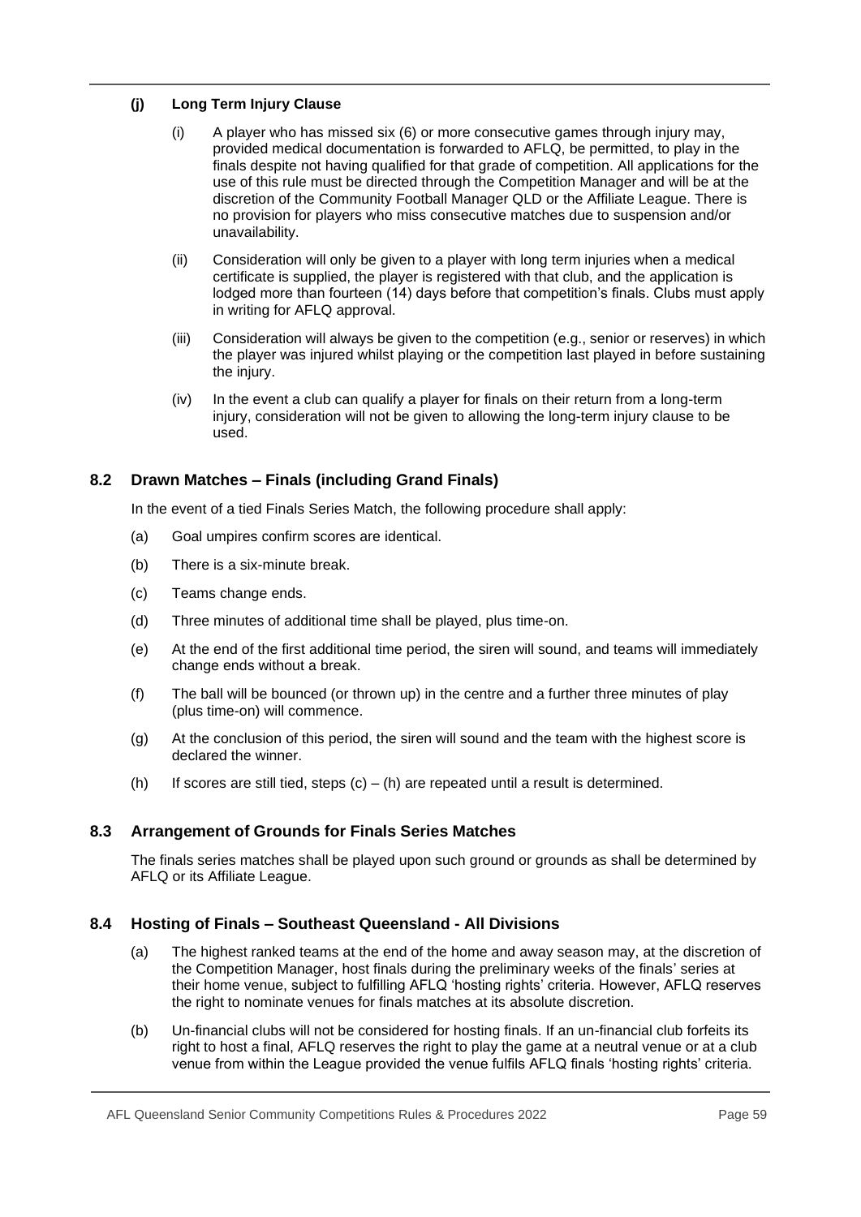**(j) Long Term Injury Clause**

(i) A player who has missed six (6) or more consecutive games through injury may, provided medical documentation is forwarded to AFLQ, be permitted, to play in the finals despite not having qualified for that grade of competition. All applications for the use of this rule must be directed through the Competition Manager and will be at the discretion of the Community Football Manager QLD or the Affiliate League. There is no provision for players who miss consecutive matches due to suspension and/or unavailability.

(ii) Consideration will only be given to a player with long term injuries when a medical certificate is supplied, the player is registered with that club, and the application is lodged more than fourteen (14) days before that competition's finals. Clubs must apply in writing for AFLQ approval.

(iii) Consideration will always be given to the competition (e.g., senior or reserves) in which the player was injured whilst playing or the competition last played in before sustaining the injury.

(iv) In the event a club can qualify a player for finals on their return from a long-term injury, consideration will not be given to allowing the long-term injury clause to be used.

## 8.2 Drawn Matches – Finals (including Grand Finals)

In the event of a tied Finals Series Match, the following procedure shall apply:

(a) Goal umpires confirm scores are identical.

(b) There is a six-minute break.

(c) Teams change ends.

(d) Three minutes of additional time shall be played, plus time-on.

(e) At the end of the first additional time period, the siren will sound, and teams will immediately change ends without a break.

(f) The ball will be bounced (or thrown up) in the centre and a further three minutes of play (plus time-on) will commence.

(g) At the conclusion of this period, the siren will sound and the team with the highest score is declared the winner.

(h) If scores are still tied, steps (c) – (h) are repeated until a result is determined.

## 8.3 Arrangement of Grounds for Finals Series Matches

The finals series matches shall be played upon such ground or grounds as shall be determined by AFLQ or its Affiliate League.

## 8.4 Hosting of Finals – Southeast Queensland - All Divisions

(a) The highest ranked teams at the end of the home and away season may, at the discretion of the Competition Manager, host finals during the preliminary weeks of the finals' series at their home venue, subject to fulfilling AFLQ 'hosting rights' criteria. However, AFLQ reserves the right to nominate venues for finals matches at its absolute discretion.

(b) Un-financial clubs will not be considered for hosting finals. If an un-financial club forfeits its right to host a final, AFLQ reserves the right to play the game at a neutral venue or at a club venue from within the League provided the venue fulfils AFLQ finals 'hosting rights' criteria.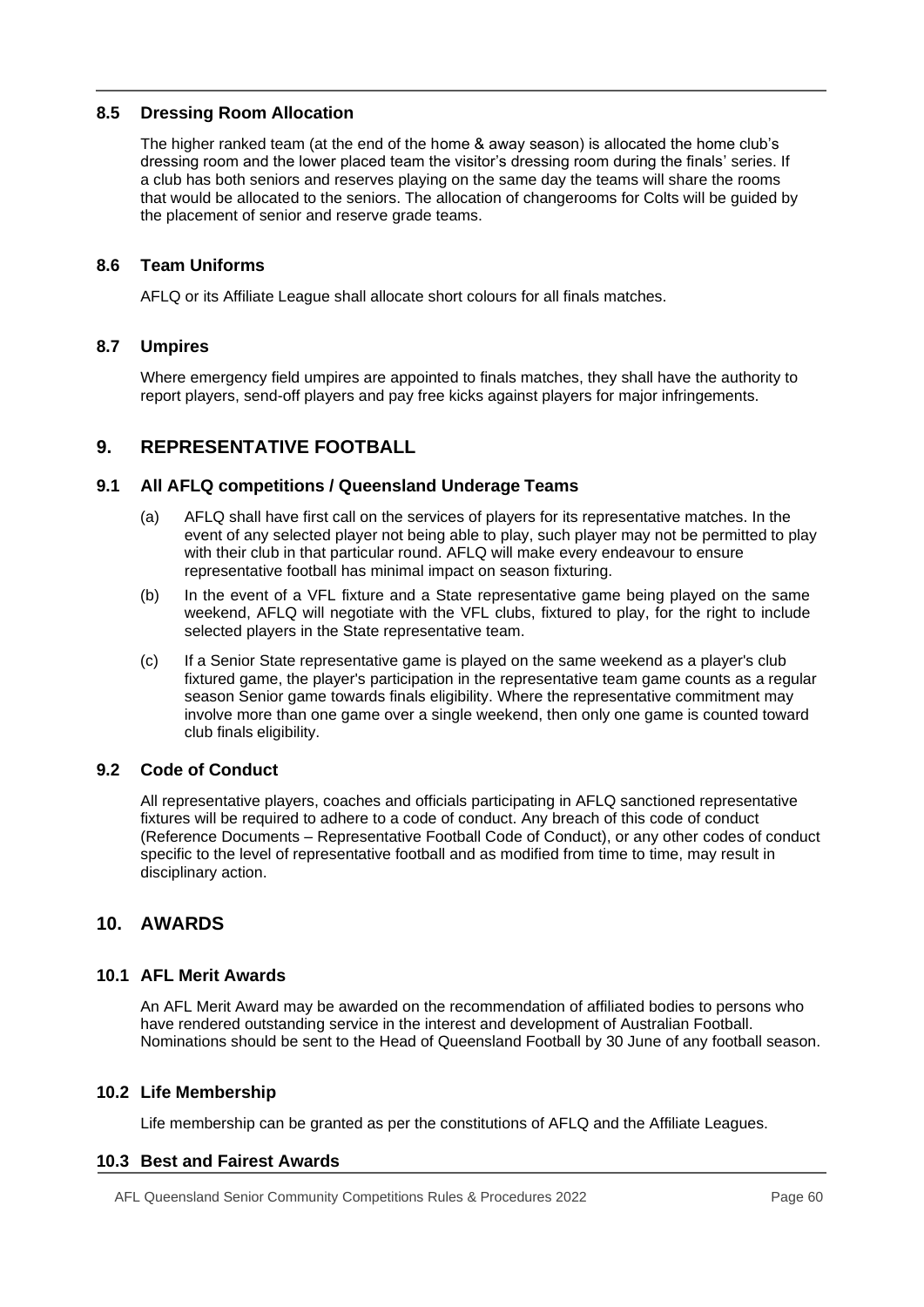### 8.5 Dressing Room Allocation

The higher ranked team (at the end of the home & away season) is allocated the home club's dressing room and the lower placed team the visitor's dressing room during the finals' series. If a club has both seniors and reserves playing on the same day the teams will share the rooms that would be allocated to the seniors. The allocation of changerooms for Colts will be guided by the placement of senior and reserve grade teams.

### 8.6 Team Uniforms

AFLQ or its Affiliate League shall allocate short colours for all finals matches.

### 8.7 Umpires

Where emergency field umpires are appointed to finals matches, they shall have the authority to report players, send-off players and pay free kicks against players for major infringements.

## 9. REPRESENTATIVE FOOTBALL

### 9.1 All AFLQ competitions / Queensland Underage Teams

(a) AFLQ shall have first call on the services of players for its representative matches. In the event of any selected player not being able to play, such player may not be permitted to play with their club in that particular round. AFLQ will make every endeavour to ensure representative football has minimal impact on season fixturing.

(b) In the event of a VFL fixture and a State representative game being played on the same weekend, AFLQ will negotiate with the VFL clubs, fixtured to play, for the right to include selected players in the State representative team.

(c) If a Senior State representative game is played on the same weekend as a player's club fixtured game, the player's participation in the representative team game counts as a regular season Senior game towards finals eligibility. Where the representative commitment may involve more than one game over a single weekend, then only one game is counted toward club finals eligibility.

### 9.2 Code of Conduct

All representative players, coaches and officials participating in AFLQ sanctioned representative fixtures will be required to adhere to a code of conduct. Any breach of this code of conduct (Reference Documents – Representative Football Code of Conduct), or any other codes of conduct specific to the level of representative football and as modified from time to time, may result in disciplinary action.

## 10. AWARDS

### 10.1 AFL Merit Awards

An AFL Merit Award may be awarded on the recommendation of affiliated bodies to persons who have rendered outstanding service in the interest and development of Australian Football. Nominations should be sent to the Head of Queensland Football by 30 June of any football season.

### 10.2 Life Membership

Life membership can be granted as per the constitutions of AFLQ and the Affiliate Leagues.

### 10.3 Best and Fairest Awards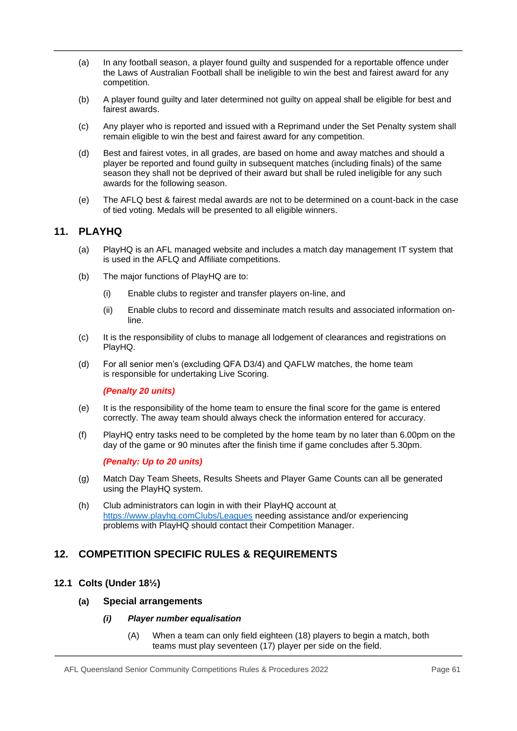(a) In any football season, a player found guilty and suspended for a reportable offence under the Laws of Australian Football shall be ineligible to win the best and fairest award for any competition.

(b) A player found guilty and later determined not guilty on appeal shall be eligible for best and fairest awards.

(c) Any player who is reported and issued with a Reprimand under the Set Penalty system shall remain eligible to win the best and fairest award for any competition.

(d) Best and fairest votes, in all grades, are based on home and away matches and should a player be reported and found guilty in subsequent matches (including finals) of the same season they shall not be deprived of their award but shall be ruled ineligible for any such awards for the following season.

(e) The AFLQ best & fairest medal awards are not to be determined on a count-back in the case of tied voting. Medals will be presented to all eligible winners.

## 11. PLAYHQ

(a) PlayHQ is an AFL managed website and includes a match day management IT system that is used in the AFLQ and Affiliate competitions.

(b) The major functions of PlayHQ are to:

  (i) Enable clubs to register and transfer players on-line, and

  (ii) Enable clubs to record and disseminate match results and associated information on-line.

(c) It is the responsibility of clubs to manage all lodgement of clearances and registrations on PlayHQ.

(d) For all senior men's (excluding QFA D3/4) and QAFLW matches, the home team is responsible for undertaking Live Scoring.

  ***(Penalty 20 units)***

(e) It is the responsibility of the home team to ensure the final score for the game is entered correctly. The away team should always check the information entered for accuracy.

(f) PlayHQ entry tasks need to be completed by the home team by no later than 6.00pm on the day of the game or 90 minutes after the finish time if game concludes after 5.30pm.

  ***(Penalty: Up to 20 units)***

(g) Match Day Team Sheets, Results Sheets and Player Game Counts can all be generated using the PlayHQ system.

(h) Club administrators can login in with their PlayHQ account at https://www.playhq.comClubs/Leagues needing assistance and/or experiencing problems with PlayHQ should contact their Competition Manager.

## 12. COMPETITION SPECIFIC RULES & REQUIREMENTS

### 12.1 Colts (Under 18½)

#### (a) Special arrangements

***(i) Player number equalisation***

(A) When a team can only field eighteen (18) players to begin a match, both teams must play seventeen (17) player per side on the field.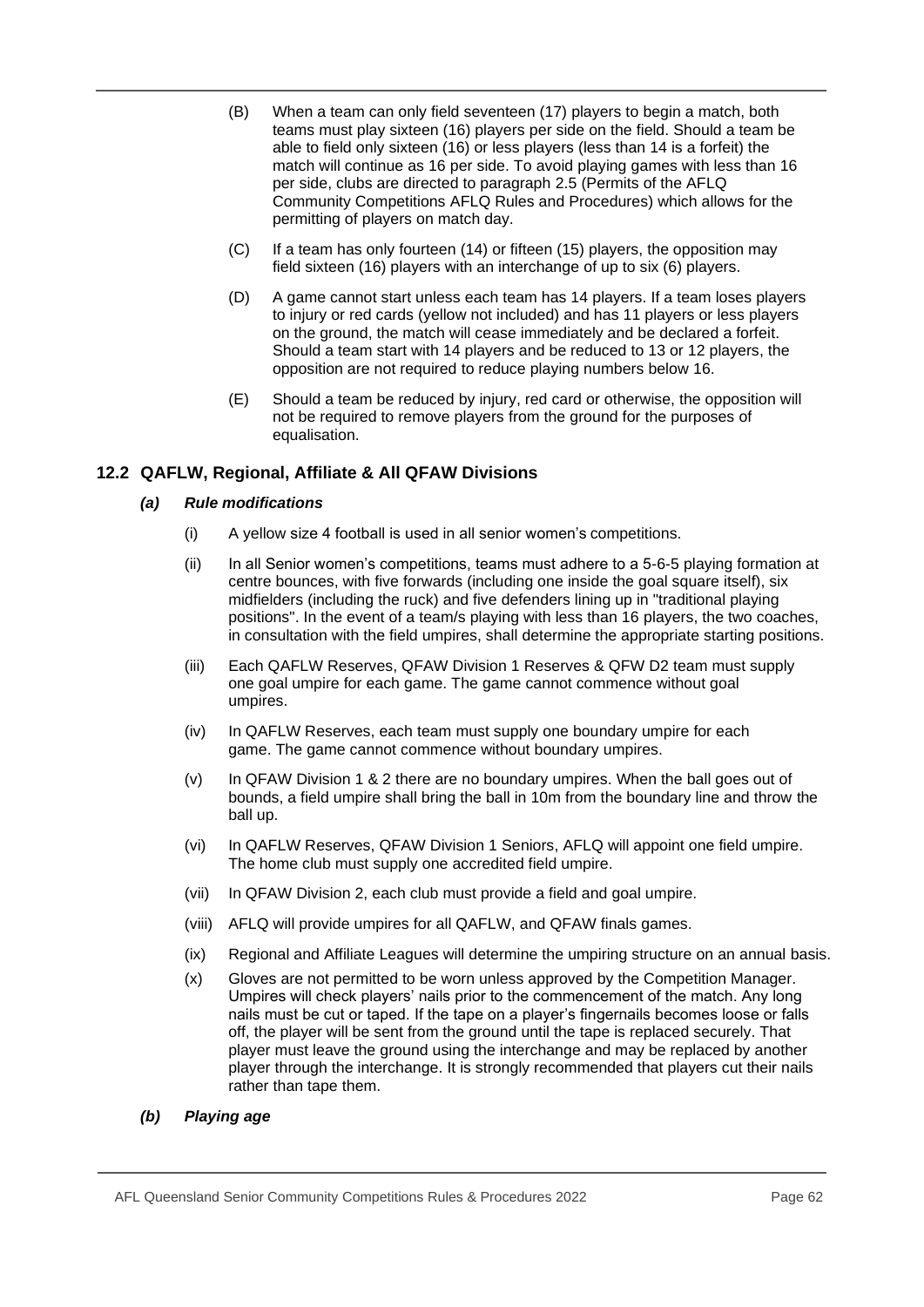(B) When a team can only field seventeen (17) players to begin a match, both teams must play sixteen (16) players per side on the field. Should a team be able to field only sixteen (16) or less players (less than 14 is a forfeit) the match will continue as 16 per side. To avoid playing games with less than 16 per side, clubs are directed to paragraph 2.5 (Permits of the AFLQ Community Competitions AFLQ Rules and Procedures) which allows for the permitting of players on match day.

(C) If a team has only fourteen (14) or fifteen (15) players, the opposition may field sixteen (16) players with an interchange of up to six (6) players.

(D) A game cannot start unless each team has 14 players. If a team loses players to injury or red cards (yellow not included) and has 11 players or less players on the ground, the match will cease immediately and be declared a forfeit. Should a team start with 14 players and be reduced to 13 or 12 players, the opposition are not required to reduce playing numbers below 16.

(E) Should a team be reduced by injury, red card or otherwise, the opposition will not be required to remove players from the ground for the purposes of equalisation.

## 12.2 QAFLW, Regional, Affiliate & All QFAW Divisions

### *(a) Rule modifications*

(i) A yellow size 4 football is used in all senior women's competitions.

(ii) In all Senior women's competitions, teams must adhere to a 5-6-5 playing formation at centre bounces, with five forwards (including one inside the goal square itself), six midfielders (including the ruck) and five defenders lining up in "traditional playing positions". In the event of a team/s playing with less than 16 players, the two coaches, in consultation with the field umpires, shall determine the appropriate starting positions.

(iii) Each QAFLW Reserves, QFAW Division 1 Reserves & QFW D2 team must supply one goal umpire for each game. The game cannot commence without goal umpires.

(iv) In QAFLW Reserves, each team must supply one boundary umpire for each game. The game cannot commence without boundary umpires.

(v) In QFAW Division 1 & 2 there are no boundary umpires. When the ball goes out of bounds, a field umpire shall bring the ball in 10m from the boundary line and throw the ball up.

(vi) In QAFLW Reserves, QFAW Division 1 Seniors, AFLQ will appoint one field umpire. The home club must supply one accredited field umpire.

(vii) In QFAW Division 2, each club must provide a field and goal umpire.

(viii) AFLQ will provide umpires for all QAFLW, and QFAW finals games.

(ix) Regional and Affiliate Leagues will determine the umpiring structure on an annual basis.

(x) Gloves are not permitted to be worn unless approved by the Competition Manager. Umpires will check players' nails prior to the commencement of the match. Any long nails must be cut or taped. If the tape on a player's fingernails becomes loose or falls off, the player will be sent from the ground until the tape is replaced securely. That player must leave the ground using the interchange and may be replaced by another player through the interchange. It is strongly recommended that players cut their nails rather than tape them.

### *(b) Playing age*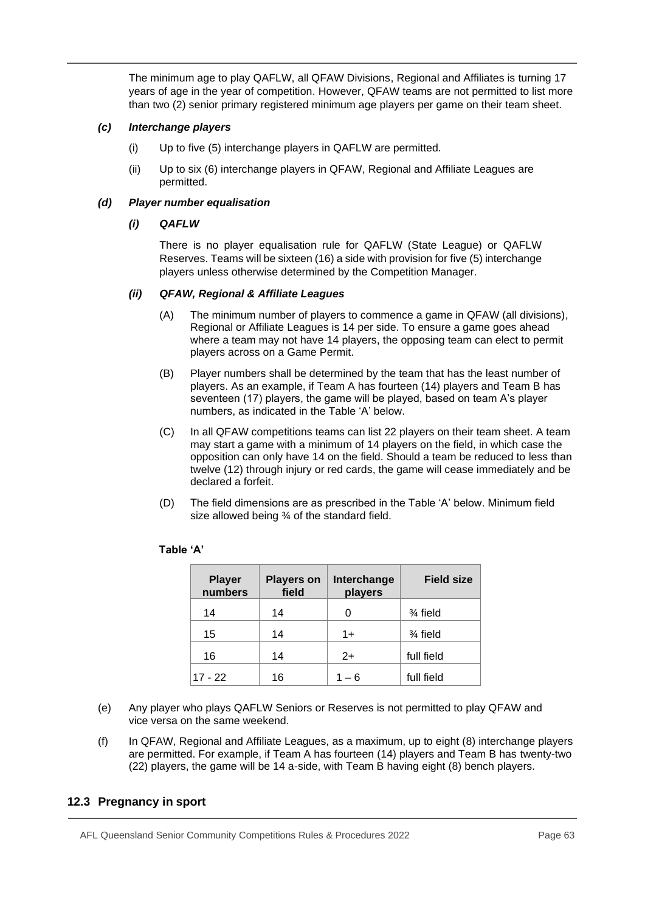The minimum age to play QAFLW, all QFAW Divisions, Regional and Affiliates is turning 17 years of age in the year of competition. However, QFAW teams are not permitted to list more than two (2) senior primary registered minimum age players per game on their team sheet.

***(c) Interchange players***

(i) Up to five (5) interchange players in QAFLW are permitted.

(ii) Up to six (6) interchange players in QFAW, Regional and Affiliate Leagues are permitted.

***(d) Player number equalisation***

***(i) QAFLW***

There is no player equalisation rule for QAFLW (State League) or QAFLW Reserves. Teams will be sixteen (16) a side with provision for five (5) interchange players unless otherwise determined by the Competition Manager.

***(ii) QFAW, Regional & Affiliate Leagues***

(A) The minimum number of players to commence a game in QFAW (all divisions), Regional or Affiliate Leagues is 14 per side. To ensure a game goes ahead where a team may not have 14 players, the opposing team can elect to permit players across on a Game Permit.

(B) Player numbers shall be determined by the team that has the least number of players. As an example, if Team A has fourteen (14) players and Team B has seventeen (17) players, the game will be played, based on team A's player numbers, as indicated in the Table 'A' below.

(C) In all QFAW competitions teams can list 22 players on their team sheet. A team may start a game with a minimum of 14 players on the field, in which case the opposition can only have 14 on the field. Should a team be reduced to less than twelve (12) through injury or red cards, the game will cease immediately and be declared a forfeit.

(D) The field dimensions are as prescribed in the Table 'A' below. Minimum field size allowed being ¾ of the standard field.

**Table 'A'**

| Player numbers | Players on field | Interchange players | Field size |
|---|---|---|---|
| 14 | 14 | 0 | ¾ field |
| 15 | 14 | 1+ | ¾ field |
| 16 | 14 | 2+ | full field |
| 17 - 22 | 16 | 1 – 6 | full field |

(e) Any player who plays QAFLW Seniors or Reserves is not permitted to play QFAW and vice versa on the same weekend.

(f) In QFAW, Regional and Affiliate Leagues, as a maximum, up to eight (8) interchange players are permitted. For example, if Team A has fourteen (14) players and Team B has twenty-two (22) players, the game will be 14 a-side, with Team B having eight (8) bench players.

## 12.3 Pregnancy in sport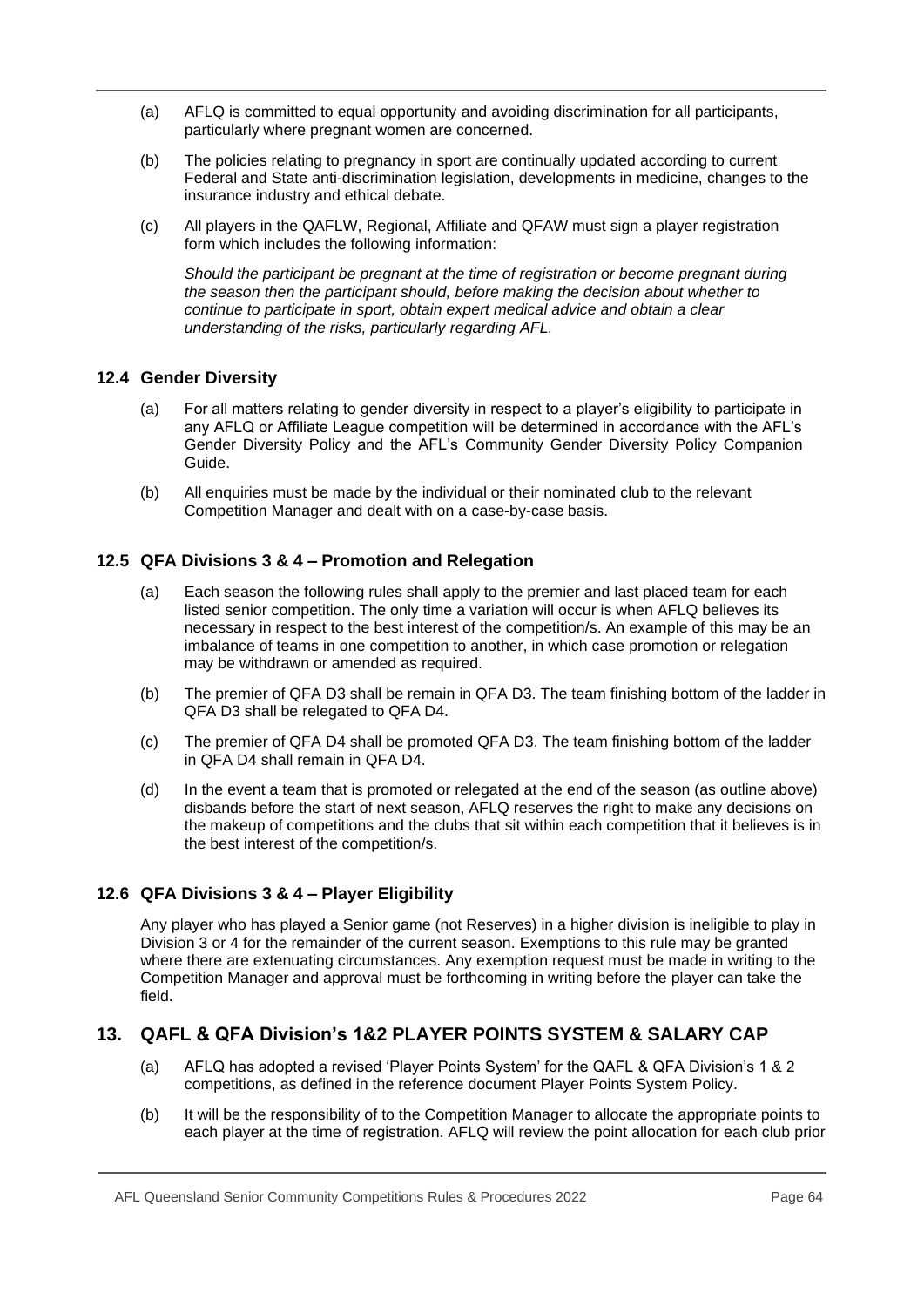(a) AFLQ is committed to equal opportunity and avoiding discrimination for all participants, particularly where pregnant women are concerned.

(b) The policies relating to pregnancy in sport are continually updated according to current Federal and State anti-discrimination legislation, developments in medicine, changes to the insurance industry and ethical debate.

(c) All players in the QAFLW, Regional, Affiliate and QFAW must sign a player registration form which includes the following information:

*Should the participant be pregnant at the time of registration or become pregnant during the season then the participant should, before making the decision about whether to continue to participate in sport, obtain expert medical advice and obtain a clear understanding of the risks, particularly regarding AFL.*

### 12.4 Gender Diversity

(a) For all matters relating to gender diversity in respect to a player's eligibility to participate in any AFLQ or Affiliate League competition will be determined in accordance with the AFL's Gender Diversity Policy and the AFL's Community Gender Diversity Policy Companion Guide.

(b) All enquiries must be made by the individual or their nominated club to the relevant Competition Manager and dealt with on a case-by-case basis.

### 12.5 QFA Divisions 3 & 4 – Promotion and Relegation

(a) Each season the following rules shall apply to the premier and last placed team for each listed senior competition. The only time a variation will occur is when AFLQ believes its necessary in respect to the best interest of the competition/s. An example of this may be an imbalance of teams in one competition to another, in which case promotion or relegation may be withdrawn or amended as required.

(b) The premier of QFA D3 shall be remain in QFA D3. The team finishing bottom of the ladder in QFA D3 shall be relegated to QFA D4.

(c) The premier of QFA D4 shall be promoted QFA D3. The team finishing bottom of the ladder in QFA D4 shall remain in QFA D4.

(d) In the event a team that is promoted or relegated at the end of the season (as outline above) disbands before the start of next season, AFLQ reserves the right to make any decisions on the makeup of competitions and the clubs that sit within each competition that it believes is in the best interest of the competition/s.

### 12.6 QFA Divisions 3 & 4 – Player Eligibility

Any player who has played a Senior game (not Reserves) in a higher division is ineligible to play in Division 3 or 4 for the remainder of the current season. Exemptions to this rule may be granted where there are extenuating circumstances. Any exemption request must be made in writing to the Competition Manager and approval must be forthcoming in writing before the player can take the field.

## 13. QAFL & QFA Division's 1&2 PLAYER POINTS SYSTEM & SALARY CAP

(a) AFLQ has adopted a revised 'Player Points System' for the QAFL & QFA Division's 1 & 2 competitions, as defined in the reference document Player Points System Policy.

(b) It will be the responsibility of to the Competition Manager to allocate the appropriate points to each player at the time of registration. AFLQ will review the point allocation for each club prior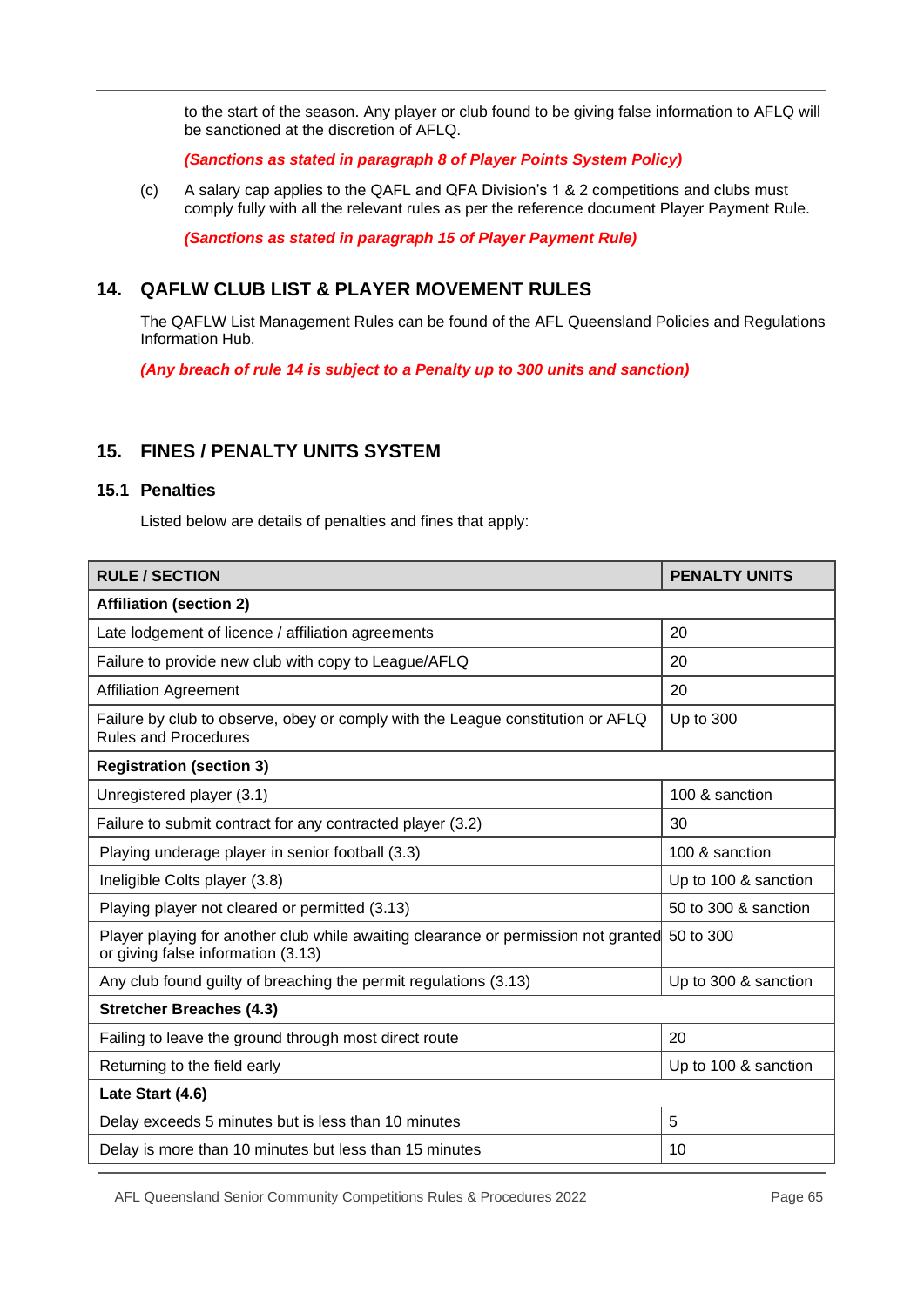to the start of the season. Any player or club found to be giving false information to AFLQ will be sanctioned at the discretion of AFLQ.

***(Sanctions as stated in paragraph 8 of Player Points System Policy)***

(c) A salary cap applies to the QAFL and QFA Division's 1 & 2 competitions and clubs must comply fully with all the relevant rules as per the reference document Player Payment Rule.

***(Sanctions as stated in paragraph 15 of Player Payment Rule)***

## 14. QAFLW CLUB LIST & PLAYER MOVEMENT RULES

The QAFLW List Management Rules can be found of the AFL Queensland Policies and Regulations Information Hub.

***(Any breach of rule 14 is subject to a Penalty up to 300 units and sanction)***

## 15. FINES / PENALTY UNITS SYSTEM

### 15.1 Penalties

Listed below are details of penalties and fines that apply:

| RULE / SECTION | PENALTY UNITS |
|---|---|
| **Affiliation (section 2)** | |
| Late lodgement of licence / affiliation agreements | 20 |
| Failure to provide new club with copy to League/AFLQ | 20 |
| Affiliation Agreement | 20 |
| Failure by club to observe, obey or comply with the League constitution or AFLQ Rules and Procedures | Up to 300 |
| **Registration (section 3)** | |
| Unregistered player (3.1) | 100 & sanction |
| Failure to submit contract for any contracted player (3.2) | 30 |
| Playing underage player in senior football (3.3) | 100 & sanction |
| Ineligible Colts player (3.8) | Up to 100 & sanction |
| Playing player not cleared or permitted (3.13) | 50 to 300 & sanction |
| Player playing for another club while awaiting clearance or permission not granted or giving false information (3.13) | 50 to 300 |
| Any club found guilty of breaching the permit regulations (3.13) | Up to 300 & sanction |
| **Stretcher Breaches (4.3)** | |
| Failing to leave the ground through most direct route | 20 |
| Returning to the field early | Up to 100 & sanction |
| **Late Start (4.6)** | |
| Delay exceeds 5 minutes but is less than 10 minutes | 5 |
| Delay is more than 10 minutes but less than 15 minutes | 10 |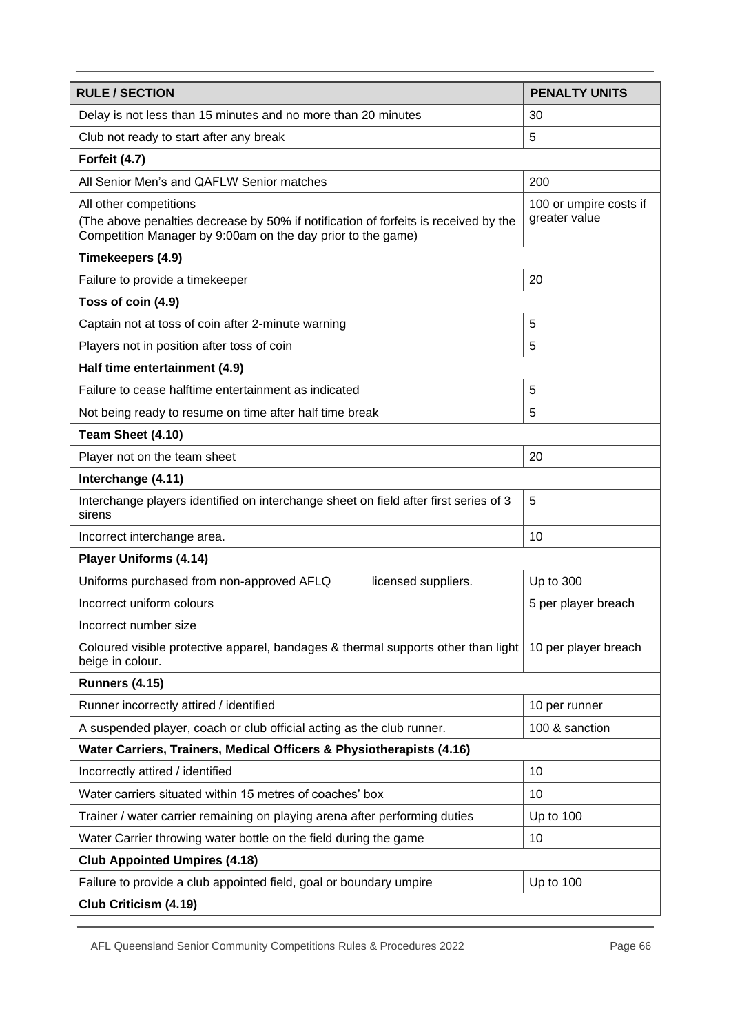| RULE / SECTION | PENALTY UNITS |
|---|---|
| Delay is not less than 15 minutes and no more than 20 minutes | 30 |
| Club not ready to start after any break | 5 |
| **Forfeit (4.7)** | |
| All Senior Men's and QAFLW Senior matches | 200 |
| All other competitions<br>(The above penalties decrease by 50% if notification of forfeits is received by the Competition Manager by 9:00am on the day prior to the game) | 100 or umpire costs if greater value |
| **Timekeepers (4.9)** | |
| Failure to provide a timekeeper | 20 |
| **Toss of coin (4.9)** | |
| Captain not at toss of coin after 2-minute warning | 5 |
| Players not in position after toss of coin | 5 |
| **Half time entertainment (4.9)** | |
| Failure to cease halftime entertainment as indicated | 5 |
| Not being ready to resume on time after half time break | 5 |
| **Team Sheet (4.10)** | |
| Player not on the team sheet | 20 |
| **Interchange (4.11)** | |
| Interchange players identified on interchange sheet on field after first series of 3 sirens | 5 |
| Incorrect interchange area. | 10 |
| **Player Uniforms (4.14)** | |
| Uniforms purchased from non-approved AFLQ licensed suppliers. | Up to 300 |
| Incorrect uniform colours | 5 per player breach |
| Incorrect number size | |
| Coloured visible protective apparel, bandages & thermal supports other than light beige in colour. | 10 per player breach |
| **Runners (4.15)** | |
| Runner incorrectly attired / identified | 10 per runner |
| A suspended player, coach or club official acting as the club runner. | 100 & sanction |
| **Water Carriers, Trainers, Medical Officers & Physiotherapists (4.16)** | |
| Incorrectly attired / identified | 10 |
| Water carriers situated within 15 metres of coaches' box | 10 |
| Trainer / water carrier remaining on playing arena after performing duties | Up to 100 |
| Water Carrier throwing water bottle on the field during the game | 10 |
| **Club Appointed Umpires (4.18)** | |
| Failure to provide a club appointed field, goal or boundary umpire | Up to 100 |
| **Club Criticism (4.19)** | |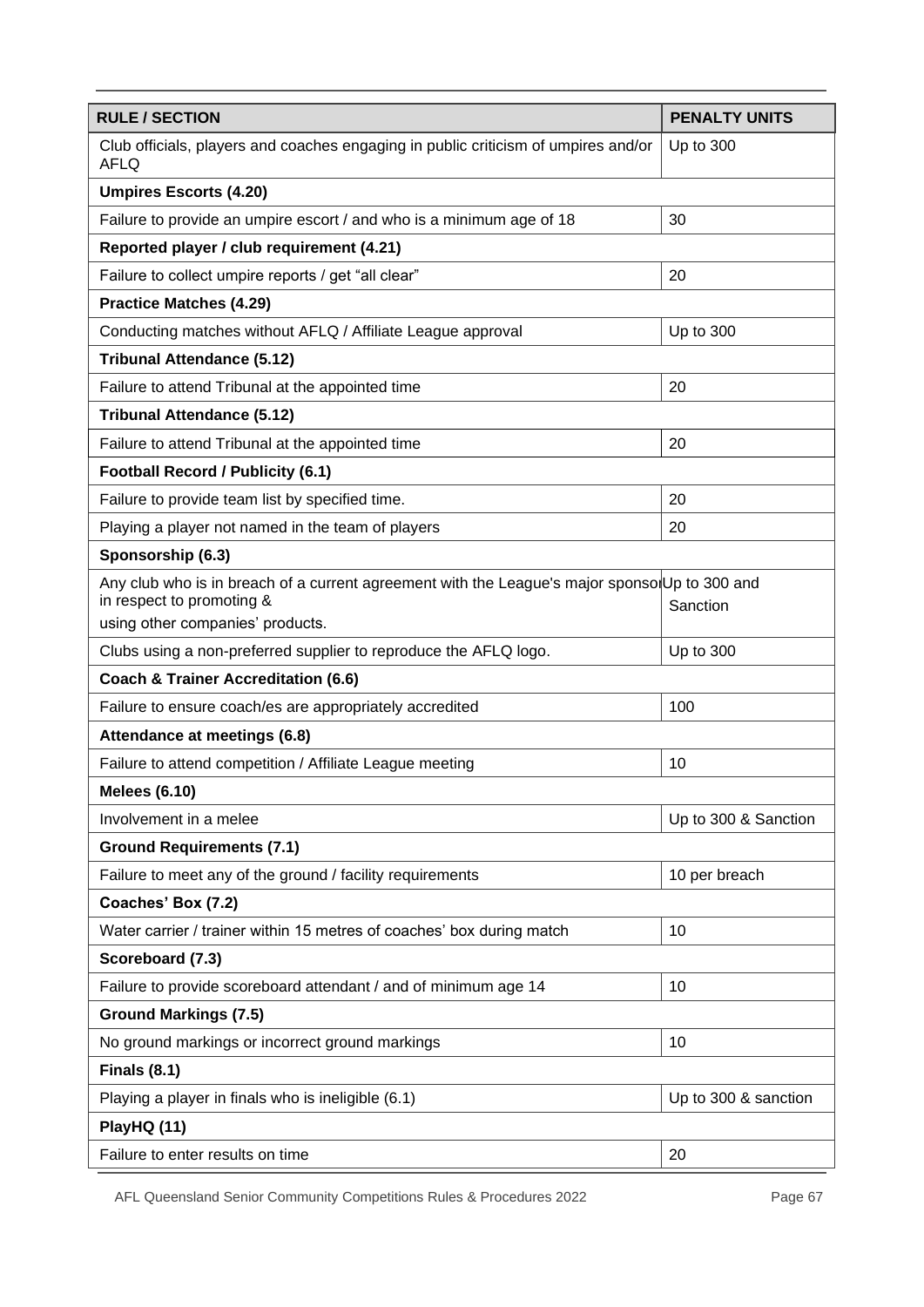| RULE / SECTION | PENALTY UNITS |
|---|---|
| Club officials, players and coaches engaging in public criticism of umpires and/or AFLQ | Up to 300 |
| **Umpires Escorts (4.20)** | |
| Failure to provide an umpire escort / and who is a minimum age of 18 | 30 |
| **Reported player / club requirement (4.21)** | |
| Failure to collect umpire reports / get "all clear" | 20 |
| **Practice Matches (4.29)** | |
| Conducting matches without AFLQ / Affiliate League approval | Up to 300 |
| **Tribunal Attendance (5.12)** | |
| Failure to attend Tribunal at the appointed time | 20 |
| **Tribunal Attendance (5.12)** | |
| Failure to attend Tribunal at the appointed time | 20 |
| **Football Record / Publicity (6.1)** | |
| Failure to provide team list by specified time. | 20 |
| Playing a player not named in the team of players | 20 |
| **Sponsorship (6.3)** | |
| Any club who is in breach of a current agreement with the League's major sponsor in respect to promoting & using other companies' products. | Up to 300 and Sanction |
| Clubs using a non-preferred supplier to reproduce the AFLQ logo. | Up to 300 |
| **Coach & Trainer Accreditation (6.6)** | |
| Failure to ensure coach/es are appropriately accredited | 100 |
| **Attendance at meetings (6.8)** | |
| Failure to attend competition / Affiliate League meeting | 10 |
| **Melees (6.10)** | |
| Involvement in a melee | Up to 300 & Sanction |
| **Ground Requirements (7.1)** | |
| Failure to meet any of the ground / facility requirements | 10 per breach |
| **Coaches' Box (7.2)** | |
| Water carrier / trainer within 15 metres of coaches' box during match | 10 |
| **Scoreboard (7.3)** | |
| Failure to provide scoreboard attendant / and of minimum age 14 | 10 |
| **Ground Markings (7.5)** | |
| No ground markings or incorrect ground markings | 10 |
| **Finals (8.1)** | |
| Playing a player in finals who is ineligible (6.1) | Up to 300 & sanction |
| **PlayHQ (11)** | |
| Failure to enter results on time | 20 |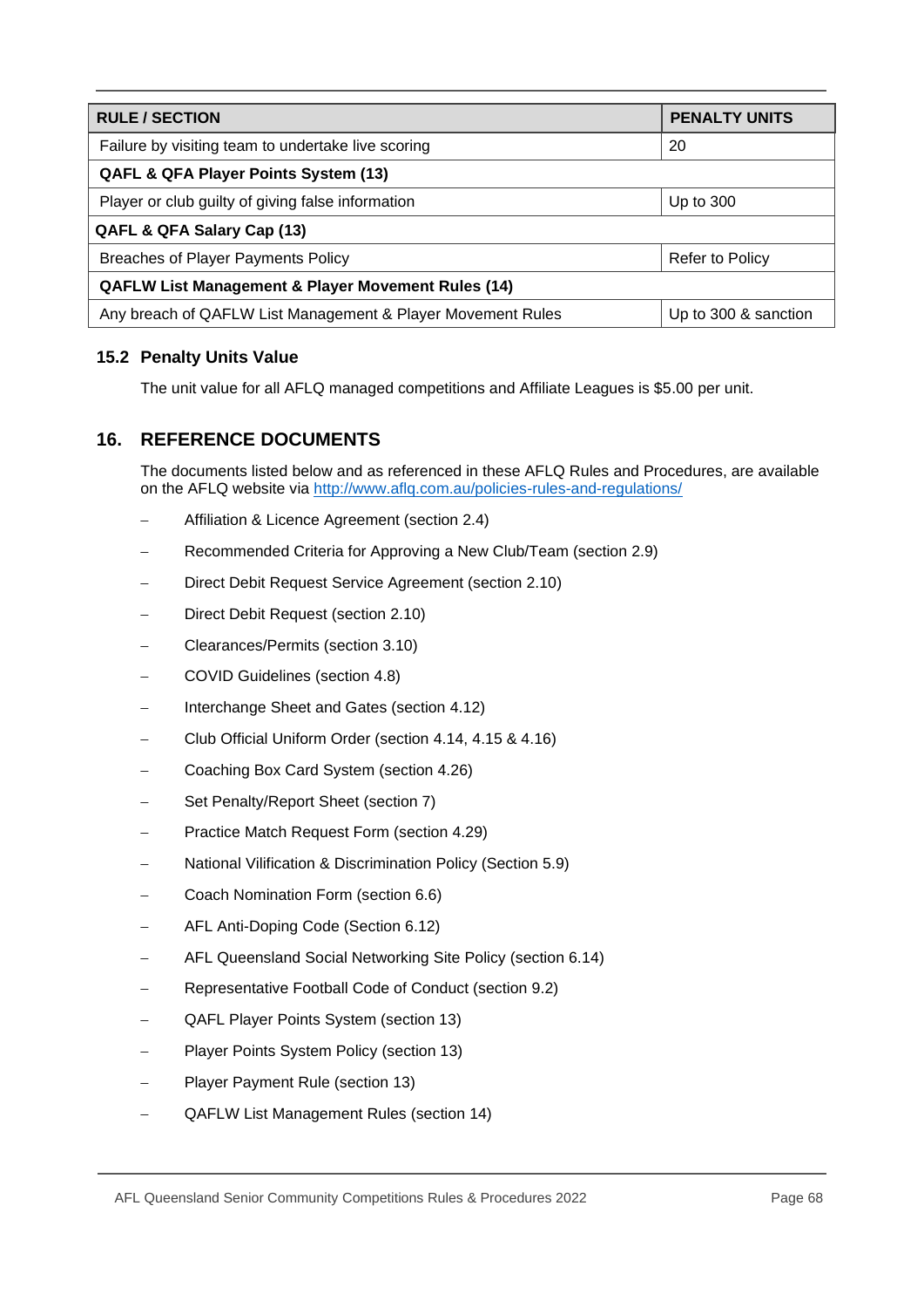| RULE / SECTION | PENALTY UNITS |
| --- | --- |
| Failure by visiting team to undertake live scoring | 20 |
| **QAFL & QFA Player Points System (13)** | |
| Player or club guilty of giving false information | Up to 300 |
| **QAFL & QFA Salary Cap (13)** | |
| Breaches of Player Payments Policy | Refer to Policy |
| **QAFLW List Management & Player Movement Rules (14)** | |
| Any breach of QAFLW List Management & Player Movement Rules | Up to 300 & sanction |

### 15.2 Penalty Units Value

The unit value for all AFLQ managed competitions and Affiliate Leagues is $5.00 per unit.

## 16. REFERENCE DOCUMENTS

The documents listed below and as referenced in these AFLQ Rules and Procedures, are available on the AFLQ website via http://www.aflq.com.au/policies-rules-and-regulations/

- Affiliation & Licence Agreement (section 2.4)
- Recommended Criteria for Approving a New Club/Team (section 2.9)
- Direct Debit Request Service Agreement (section 2.10)
- Direct Debit Request (section 2.10)
- Clearances/Permits (section 3.10)
- COVID Guidelines (section 4.8)
- Interchange Sheet and Gates (section 4.12)
- Club Official Uniform Order (section 4.14, 4.15 & 4.16)
- Coaching Box Card System (section 4.26)
- Set Penalty/Report Sheet (section 7)
- Practice Match Request Form (section 4.29)
- National Vilification & Discrimination Policy (Section 5.9)
- Coach Nomination Form (section 6.6)
- AFL Anti-Doping Code (Section 6.12)
- AFL Queensland Social Networking Site Policy (section 6.14)
- Representative Football Code of Conduct (section 9.2)
- QAFL Player Points System (section 13)
- Player Points System Policy (section 13)
- Player Payment Rule (section 13)
- QAFLW List Management Rules (section 14)